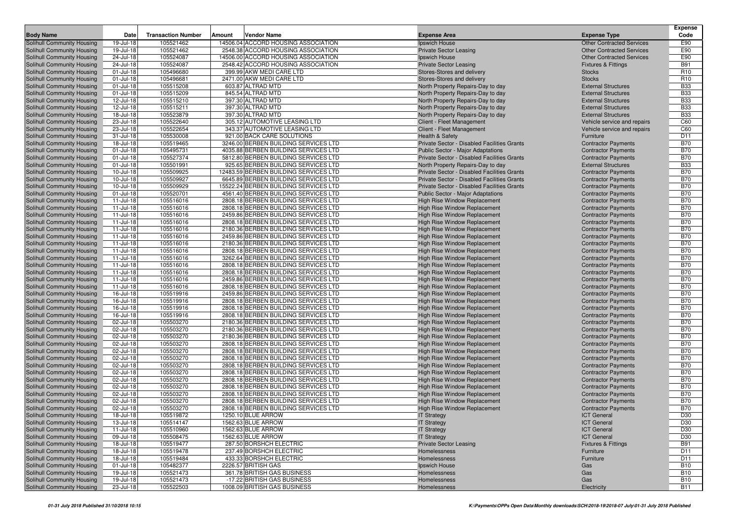| Body Name | Date | Transaction Number | Amount | Vendor Name | Expense Area | Expense Type | Expense Code |
|---|---|---|---|---|---|---|---|
| Solihull Community Housing | 19-Jul-18 | 105521462 | 14506.04 | ACCORD HOUSING ASSOCIATION | Ipswich House | Other Contracted Services | E90 |
| Solihull Community Housing | 19-Jul-18 | 105521462 | 2548.38 | ACCORD HOUSING ASSOCIATION | Private Sector Leasing | Other Contracted Services | E90 |
| Solihull Community Housing | 24-Jul-18 | 105524087 | 14506.00 | ACCORD HOUSING ASSOCIATION | Ipswich House | Other Contracted Services | E90 |
| Solihull Community Housing | 24-Jul-18 | 105524087 | 2548.42 | ACCORD HOUSING ASSOCIATION | Private Sector Leasing | Fixtures & Fittings | B91 |
| Solihull Community Housing | 01-Jul-18 | 105496680 | 399.99 | AKW MEDI CARE LTD | Stores-Stores and delivery | Stocks | R10 |
| Solihull Community Housing | 01-Jul-18 | 105496681 | 2471.00 | AKW MEDI CARE LTD | Stores-Stores and delivery | Stocks | R10 |
| Solihull Community Housing | 01-Jul-18 | 105515208 | 603.87 | ALTRAD MTD | North Property Repairs-Day to day | External Structures | B33 |
| Solihull Community Housing | 01-Jul-18 | 105515209 | 845.54 | ALTRAD MTD | North Property Repairs-Day to day | External Structures | B33 |
| Solihull Community Housing | 12-Jul-18 | 105515210 | 397.30 | ALTRAD MTD | North Property Repairs-Day to day | External Structures | B33 |
| Solihull Community Housing | 12-Jul-18 | 105515211 | 397.30 | ALTRAD MTD | North Property Repairs-Day to day | External Structures | B33 |
| Solihull Community Housing | 18-Jul-18 | 105523879 | 397.30 | ALTRAD MTD | North Property Repairs-Day to day | External Structures | B33 |
| Solihull Community Housing | 23-Jul-18 | 105522640 | 305.12 | AUTOMOTIVE LEASING LTD | Client - Fleet Management | Vehicle service and repairs | C60 |
| Solihull Community Housing | 23-Jul-18 | 105522654 | 343.37 | AUTOMOTIVE LEASING LTD | Client - Fleet Management | Vehicle service and repairs | C60 |
| Solihull Community Housing | 31-Jul-18 | 105530008 | 921.00 | BACK CARE SOLUTIONS | Health & Safety | Furniture | D11 |
| Solihull Community Housing | 18-Jul-18 | 105519465 | 3246.00 | BERBEN BUILDING SERVICES LTD | Private Sector - Disabled Facilities Grants | Contractor Payments | B70 |
| Solihull Community Housing | 01-Jul-18 | 105495731 | 4035.88 | BERBEN BUILDING SERVICES LTD | Public Sector - Major Adaptations | Contractor Payments | B70 |
| Solihull Community Housing | 01-Jul-18 | 105527374 | 5812.80 | BERBEN BUILDING SERVICES LTD | Private Sector - Disabled Facilities Grants | Contractor Payments | B70 |
| Solihull Community Housing | 01-Jul-18 | 105501991 | 925.65 | BERBEN BUILDING SERVICES LTD | North Property Repairs-Day to day | External Structures | B33 |
| Solihull Community Housing | 10-Jul-18 | 105509925 | 12483.59 | BERBEN BUILDING SERVICES LTD | Private Sector - Disabled Facilities Grants | Contractor Payments | B70 |
| Solihull Community Housing | 10-Jul-18 | 105509927 | 6645.89 | BERBEN BUILDING SERVICES LTD | Private Sector - Disabled Facilities Grants | Contractor Payments | B70 |
| Solihull Community Housing | 10-Jul-18 | 105509929 | 15522.24 | BERBEN BUILDING SERVICES LTD | Private Sector - Disabled Facilities Grants | Contractor Payments | B70 |
| Solihull Community Housing | 01-Jul-18 | 105520701 | 4561.40 | BERBEN BUILDING SERVICES LTD | Public Sector - Major Adaptations | Contractor Payments | B70 |
| Solihull Community Housing | 11-Jul-18 | 105516016 | 2808.18 | BERBEN BUILDING SERVICES LTD | High Rise Window Replacement | Contractor Payments | B70 |
| Solihull Community Housing | 11-Jul-18 | 105516016 | 2808.18 | BERBEN BUILDING SERVICES LTD | High Rise Window Replacement | Contractor Payments | B70 |
| Solihull Community Housing | 11-Jul-18 | 105516016 | 2459.86 | BERBEN BUILDING SERVICES LTD | High Rise Window Replacement | Contractor Payments | B70 |
| Solihull Community Housing | 11-Jul-18 | 105516016 | 2808.18 | BERBEN BUILDING SERVICES LTD | High Rise Window Replacement | Contractor Payments | B70 |
| Solihull Community Housing | 11-Jul-18 | 105516016 | 2180.36 | BERBEN BUILDING SERVICES LTD | High Rise Window Replacement | Contractor Payments | B70 |
| Solihull Community Housing | 11-Jul-18 | 105516016 | 2459.86 | BERBEN BUILDING SERVICES LTD | High Rise Window Replacement | Contractor Payments | B70 |
| Solihull Community Housing | 11-Jul-18 | 105516016 | 2180.36 | BERBEN BUILDING SERVICES LTD | High Rise Window Replacement | Contractor Payments | B70 |
| Solihull Community Housing | 11-Jul-18 | 105516016 | 2808.18 | BERBEN BUILDING SERVICES LTD | High Rise Window Replacement | Contractor Payments | B70 |
| Solihull Community Housing | 11-Jul-18 | 105516016 | 3262.64 | BERBEN BUILDING SERVICES LTD | High Rise Window Replacement | Contractor Payments | B70 |
| Solihull Community Housing | 11-Jul-18 | 105516016 | 2808.18 | BERBEN BUILDING SERVICES LTD | High Rise Window Replacement | Contractor Payments | B70 |
| Solihull Community Housing | 11-Jul-18 | 105516016 | 2808.18 | BERBEN BUILDING SERVICES LTD | High Rise Window Replacement | Contractor Payments | B70 |
| Solihull Community Housing | 11-Jul-18 | 105516016 | 2459.86 | BERBEN BUILDING SERVICES LTD | High Rise Window Replacement | Contractor Payments | B70 |
| Solihull Community Housing | 11-Jul-18 | 105516016 | 2808.18 | BERBEN BUILDING SERVICES LTD | High Rise Window Replacement | Contractor Payments | B70 |
| Solihull Community Housing | 16-Jul-18 | 105519916 | 2459.86 | BERBEN BUILDING SERVICES LTD | High Rise Window Replacement | Contractor Payments | B70 |
| Solihull Community Housing | 16-Jul-18 | 105519916 | 2808.18 | BERBEN BUILDING SERVICES LTD | High Rise Window Replacement | Contractor Payments | B70 |
| Solihull Community Housing | 16-Jul-18 | 105519916 | 2808.18 | BERBEN BUILDING SERVICES LTD | High Rise Window Replacement | Contractor Payments | B70 |
| Solihull Community Housing | 16-Jul-18 | 105519916 | 2808.18 | BERBEN BUILDING SERVICES LTD | High Rise Window Replacement | Contractor Payments | B70 |
| Solihull Community Housing | 02-Jul-18 | 105503270 | 2180.36 | BERBEN BUILDING SERVICES LTD | High Rise Window Replacement | Contractor Payments | B70 |
| Solihull Community Housing | 02-Jul-18 | 105503270 | 2180.36 | BERBEN BUILDING SERVICES LTD | High Rise Window Replacement | Contractor Payments | B70 |
| Solihull Community Housing | 02-Jul-18 | 105503270 | 2180.36 | BERBEN BUILDING SERVICES LTD | High Rise Window Replacement | Contractor Payments | B70 |
| Solihull Community Housing | 02-Jul-18 | 105503270 | 2808.18 | BERBEN BUILDING SERVICES LTD | High Rise Window Replacement | Contractor Payments | B70 |
| Solihull Community Housing | 02-Jul-18 | 105503270 | 2808.18 | BERBEN BUILDING SERVICES LTD | High Rise Window Replacement | Contractor Payments | B70 |
| Solihull Community Housing | 02-Jul-18 | 105503270 | 2808.18 | BERBEN BUILDING SERVICES LTD | High Rise Window Replacement | Contractor Payments | B70 |
| Solihull Community Housing | 02-Jul-18 | 105503270 | 2808.18 | BERBEN BUILDING SERVICES LTD | High Rise Window Replacement | Contractor Payments | B70 |
| Solihull Community Housing | 02-Jul-18 | 105503270 | 2808.18 | BERBEN BUILDING SERVICES LTD | High Rise Window Replacement | Contractor Payments | B70 |
| Solihull Community Housing | 02-Jul-18 | 105503270 | 2808.18 | BERBEN BUILDING SERVICES LTD | High Rise Window Replacement | Contractor Payments | B70 |
| Solihull Community Housing | 02-Jul-18 | 105503270 | 2808.18 | BERBEN BUILDING SERVICES LTD | High Rise Window Replacement | Contractor Payments | B70 |
| Solihull Community Housing | 02-Jul-18 | 105503270 | 2808.18 | BERBEN BUILDING SERVICES LTD | High Rise Window Replacement | Contractor Payments | B70 |
| Solihull Community Housing | 02-Jul-18 | 105503270 | 2808.18 | BERBEN BUILDING SERVICES LTD | High Rise Window Replacement | Contractor Payments | B70 |
| Solihull Community Housing | 02-Jul-18 | 105503270 | 2808.18 | BERBEN BUILDING SERVICES LTD | High Rise Window Replacement | Contractor Payments | B70 |
| Solihull Community Housing | 18-Jul-18 | 105519872 | 1250.10 | BLUE ARROW | IT Strategy | ICT General | D30 |
| Solihull Community Housing | 13-Jul-18 | 105514147 | 1562.63 | BLUE ARROW | IT Strategy | ICT General | D30 |
| Solihull Community Housing | 11-Jul-18 | 105510960 | 1562.63 | BLUE ARROW | IT Strategy | ICT General | D30 |
| Solihull Community Housing | 09-Jul-18 | 105508475 | 1562.63 | BLUE ARROW | IT Strategy | ICT General | D30 |
| Solihull Community Housing | 18-Jul-18 | 105519477 | 287.50 | BORSHCH ELECTRIC | Private Sector Leasing | Fixtures & Fittings | B91 |
| Solihull Community Housing | 18-Jul-18 | 105519478 | 237.49 | BORSHCH ELECTRIC | Homelessness | Furniture | D11 |
| Solihull Community Housing | 18-Jul-18 | 105519484 | 433.33 | BORSHCH ELECTRIC | Homelessness | Furniture | D11 |
| Solihull Community Housing | 01-Jul-18 | 105482377 | 2226.57 | BRITISH GAS | Ipswich House | Gas | B10 |
| Solihull Community Housing | 19-Jul-18 | 105521473 | 361.78 | BRITISH GAS BUSINESS | Homelessness | Gas | B10 |
| Solihull Community Housing | 19-Jul-18 | 105521473 | -17.22 | BRITISH GAS BUSINESS | Homelessness | Gas | B10 |
| Solihull Community Housing | 23-Jul-18 | 105522503 | 1008.09 | BRITISH GAS BUSINESS | Homelessness | Electricity | B11 |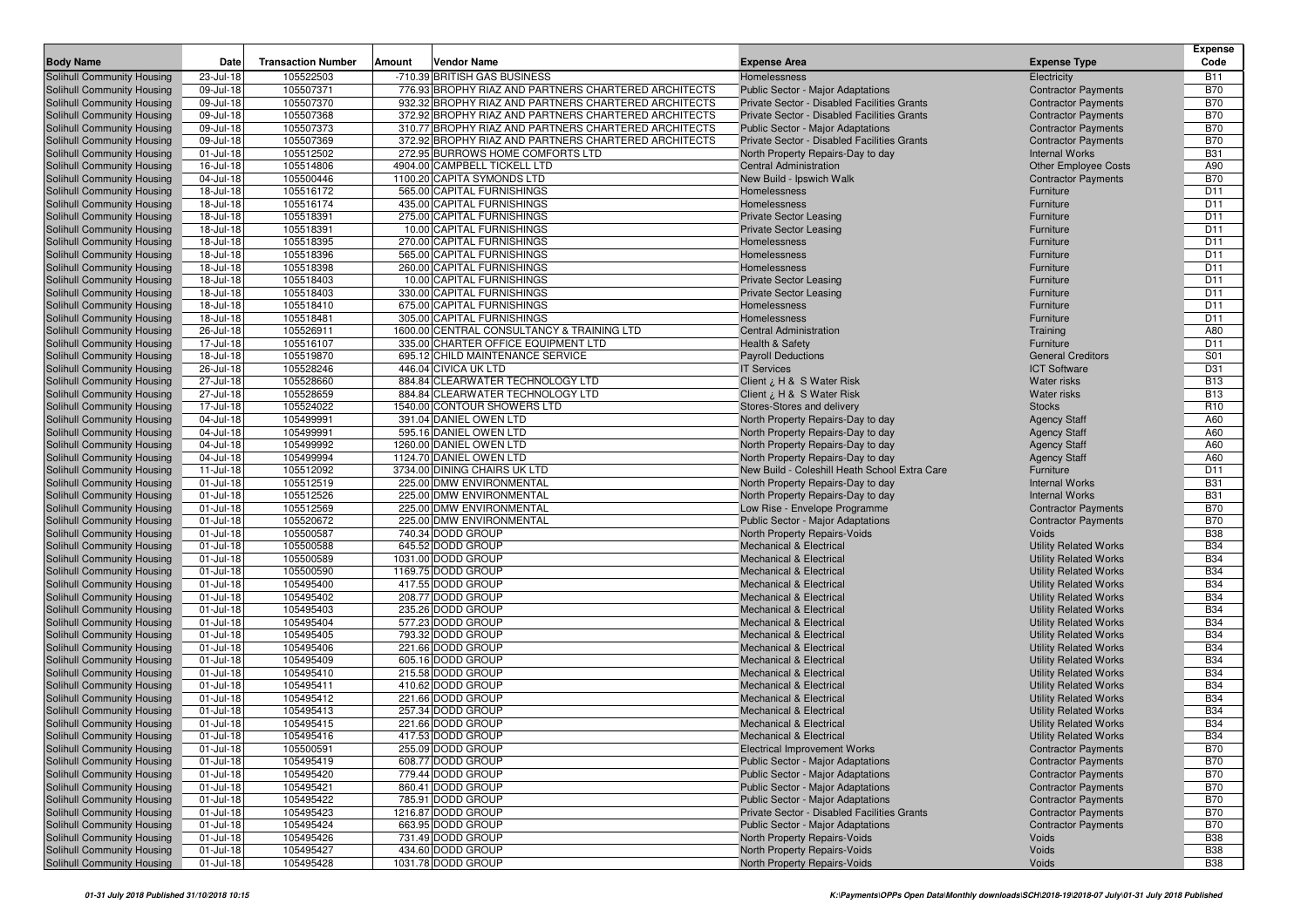| Body Name | Date | Transaction Number | Amount | Vendor Name | Expense Area | Expense Type | Expense Code |
|---|---|---|---|---|---|---|---|
| Solihull Community Housing | 23-Jul-18 | 105522503 | -710.39 | BRITISH GAS BUSINESS | Homelessness | Electricity | B11 |
| Solihull Community Housing | 09-Jul-18 | 105507371 | 776.93 | BROPHY RIAZ AND PARTNERS CHARTERED ARCHITECTS | Public Sector - Major Adaptations | Contractor Payments | B70 |
| Solihull Community Housing | 09-Jul-18 | 105507370 | 932.32 | BROPHY RIAZ AND PARTNERS CHARTERED ARCHITECTS | Private Sector - Disabled Facilities Grants | Contractor Payments | B70 |
| Solihull Community Housing | 09-Jul-18 | 105507368 | 372.92 | BROPHY RIAZ AND PARTNERS CHARTERED ARCHITECTS | Private Sector - Disabled Facilities Grants | Contractor Payments | B70 |
| Solihull Community Housing | 09-Jul-18 | 105507373 | 310.77 | BROPHY RIAZ AND PARTNERS CHARTERED ARCHITECTS | Public Sector - Major Adaptations | Contractor Payments | B70 |
| Solihull Community Housing | 09-Jul-18 | 105507369 | 372.92 | BROPHY RIAZ AND PARTNERS CHARTERED ARCHITECTS | Private Sector - Disabled Facilities Grants | Contractor Payments | B70 |
| Solihull Community Housing | 01-Jul-18 | 105512502 | 272.95 | BURROWS HOME COMFORTS LTD | North Property Repairs-Day to day | Internal Works | B31 |
| Solihull Community Housing | 16-Jul-18 | 105514806 | 4904.00 | CAMPBELL TICKELL LTD | Central Administration | Other Employee Costs | A90 |
| Solihull Community Housing | 04-Jul-18 | 105500446 | 1100.20 | CAPITA SYMONDS LTD | New Build - Ipswich Walk | Contractor Payments | B70 |
| Solihull Community Housing | 18-Jul-18 | 105516172 | 565.00 | CAPITAL FURNISHINGS | Homelessness | Furniture | D11 |
| Solihull Community Housing | 18-Jul-18 | 105516174 | 435.00 | CAPITAL FURNISHINGS | Homelessness | Furniture | D11 |
| Solihull Community Housing | 18-Jul-18 | 105518391 | 275.00 | CAPITAL FURNISHINGS | Private Sector Leasing | Furniture | D11 |
| Solihull Community Housing | 18-Jul-18 | 105518391 | 10.00 | CAPITAL FURNISHINGS | Private Sector Leasing | Furniture | D11 |
| Solihull Community Housing | 18-Jul-18 | 105518395 | 270.00 | CAPITAL FURNISHINGS | Homelessness | Furniture | D11 |
| Solihull Community Housing | 18-Jul-18 | 105518396 | 565.00 | CAPITAL FURNISHINGS | Homelessness | Furniture | D11 |
| Solihull Community Housing | 18-Jul-18 | 105518398 | 260.00 | CAPITAL FURNISHINGS | Homelessness | Furniture | D11 |
| Solihull Community Housing | 18-Jul-18 | 105518403 | 10.00 | CAPITAL FURNISHINGS | Private Sector Leasing | Furniture | D11 |
| Solihull Community Housing | 18-Jul-18 | 105518403 | 330.00 | CAPITAL FURNISHINGS | Private Sector Leasing | Furniture | D11 |
| Solihull Community Housing | 18-Jul-18 | 105518410 | 675.00 | CAPITAL FURNISHINGS | Homelessness | Furniture | D11 |
| Solihull Community Housing | 18-Jul-18 | 105518481 | 305.00 | CAPITAL FURNISHINGS | Homelessness | Furniture | D11 |
| Solihull Community Housing | 26-Jul-18 | 105526911 | 1600.00 | CENTRAL CONSULTANCY & TRAINING LTD | Central Administration | Training | A80 |
| Solihull Community Housing | 17-Jul-18 | 105516107 | 335.00 | CHARTER OFFICE EQUIPMENT LTD | Health & Safety | Furniture | D11 |
| Solihull Community Housing | 18-Jul-18 | 105519870 | 695.12 | CHILD MAINTENANCE SERVICE | Payroll Deductions | General Creditors | S01 |
| Solihull Community Housing | 26-Jul-18 | 105528246 | 446.04 | CIVICA UK LTD | IT Services | ICT Software | D31 |
| Solihull Community Housing | 27-Jul-18 | 105528660 | 884.84 | CLEARWATER TECHNOLOGY LTD | Client ¿ H & S Water Risk | Water risks | B13 |
| Solihull Community Housing | 27-Jul-18 | 105528659 | 884.84 | CLEARWATER TECHNOLOGY LTD | Client ¿ H & S Water Risk | Water risks | B13 |
| Solihull Community Housing | 17-Jul-18 | 105524022 | 1540.00 | CONTOUR SHOWERS LTD | Stores-Stores and delivery | Stocks | R10 |
| Solihull Community Housing | 04-Jul-18 | 105499991 | 391.04 | DANIEL OWEN LTD | North Property Repairs-Day to day | Agency Staff | A60 |
| Solihull Community Housing | 04-Jul-18 | 105499991 | 595.16 | DANIEL OWEN LTD | North Property Repairs-Day to day | Agency Staff | A60 |
| Solihull Community Housing | 04-Jul-18 | 105499992 | 1260.00 | DANIEL OWEN LTD | North Property Repairs-Day to day | Agency Staff | A60 |
| Solihull Community Housing | 04-Jul-18 | 105499994 | 1124.70 | DANIEL OWEN LTD | North Property Repairs-Day to day | Agency Staff | A60 |
| Solihull Community Housing | 11-Jul-18 | 105512092 | 3734.00 | DINING CHAIRS UK LTD | New Build - Coleshill Heath School Extra Care | Furniture | D11 |
| Solihull Community Housing | 01-Jul-18 | 105512519 | 225.00 | DMW ENVIRONMENTAL | North Property Repairs-Day to day | Internal Works | B31 |
| Solihull Community Housing | 01-Jul-18 | 105512526 | 225.00 | DMW ENVIRONMENTAL | North Property Repairs-Day to day | Internal Works | B31 |
| Solihull Community Housing | 01-Jul-18 | 105512569 | 225.00 | DMW ENVIRONMENTAL | Low Rise - Envelope Programme | Contractor Payments | B70 |
| Solihull Community Housing | 01-Jul-18 | 105520672 | 225.00 | DMW ENVIRONMENTAL | Public Sector - Major Adaptations | Contractor Payments | B70 |
| Solihull Community Housing | 01-Jul-18 | 105500587 | 740.34 | DODD GROUP | North Property Repairs-Voids | Voids | B38 |
| Solihull Community Housing | 01-Jul-18 | 105500588 | 645.52 | DODD GROUP | Mechanical & Electrical | Utility Related Works | B34 |
| Solihull Community Housing | 01-Jul-18 | 105500589 | 1031.00 | DODD GROUP | Mechanical & Electrical | Utility Related Works | B34 |
| Solihull Community Housing | 01-Jul-18 | 105500590 | 1169.75 | DODD GROUP | Mechanical & Electrical | Utility Related Works | B34 |
| Solihull Community Housing | 01-Jul-18 | 105495400 | 417.55 | DODD GROUP | Mechanical & Electrical | Utility Related Works | B34 |
| Solihull Community Housing | 01-Jul-18 | 105495402 | 208.77 | DODD GROUP | Mechanical & Electrical | Utility Related Works | B34 |
| Solihull Community Housing | 01-Jul-18 | 105495403 | 235.26 | DODD GROUP | Mechanical & Electrical | Utility Related Works | B34 |
| Solihull Community Housing | 01-Jul-18 | 105495404 | 577.23 | DODD GROUP | Mechanical & Electrical | Utility Related Works | B34 |
| Solihull Community Housing | 01-Jul-18 | 105495405 | 793.32 | DODD GROUP | Mechanical & Electrical | Utility Related Works | B34 |
| Solihull Community Housing | 01-Jul-18 | 105495406 | 221.66 | DODD GROUP | Mechanical & Electrical | Utility Related Works | B34 |
| Solihull Community Housing | 01-Jul-18 | 105495409 | 605.16 | DODD GROUP | Mechanical & Electrical | Utility Related Works | B34 |
| Solihull Community Housing | 01-Jul-18 | 105495410 | 215.58 | DODD GROUP | Mechanical & Electrical | Utility Related Works | B34 |
| Solihull Community Housing | 01-Jul-18 | 105495411 | 410.62 | DODD GROUP | Mechanical & Electrical | Utility Related Works | B34 |
| Solihull Community Housing | 01-Jul-18 | 105495412 | 221.66 | DODD GROUP | Mechanical & Electrical | Utility Related Works | B34 |
| Solihull Community Housing | 01-Jul-18 | 105495413 | 257.34 | DODD GROUP | Mechanical & Electrical | Utility Related Works | B34 |
| Solihull Community Housing | 01-Jul-18 | 105495415 | 221.66 | DODD GROUP | Mechanical & Electrical | Utility Related Works | B34 |
| Solihull Community Housing | 01-Jul-18 | 105495416 | 417.53 | DODD GROUP | Mechanical & Electrical | Utility Related Works | B34 |
| Solihull Community Housing | 01-Jul-18 | 105500591 | 255.09 | DODD GROUP | Electrical Improvement Works | Contractor Payments | B70 |
| Solihull Community Housing | 01-Jul-18 | 105495419 | 608.77 | DODD GROUP | Public Sector - Major Adaptations | Contractor Payments | B70 |
| Solihull Community Housing | 01-Jul-18 | 105495420 | 779.44 | DODD GROUP | Public Sector - Major Adaptations | Contractor Payments | B70 |
| Solihull Community Housing | 01-Jul-18 | 105495421 | 860.41 | DODD GROUP | Public Sector - Major Adaptations | Contractor Payments | B70 |
| Solihull Community Housing | 01-Jul-18 | 105495422 | 785.91 | DODD GROUP | Public Sector - Major Adaptations | Contractor Payments | B70 |
| Solihull Community Housing | 01-Jul-18 | 105495423 | 1216.87 | DODD GROUP | Private Sector - Disabled Facilities Grants | Contractor Payments | B70 |
| Solihull Community Housing | 01-Jul-18 | 105495424 | 663.95 | DODD GROUP | Public Sector - Major Adaptations | Contractor Payments | B70 |
| Solihull Community Housing | 01-Jul-18 | 105495426 | 731.49 | DODD GROUP | North Property Repairs-Voids | Voids | B38 |
| Solihull Community Housing | 01-Jul-18 | 105495427 | 434.60 | DODD GROUP | North Property Repairs-Voids | Voids | B38 |
| Solihull Community Housing | 01-Jul-18 | 105495428 | 1031.78 | DODD GROUP | North Property Repairs-Voids | Voids | B38 |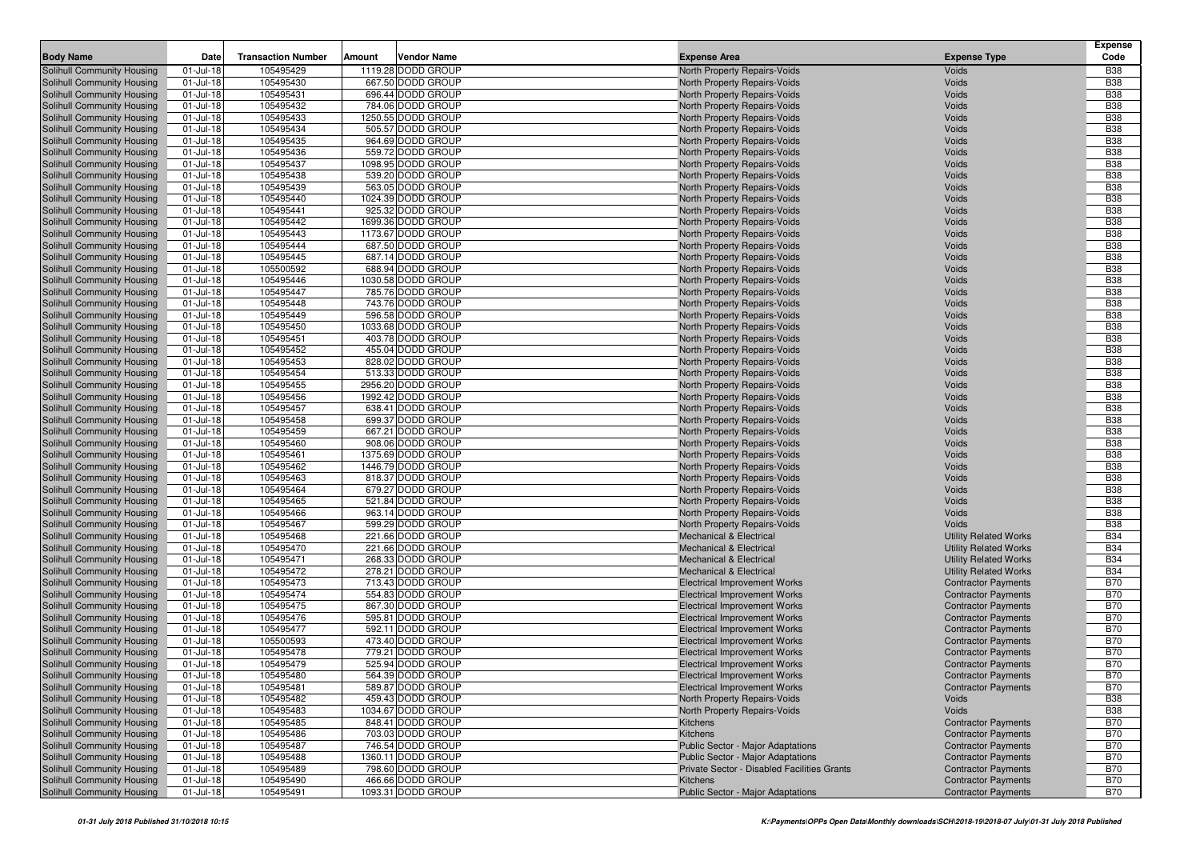| Body Name | Date | Transaction Number | Amount | Vendor Name | Expense Area | Expense Type | Expense Code |
|---|---|---|---|---|---|---|---|
| Solihull Community Housing | 01-Jul-18 | 105495429 | 1119.28 | DODD GROUP | North Property Repairs-Voids | Voids | B38 |
| Solihull Community Housing | 01-Jul-18 | 105495430 | 667.50 | DODD GROUP | North Property Repairs-Voids | Voids | B38 |
| Solihull Community Housing | 01-Jul-18 | 105495431 | 696.44 | DODD GROUP | North Property Repairs-Voids | Voids | B38 |
| Solihull Community Housing | 01-Jul-18 | 105495432 | 784.06 | DODD GROUP | North Property Repairs-Voids | Voids | B38 |
| Solihull Community Housing | 01-Jul-18 | 105495433 | 1250.55 | DODD GROUP | North Property Repairs-Voids | Voids | B38 |
| Solihull Community Housing | 01-Jul-18 | 105495434 | 505.57 | DODD GROUP | North Property Repairs-Voids | Voids | B38 |
| Solihull Community Housing | 01-Jul-18 | 105495435 | 964.69 | DODD GROUP | North Property Repairs-Voids | Voids | B38 |
| Solihull Community Housing | 01-Jul-18 | 105495436 | 559.72 | DODD GROUP | North Property Repairs-Voids | Voids | B38 |
| Solihull Community Housing | 01-Jul-18 | 105495437 | 1098.95 | DODD GROUP | North Property Repairs-Voids | Voids | B38 |
| Solihull Community Housing | 01-Jul-18 | 105495438 | 539.20 | DODD GROUP | North Property Repairs-Voids | Voids | B38 |
| Solihull Community Housing | 01-Jul-18 | 105495439 | 563.05 | DODD GROUP | North Property Repairs-Voids | Voids | B38 |
| Solihull Community Housing | 01-Jul-18 | 105495440 | 1024.39 | DODD GROUP | North Property Repairs-Voids | Voids | B38 |
| Solihull Community Housing | 01-Jul-18 | 105495441 | 925.32 | DODD GROUP | North Property Repairs-Voids | Voids | B38 |
| Solihull Community Housing | 01-Jul-18 | 105495442 | 1699.36 | DODD GROUP | North Property Repairs-Voids | Voids | B38 |
| Solihull Community Housing | 01-Jul-18 | 105495443 | 1173.67 | DODD GROUP | North Property Repairs-Voids | Voids | B38 |
| Solihull Community Housing | 01-Jul-18 | 105495444 | 687.50 | DODD GROUP | North Property Repairs-Voids | Voids | B38 |
| Solihull Community Housing | 01-Jul-18 | 105495445 | 687.14 | DODD GROUP | North Property Repairs-Voids | Voids | B38 |
| Solihull Community Housing | 01-Jul-18 | 105500592 | 688.94 | DODD GROUP | North Property Repairs-Voids | Voids | B38 |
| Solihull Community Housing | 01-Jul-18 | 105495446 | 1030.58 | DODD GROUP | North Property Repairs-Voids | Voids | B38 |
| Solihull Community Housing | 01-Jul-18 | 105495447 | 785.76 | DODD GROUP | North Property Repairs-Voids | Voids | B38 |
| Solihull Community Housing | 01-Jul-18 | 105495448 | 743.76 | DODD GROUP | North Property Repairs-Voids | Voids | B38 |
| Solihull Community Housing | 01-Jul-18 | 105495449 | 596.58 | DODD GROUP | North Property Repairs-Voids | Voids | B38 |
| Solihull Community Housing | 01-Jul-18 | 105495450 | 1033.68 | DODD GROUP | North Property Repairs-Voids | Voids | B38 |
| Solihull Community Housing | 01-Jul-18 | 105495451 | 403.78 | DODD GROUP | North Property Repairs-Voids | Voids | B38 |
| Solihull Community Housing | 01-Jul-18 | 105495452 | 455.04 | DODD GROUP | North Property Repairs-Voids | Voids | B38 |
| Solihull Community Housing | 01-Jul-18 | 105495453 | 828.02 | DODD GROUP | North Property Repairs-Voids | Voids | B38 |
| Solihull Community Housing | 01-Jul-18 | 105495454 | 513.33 | DODD GROUP | North Property Repairs-Voids | Voids | B38 |
| Solihull Community Housing | 01-Jul-18 | 105495455 | 2956.20 | DODD GROUP | North Property Repairs-Voids | Voids | B38 |
| Solihull Community Housing | 01-Jul-18 | 105495456 | 1992.42 | DODD GROUP | North Property Repairs-Voids | Voids | B38 |
| Solihull Community Housing | 01-Jul-18 | 105495457 | 638.41 | DODD GROUP | North Property Repairs-Voids | Voids | B38 |
| Solihull Community Housing | 01-Jul-18 | 105495458 | 699.37 | DODD GROUP | North Property Repairs-Voids | Voids | B38 |
| Solihull Community Housing | 01-Jul-18 | 105495459 | 667.21 | DODD GROUP | North Property Repairs-Voids | Voids | B38 |
| Solihull Community Housing | 01-Jul-18 | 105495460 | 908.06 | DODD GROUP | North Property Repairs-Voids | Voids | B38 |
| Solihull Community Housing | 01-Jul-18 | 105495461 | 1375.69 | DODD GROUP | North Property Repairs-Voids | Voids | B38 |
| Solihull Community Housing | 01-Jul-18 | 105495462 | 1446.79 | DODD GROUP | North Property Repairs-Voids | Voids | B38 |
| Solihull Community Housing | 01-Jul-18 | 105495463 | 818.37 | DODD GROUP | North Property Repairs-Voids | Voids | B38 |
| Solihull Community Housing | 01-Jul-18 | 105495464 | 679.27 | DODD GROUP | North Property Repairs-Voids | Voids | B38 |
| Solihull Community Housing | 01-Jul-18 | 105495465 | 521.84 | DODD GROUP | North Property Repairs-Voids | Voids | B38 |
| Solihull Community Housing | 01-Jul-18 | 105495466 | 963.14 | DODD GROUP | North Property Repairs-Voids | Voids | B38 |
| Solihull Community Housing | 01-Jul-18 | 105495467 | 599.29 | DODD GROUP | North Property Repairs-Voids | Voids | B38 |
| Solihull Community Housing | 01-Jul-18 | 105495468 | 221.66 | DODD GROUP | Mechanical & Electrical | Utility Related Works | B34 |
| Solihull Community Housing | 01-Jul-18 | 105495470 | 221.66 | DODD GROUP | Mechanical & Electrical | Utility Related Works | B34 |
| Solihull Community Housing | 01-Jul-18 | 105495471 | 268.33 | DODD GROUP | Mechanical & Electrical | Utility Related Works | B34 |
| Solihull Community Housing | 01-Jul-18 | 105495472 | 278.21 | DODD GROUP | Mechanical & Electrical | Utility Related Works | B34 |
| Solihull Community Housing | 01-Jul-18 | 105495473 | 713.43 | DODD GROUP | Electrical Improvement Works | Contractor Payments | B70 |
| Solihull Community Housing | 01-Jul-18 | 105495474 | 554.83 | DODD GROUP | Electrical Improvement Works | Contractor Payments | B70 |
| Solihull Community Housing | 01-Jul-18 | 105495475 | 867.30 | DODD GROUP | Electrical Improvement Works | Contractor Payments | B70 |
| Solihull Community Housing | 01-Jul-18 | 105495476 | 595.81 | DODD GROUP | Electrical Improvement Works | Contractor Payments | B70 |
| Solihull Community Housing | 01-Jul-18 | 105495477 | 592.11 | DODD GROUP | Electrical Improvement Works | Contractor Payments | B70 |
| Solihull Community Housing | 01-Jul-18 | 105500593 | 473.40 | DODD GROUP | Electrical Improvement Works | Contractor Payments | B70 |
| Solihull Community Housing | 01-Jul-18 | 105495478 | 779.21 | DODD GROUP | Electrical Improvement Works | Contractor Payments | B70 |
| Solihull Community Housing | 01-Jul-18 | 105495479 | 525.94 | DODD GROUP | Electrical Improvement Works | Contractor Payments | B70 |
| Solihull Community Housing | 01-Jul-18 | 105495480 | 564.39 | DODD GROUP | Electrical Improvement Works | Contractor Payments | B70 |
| Solihull Community Housing | 01-Jul-18 | 105495481 | 589.87 | DODD GROUP | Electrical Improvement Works | Contractor Payments | B70 |
| Solihull Community Housing | 01-Jul-18 | 105495482 | 459.43 | DODD GROUP | North Property Repairs-Voids | Voids | B38 |
| Solihull Community Housing | 01-Jul-18 | 105495483 | 1034.67 | DODD GROUP | North Property Repairs-Voids | Voids | B38 |
| Solihull Community Housing | 01-Jul-18 | 105495485 | 848.41 | DODD GROUP | Kitchens | Contractor Payments | B70 |
| Solihull Community Housing | 01-Jul-18 | 105495486 | 703.03 | DODD GROUP | Kitchens | Contractor Payments | B70 |
| Solihull Community Housing | 01-Jul-18 | 105495487 | 746.54 | DODD GROUP | Public Sector - Major Adaptations | Contractor Payments | B70 |
| Solihull Community Housing | 01-Jul-18 | 105495488 | 1360.11 | DODD GROUP | Public Sector - Major Adaptations | Contractor Payments | B70 |
| Solihull Community Housing | 01-Jul-18 | 105495489 | 798.60 | DODD GROUP | Private Sector - Disabled Facilities Grants | Contractor Payments | B70 |
| Solihull Community Housing | 01-Jul-18 | 105495490 | 466.66 | DODD GROUP | Kitchens | Contractor Payments | B70 |
| Solihull Community Housing | 01-Jul-18 | 105495491 | 1093.31 | DODD GROUP | Public Sector - Major Adaptations | Contractor Payments | B70 |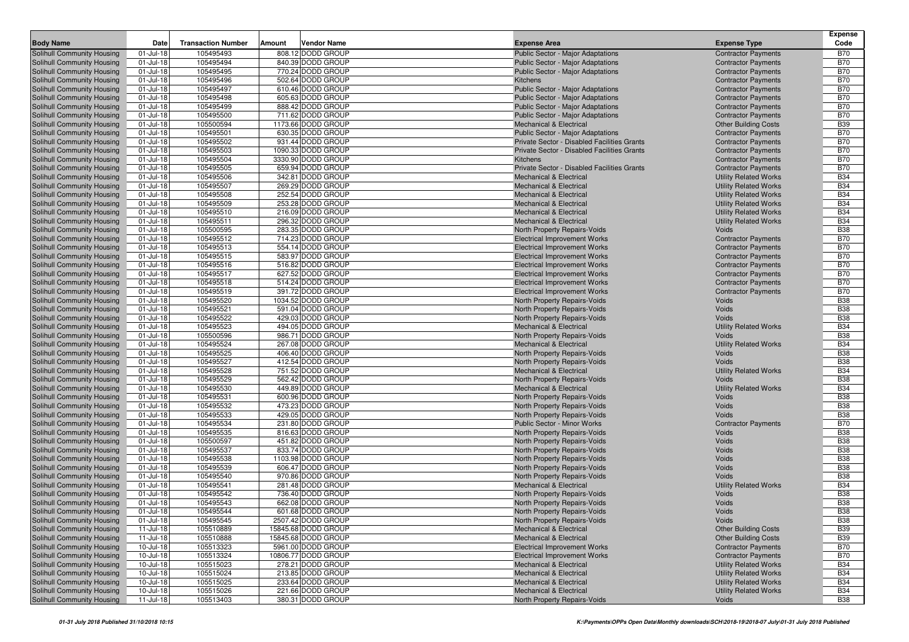| Body Name | Date | Transaction Number | Amount | Vendor Name | Expense Area | Expense Type | Expense Code |
|---|---|---|---|---|---|---|---|
| Solihull Community Housing | 01-Jul-18 | 105495493 | 808.12 | DODD GROUP | Public Sector - Major Adaptations | Contractor Payments | B70 |
| Solihull Community Housing | 01-Jul-18 | 105495494 | 840.39 | DODD GROUP | Public Sector - Major Adaptations | Contractor Payments | B70 |
| Solihull Community Housing | 01-Jul-18 | 105495495 | 770.24 | DODD GROUP | Public Sector - Major Adaptations | Contractor Payments | B70 |
| Solihull Community Housing | 01-Jul-18 | 105495496 | 502.64 | DODD GROUP | Kitchens | Contractor Payments | B70 |
| Solihull Community Housing | 01-Jul-18 | 105495497 | 610.46 | DODD GROUP | Public Sector - Major Adaptations | Contractor Payments | B70 |
| Solihull Community Housing | 01-Jul-18 | 105495498 | 605.63 | DODD GROUP | Public Sector - Major Adaptations | Contractor Payments | B70 |
| Solihull Community Housing | 01-Jul-18 | 105495499 | 888.42 | DODD GROUP | Public Sector - Major Adaptations | Contractor Payments | B70 |
| Solihull Community Housing | 01-Jul-18 | 105495500 | 711.62 | DODD GROUP | Public Sector - Major Adaptations | Contractor Payments | B70 |
| Solihull Community Housing | 01-Jul-18 | 105500594 | 1173.66 | DODD GROUP | Mechanical & Electrical | Other Building Costs | B39 |
| Solihull Community Housing | 01-Jul-18 | 105495501 | 630.35 | DODD GROUP | Public Sector - Major Adaptations | Contractor Payments | B70 |
| Solihull Community Housing | 01-Jul-18 | 105495502 | 931.44 | DODD GROUP | Private Sector - Disabled Facilities Grants | Contractor Payments | B70 |
| Solihull Community Housing | 01-Jul-18 | 105495503 | 1090.33 | DODD GROUP | Private Sector - Disabled Facilities Grants | Contractor Payments | B70 |
| Solihull Community Housing | 01-Jul-18 | 105495504 | 3330.90 | DODD GROUP | Kitchens | Contractor Payments | B70 |
| Solihull Community Housing | 01-Jul-18 | 105495505 | 659.94 | DODD GROUP | Private Sector - Disabled Facilities Grants | Contractor Payments | B70 |
| Solihull Community Housing | 01-Jul-18 | 105495506 | 342.81 | DODD GROUP | Mechanical & Electrical | Utility Related Works | B34 |
| Solihull Community Housing | 01-Jul-18 | 105495507 | 269.29 | DODD GROUP | Mechanical & Electrical | Utility Related Works | B34 |
| Solihull Community Housing | 01-Jul-18 | 105495508 | 252.54 | DODD GROUP | Mechanical & Electrical | Utility Related Works | B34 |
| Solihull Community Housing | 01-Jul-18 | 105495509 | 253.28 | DODD GROUP | Mechanical & Electrical | Utility Related Works | B34 |
| Solihull Community Housing | 01-Jul-18 | 105495510 | 216.09 | DODD GROUP | Mechanical & Electrical | Utility Related Works | B34 |
| Solihull Community Housing | 01-Jul-18 | 105495511 | 296.32 | DODD GROUP | Mechanical & Electrical | Utility Related Works | B34 |
| Solihull Community Housing | 01-Jul-18 | 105500595 | 283.35 | DODD GROUP | North Property Repairs-Voids | Voids | B38 |
| Solihull Community Housing | 01-Jul-18 | 105495512 | 714.23 | DODD GROUP | Electrical Improvement Works | Contractor Payments | B70 |
| Solihull Community Housing | 01-Jul-18 | 105495513 | 554.14 | DODD GROUP | Electrical Improvement Works | Contractor Payments | B70 |
| Solihull Community Housing | 01-Jul-18 | 105495515 | 583.97 | DODD GROUP | Electrical Improvement Works | Contractor Payments | B70 |
| Solihull Community Housing | 01-Jul-18 | 105495516 | 516.82 | DODD GROUP | Electrical Improvement Works | Contractor Payments | B70 |
| Solihull Community Housing | 01-Jul-18 | 105495517 | 627.52 | DODD GROUP | Electrical Improvement Works | Contractor Payments | B70 |
| Solihull Community Housing | 01-Jul-18 | 105495518 | 514.24 | DODD GROUP | Electrical Improvement Works | Contractor Payments | B70 |
| Solihull Community Housing | 01-Jul-18 | 105495519 | 391.72 | DODD GROUP | Electrical Improvement Works | Contractor Payments | B70 |
| Solihull Community Housing | 01-Jul-18 | 105495520 | 1034.52 | DODD GROUP | North Property Repairs-Voids | Voids | B38 |
| Solihull Community Housing | 01-Jul-18 | 105495521 | 591.04 | DODD GROUP | North Property Repairs-Voids | Voids | B38 |
| Solihull Community Housing | 01-Jul-18 | 105495522 | 429.03 | DODD GROUP | North Property Repairs-Voids | Voids | B38 |
| Solihull Community Housing | 01-Jul-18 | 105495523 | 494.05 | DODD GROUP | Mechanical & Electrical | Utility Related Works | B34 |
| Solihull Community Housing | 01-Jul-18 | 105500596 | 986.71 | DODD GROUP | North Property Repairs-Voids | Voids | B38 |
| Solihull Community Housing | 01-Jul-18 | 105495524 | 267.08 | DODD GROUP | Mechanical & Electrical | Utility Related Works | B34 |
| Solihull Community Housing | 01-Jul-18 | 105495525 | 406.40 | DODD GROUP | North Property Repairs-Voids | Voids | B38 |
| Solihull Community Housing | 01-Jul-18 | 105495527 | 412.54 | DODD GROUP | North Property Repairs-Voids | Voids | B38 |
| Solihull Community Housing | 01-Jul-18 | 105495528 | 751.52 | DODD GROUP | Mechanical & Electrical | Utility Related Works | B34 |
| Solihull Community Housing | 01-Jul-18 | 105495529 | 562.42 | DODD GROUP | North Property Repairs-Voids | Voids | B38 |
| Solihull Community Housing | 01-Jul-18 | 105495530 | 449.89 | DODD GROUP | Mechanical & Electrical | Utility Related Works | B34 |
| Solihull Community Housing | 01-Jul-18 | 105495531 | 600.96 | DODD GROUP | North Property Repairs-Voids | Voids | B38 |
| Solihull Community Housing | 01-Jul-18 | 105495532 | 473.23 | DODD GROUP | North Property Repairs-Voids | Voids | B38 |
| Solihull Community Housing | 01-Jul-18 | 105495533 | 429.05 | DODD GROUP | North Property Repairs-Voids | Voids | B38 |
| Solihull Community Housing | 01-Jul-18 | 105495534 | 231.80 | DODD GROUP | Public Sector - Minor Works | Contractor Payments | B70 |
| Solihull Community Housing | 01-Jul-18 | 105495535 | 816.63 | DODD GROUP | North Property Repairs-Voids | Voids | B38 |
| Solihull Community Housing | 01-Jul-18 | 105500597 | 451.82 | DODD GROUP | North Property Repairs-Voids | Voids | B38 |
| Solihull Community Housing | 01-Jul-18 | 105495537 | 833.74 | DODD GROUP | North Property Repairs-Voids | Voids | B38 |
| Solihull Community Housing | 01-Jul-18 | 105495538 | 1103.98 | DODD GROUP | North Property Repairs-Voids | Voids | B38 |
| Solihull Community Housing | 01-Jul-18 | 105495539 | 606.47 | DODD GROUP | North Property Repairs-Voids | Voids | B38 |
| Solihull Community Housing | 01-Jul-18 | 105495540 | 970.86 | DODD GROUP | North Property Repairs-Voids | Voids | B38 |
| Solihull Community Housing | 01-Jul-18 | 105495541 | 281.48 | DODD GROUP | Mechanical & Electrical | Utility Related Works | B34 |
| Solihull Community Housing | 01-Jul-18 | 105495542 | 736.40 | DODD GROUP | North Property Repairs-Voids | Voids | B38 |
| Solihull Community Housing | 01-Jul-18 | 105495543 | 662.08 | DODD GROUP | North Property Repairs-Voids | Voids | B38 |
| Solihull Community Housing | 01-Jul-18 | 105495544 | 601.68 | DODD GROUP | North Property Repairs-Voids | Voids | B38 |
| Solihull Community Housing | 01-Jul-18 | 105495545 | 2507.42 | DODD GROUP | North Property Repairs-Voids | Voids | B38 |
| Solihull Community Housing | 11-Jul-18 | 105510889 | 15845.68 | DODD GROUP | Mechanical & Electrical | Other Building Costs | B39 |
| Solihull Community Housing | 11-Jul-18 | 105510888 | 15845.68 | DODD GROUP | Mechanical & Electrical | Other Building Costs | B39 |
| Solihull Community Housing | 10-Jul-18 | 105513323 | 5961.00 | DODD GROUP | Electrical Improvement Works | Contractor Payments | B70 |
| Solihull Community Housing | 10-Jul-18 | 105513324 | 10806.77 | DODD GROUP | Electrical Improvement Works | Contractor Payments | B70 |
| Solihull Community Housing | 10-Jul-18 | 105515023 | 278.21 | DODD GROUP | Mechanical & Electrical | Utility Related Works | B34 |
| Solihull Community Housing | 10-Jul-18 | 105515024 | 213.85 | DODD GROUP | Mechanical & Electrical | Utility Related Works | B34 |
| Solihull Community Housing | 10-Jul-18 | 105515025 | 233.64 | DODD GROUP | Mechanical & Electrical | Utility Related Works | B34 |
| Solihull Community Housing | 10-Jul-18 | 105515026 | 221.66 | DODD GROUP | Mechanical & Electrical | Utility Related Works | B34 |
| Solihull Community Housing | 11-Jul-18 | 105513403 | 380.31 | DODD GROUP | North Property Repairs-Voids | Voids | B38 |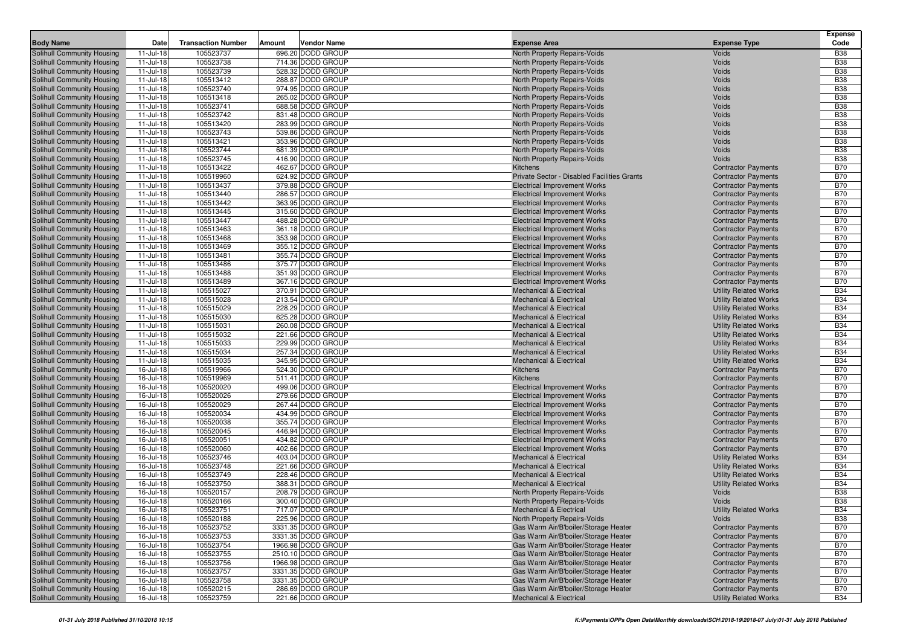| Body Name | Date | Transaction Number | Amount | Vendor Name | Expense Area | Expense Type | Expense Code |
|---|---|---|---|---|---|---|---|
| Solihull Community Housing | 11-Jul-18 | 105523737 | 696.20 | DODD GROUP | North Property Repairs-Voids | Voids | B38 |
| Solihull Community Housing | 11-Jul-18 | 105523738 | 714.36 | DODD GROUP | North Property Repairs-Voids | Voids | B38 |
| Solihull Community Housing | 11-Jul-18 | 105523739 | 528.32 | DODD GROUP | North Property Repairs-Voids | Voids | B38 |
| Solihull Community Housing | 11-Jul-18 | 105513412 | 288.87 | DODD GROUP | North Property Repairs-Voids | Voids | B38 |
| Solihull Community Housing | 11-Jul-18 | 105523740 | 974.95 | DODD GROUP | North Property Repairs-Voids | Voids | B38 |
| Solihull Community Housing | 11-Jul-18 | 105513418 | 265.02 | DODD GROUP | North Property Repairs-Voids | Voids | B38 |
| Solihull Community Housing | 11-Jul-18 | 105523741 | 688.58 | DODD GROUP | North Property Repairs-Voids | Voids | B38 |
| Solihull Community Housing | 11-Jul-18 | 105523742 | 831.48 | DODD GROUP | North Property Repairs-Voids | Voids | B38 |
| Solihull Community Housing | 11-Jul-18 | 105513420 | 283.99 | DODD GROUP | North Property Repairs-Voids | Voids | B38 |
| Solihull Community Housing | 11-Jul-18 | 105523743 | 539.86 | DODD GROUP | North Property Repairs-Voids | Voids | B38 |
| Solihull Community Housing | 11-Jul-18 | 105513421 | 353.96 | DODD GROUP | North Property Repairs-Voids | Voids | B38 |
| Solihull Community Housing | 11-Jul-18 | 105523744 | 681.39 | DODD GROUP | North Property Repairs-Voids | Voids | B38 |
| Solihull Community Housing | 11-Jul-18 | 105523745 | 416.90 | DODD GROUP | North Property Repairs-Voids | Voids | B38 |
| Solihull Community Housing | 11-Jul-18 | 105513422 | 462.67 | DODD GROUP | Kitchens | Contractor Payments | B70 |
| Solihull Community Housing | 11-Jul-18 | 105519960 | 624.92 | DODD GROUP | Private Sector - Disabled Facilities Grants | Contractor Payments | B70 |
| Solihull Community Housing | 11-Jul-18 | 105513437 | 379.88 | DODD GROUP | Electrical Improvement Works | Contractor Payments | B70 |
| Solihull Community Housing | 11-Jul-18 | 105513440 | 286.57 | DODD GROUP | Electrical Improvement Works | Contractor Payments | B70 |
| Solihull Community Housing | 11-Jul-18 | 105513442 | 363.95 | DODD GROUP | Electrical Improvement Works | Contractor Payments | B70 |
| Solihull Community Housing | 11-Jul-18 | 105513445 | 315.60 | DODD GROUP | Electrical Improvement Works | Contractor Payments | B70 |
| Solihull Community Housing | 11-Jul-18 | 105513447 | 488.28 | DODD GROUP | Electrical Improvement Works | Contractor Payments | B70 |
| Solihull Community Housing | 11-Jul-18 | 105513463 | 361.18 | DODD GROUP | Electrical Improvement Works | Contractor Payments | B70 |
| Solihull Community Housing | 11-Jul-18 | 105513468 | 353.98 | DODD GROUP | Electrical Improvement Works | Contractor Payments | B70 |
| Solihull Community Housing | 11-Jul-18 | 105513469 | 355.12 | DODD GROUP | Electrical Improvement Works | Contractor Payments | B70 |
| Solihull Community Housing | 11-Jul-18 | 105513481 | 355.74 | DODD GROUP | Electrical Improvement Works | Contractor Payments | B70 |
| Solihull Community Housing | 11-Jul-18 | 105513486 | 375.77 | DODD GROUP | Electrical Improvement Works | Contractor Payments | B70 |
| Solihull Community Housing | 11-Jul-18 | 105513488 | 351.93 | DODD GROUP | Electrical Improvement Works | Contractor Payments | B70 |
| Solihull Community Housing | 11-Jul-18 | 105513489 | 367.16 | DODD GROUP | Electrical Improvement Works | Contractor Payments | B70 |
| Solihull Community Housing | 11-Jul-18 | 105515027 | 370.91 | DODD GROUP | Mechanical & Electrical | Utility Related Works | B34 |
| Solihull Community Housing | 11-Jul-18 | 105515028 | 213.54 | DODD GROUP | Mechanical & Electrical | Utility Related Works | B34 |
| Solihull Community Housing | 11-Jul-18 | 105515029 | 228.29 | DODD GROUP | Mechanical & Electrical | Utility Related Works | B34 |
| Solihull Community Housing | 11-Jul-18 | 105515030 | 625.28 | DODD GROUP | Mechanical & Electrical | Utility Related Works | B34 |
| Solihull Community Housing | 11-Jul-18 | 105515031 | 260.08 | DODD GROUP | Mechanical & Electrical | Utility Related Works | B34 |
| Solihull Community Housing | 11-Jul-18 | 105515032 | 221.66 | DODD GROUP | Mechanical & Electrical | Utility Related Works | B34 |
| Solihull Community Housing | 11-Jul-18 | 105515033 | 229.99 | DODD GROUP | Mechanical & Electrical | Utility Related Works | B34 |
| Solihull Community Housing | 11-Jul-18 | 105515034 | 257.34 | DODD GROUP | Mechanical & Electrical | Utility Related Works | B34 |
| Solihull Community Housing | 11-Jul-18 | 105515035 | 345.95 | DODD GROUP | Mechanical & Electrical | Utility Related Works | B34 |
| Solihull Community Housing | 16-Jul-18 | 105519966 | 524.30 | DODD GROUP | Kitchens | Contractor Payments | B70 |
| Solihull Community Housing | 16-Jul-18 | 105519969 | 511.41 | DODD GROUP | Kitchens | Contractor Payments | B70 |
| Solihull Community Housing | 16-Jul-18 | 105520020 | 499.06 | DODD GROUP | Electrical Improvement Works | Contractor Payments | B70 |
| Solihull Community Housing | 16-Jul-18 | 105520026 | 279.66 | DODD GROUP | Electrical Improvement Works | Contractor Payments | B70 |
| Solihull Community Housing | 16-Jul-18 | 105520029 | 267.44 | DODD GROUP | Electrical Improvement Works | Contractor Payments | B70 |
| Solihull Community Housing | 16-Jul-18 | 105520034 | 434.99 | DODD GROUP | Electrical Improvement Works | Contractor Payments | B70 |
| Solihull Community Housing | 16-Jul-18 | 105520038 | 355.74 | DODD GROUP | Electrical Improvement Works | Contractor Payments | B70 |
| Solihull Community Housing | 16-Jul-18 | 105520045 | 446.94 | DODD GROUP | Electrical Improvement Works | Contractor Payments | B70 |
| Solihull Community Housing | 16-Jul-18 | 105520051 | 434.82 | DODD GROUP | Electrical Improvement Works | Contractor Payments | B70 |
| Solihull Community Housing | 16-Jul-18 | 105520060 | 402.66 | DODD GROUP | Electrical Improvement Works | Contractor Payments | B70 |
| Solihull Community Housing | 16-Jul-18 | 105523746 | 403.04 | DODD GROUP | Mechanical & Electrical | Utility Related Works | B34 |
| Solihull Community Housing | 16-Jul-18 | 105523748 | 221.66 | DODD GROUP | Mechanical & Electrical | Utility Related Works | B34 |
| Solihull Community Housing | 16-Jul-18 | 105523749 | 228.46 | DODD GROUP | Mechanical & Electrical | Utility Related Works | B34 |
| Solihull Community Housing | 16-Jul-18 | 105523750 | 388.31 | DODD GROUP | Mechanical & Electrical | Utility Related Works | B34 |
| Solihull Community Housing | 16-Jul-18 | 105520157 | 208.79 | DODD GROUP | North Property Repairs-Voids | Voids | B38 |
| Solihull Community Housing | 16-Jul-18 | 105520166 | 300.40 | DODD GROUP | North Property Repairs-Voids | Voids | B38 |
| Solihull Community Housing | 16-Jul-18 | 105523751 | 717.07 | DODD GROUP | Mechanical & Electrical | Utility Related Works | B34 |
| Solihull Community Housing | 16-Jul-18 | 105520188 | 225.96 | DODD GROUP | North Property Repairs-Voids | Voids | B38 |
| Solihull Community Housing | 16-Jul-18 | 105523752 | 3331.35 | DODD GROUP | Gas Warm Air/B'boiler/Storage Heater | Contractor Payments | B70 |
| Solihull Community Housing | 16-Jul-18 | 105523753 | 3331.35 | DODD GROUP | Gas Warm Air/B'boiler/Storage Heater | Contractor Payments | B70 |
| Solihull Community Housing | 16-Jul-18 | 105523754 | 1966.98 | DODD GROUP | Gas Warm Air/B'boiler/Storage Heater | Contractor Payments | B70 |
| Solihull Community Housing | 16-Jul-18 | 105523755 | 2510.10 | DODD GROUP | Gas Warm Air/B'boiler/Storage Heater | Contractor Payments | B70 |
| Solihull Community Housing | 16-Jul-18 | 105523756 | 1966.98 | DODD GROUP | Gas Warm Air/B'boiler/Storage Heater | Contractor Payments | B70 |
| Solihull Community Housing | 16-Jul-18 | 105523757 | 3331.35 | DODD GROUP | Gas Warm Air/B'boiler/Storage Heater | Contractor Payments | B70 |
| Solihull Community Housing | 16-Jul-18 | 105523758 | 3331.35 | DODD GROUP | Gas Warm Air/B'boiler/Storage Heater | Contractor Payments | B70 |
| Solihull Community Housing | 16-Jul-18 | 105520215 | 286.69 | DODD GROUP | Gas Warm Air/B'boiler/Storage Heater | Contractor Payments | B70 |
| Solihull Community Housing | 16-Jul-18 | 105523759 | 221.66 | DODD GROUP | Mechanical & Electrical | Utility Related Works | B34 |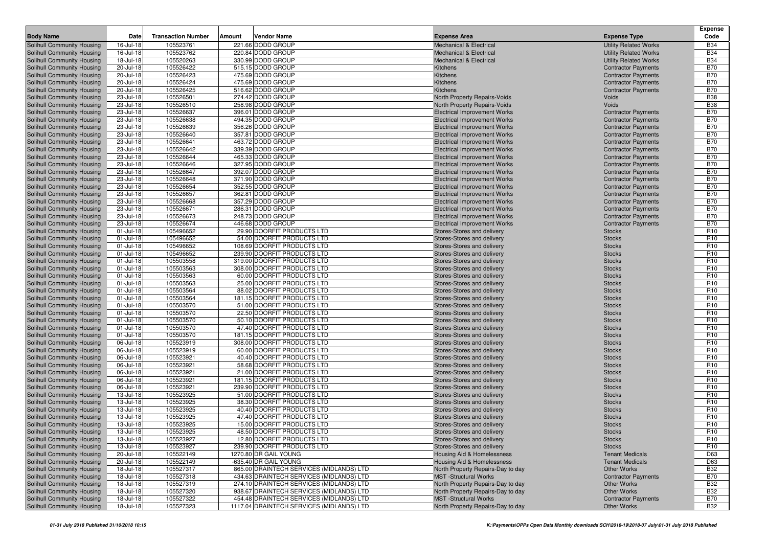| Body Name | Date | Transaction Number | Amount | Vendor Name | Expense Area | Expense Type | Expense Code |
|---|---|---|---|---|---|---|---|
| Solihull Community Housing | 16-Jul-18 | 105523761 | 221.66 | DODD GROUP | Mechanical & Electrical | Utility Related Works | B34 |
| Solihull Community Housing | 16-Jul-18 | 105523762 | 220.84 | DODD GROUP | Mechanical & Electrical | Utility Related Works | B34 |
| Solihull Community Housing | 18-Jul-18 | 105520263 | 330.99 | DODD GROUP | Mechanical & Electrical | Utility Related Works | B34 |
| Solihull Community Housing | 20-Jul-18 | 105526422 | 515.15 | DODD GROUP | Kitchens | Contractor Payments | B70 |
| Solihull Community Housing | 20-Jul-18 | 105526423 | 475.69 | DODD GROUP | Kitchens | Contractor Payments | B70 |
| Solihull Community Housing | 20-Jul-18 | 105526424 | 475.69 | DODD GROUP | Kitchens | Contractor Payments | B70 |
| Solihull Community Housing | 20-Jul-18 | 105526425 | 516.62 | DODD GROUP | Kitchens | Contractor Payments | B70 |
| Solihull Community Housing | 23-Jul-18 | 105526501 | 274.42 | DODD GROUP | North Property Repairs-Voids | Voids | B38 |
| Solihull Community Housing | 23-Jul-18 | 105526510 | 258.98 | DODD GROUP | North Property Repairs-Voids | Voids | B38 |
| Solihull Community Housing | 23-Jul-18 | 105526637 | 396.01 | DODD GROUP | Electrical Improvement Works | Contractor Payments | B70 |
| Solihull Community Housing | 23-Jul-18 | 105526638 | 494.35 | DODD GROUP | Electrical Improvement Works | Contractor Payments | B70 |
| Solihull Community Housing | 23-Jul-18 | 105526639 | 356.26 | DODD GROUP | Electrical Improvement Works | Contractor Payments | B70 |
| Solihull Community Housing | 23-Jul-18 | 105526640 | 357.81 | DODD GROUP | Electrical Improvement Works | Contractor Payments | B70 |
| Solihull Community Housing | 23-Jul-18 | 105526641 | 463.72 | DODD GROUP | Electrical Improvement Works | Contractor Payments | B70 |
| Solihull Community Housing | 23-Jul-18 | 105526642 | 339.39 | DODD GROUP | Electrical Improvement Works | Contractor Payments | B70 |
| Solihull Community Housing | 23-Jul-18 | 105526644 | 465.33 | DODD GROUP | Electrical Improvement Works | Contractor Payments | B70 |
| Solihull Community Housing | 23-Jul-18 | 105526646 | 327.95 | DODD GROUP | Electrical Improvement Works | Contractor Payments | B70 |
| Solihull Community Housing | 23-Jul-18 | 105526647 | 392.07 | DODD GROUP | Electrical Improvement Works | Contractor Payments | B70 |
| Solihull Community Housing | 23-Jul-18 | 105526648 | 371.90 | DODD GROUP | Electrical Improvement Works | Contractor Payments | B70 |
| Solihull Community Housing | 23-Jul-18 | 105526654 | 352.55 | DODD GROUP | Electrical Improvement Works | Contractor Payments | B70 |
| Solihull Community Housing | 23-Jul-18 | 105526657 | 362.81 | DODD GROUP | Electrical Improvement Works | Contractor Payments | B70 |
| Solihull Community Housing | 23-Jul-18 | 105526668 | 357.29 | DODD GROUP | Electrical Improvement Works | Contractor Payments | B70 |
| Solihull Community Housing | 23-Jul-18 | 105526671 | 286.31 | DODD GROUP | Electrical Improvement Works | Contractor Payments | B70 |
| Solihull Community Housing | 23-Jul-18 | 105526673 | 248.73 | DODD GROUP | Electrical Improvement Works | Contractor Payments | B70 |
| Solihull Community Housing | 23-Jul-18 | 105526674 | 446.68 | DODD GROUP | Electrical Improvement Works | Contractor Payments | B70 |
| Solihull Community Housing | 01-Jul-18 | 105496652 | 29.90 | DOORFIT PRODUCTS LTD | Stores-Stores and delivery | Stocks | R10 |
| Solihull Community Housing | 01-Jul-18 | 105496652 | 54.00 | DOORFIT PRODUCTS LTD | Stores-Stores and delivery | Stocks | R10 |
| Solihull Community Housing | 01-Jul-18 | 105496652 | 108.69 | DOORFIT PRODUCTS LTD | Stores-Stores and delivery | Stocks | R10 |
| Solihull Community Housing | 01-Jul-18 | 105496652 | 239.90 | DOORFIT PRODUCTS LTD | Stores-Stores and delivery | Stocks | R10 |
| Solihull Community Housing | 01-Jul-18 | 105503558 | 319.00 | DOORFIT PRODUCTS LTD | Stores-Stores and delivery | Stocks | R10 |
| Solihull Community Housing | 01-Jul-18 | 105503563 | 308.00 | DOORFIT PRODUCTS LTD | Stores-Stores and delivery | Stocks | R10 |
| Solihull Community Housing | 01-Jul-18 | 105503563 | 60.00 | DOORFIT PRODUCTS LTD | Stores-Stores and delivery | Stocks | R10 |
| Solihull Community Housing | 01-Jul-18 | 105503563 | 25.00 | DOORFIT PRODUCTS LTD | Stores-Stores and delivery | Stocks | R10 |
| Solihull Community Housing | 01-Jul-18 | 105503564 | 88.02 | DOORFIT PRODUCTS LTD | Stores-Stores and delivery | Stocks | R10 |
| Solihull Community Housing | 01-Jul-18 | 105503564 | 181.15 | DOORFIT PRODUCTS LTD | Stores-Stores and delivery | Stocks | R10 |
| Solihull Community Housing | 01-Jul-18 | 105503570 | 51.00 | DOORFIT PRODUCTS LTD | Stores-Stores and delivery | Stocks | R10 |
| Solihull Community Housing | 01-Jul-18 | 105503570 | 22.50 | DOORFIT PRODUCTS LTD | Stores-Stores and delivery | Stocks | R10 |
| Solihull Community Housing | 01-Jul-18 | 105503570 | 50.10 | DOORFIT PRODUCTS LTD | Stores-Stores and delivery | Stocks | R10 |
| Solihull Community Housing | 01-Jul-18 | 105503570 | 47.40 | DOORFIT PRODUCTS LTD | Stores-Stores and delivery | Stocks | R10 |
| Solihull Community Housing | 01-Jul-18 | 105503570 | 181.15 | DOORFIT PRODUCTS LTD | Stores-Stores and delivery | Stocks | R10 |
| Solihull Community Housing | 06-Jul-18 | 105523919 | 308.00 | DOORFIT PRODUCTS LTD | Stores-Stores and delivery | Stocks | R10 |
| Solihull Community Housing | 06-Jul-18 | 105523919 | 60.00 | DOORFIT PRODUCTS LTD | Stores-Stores and delivery | Stocks | R10 |
| Solihull Community Housing | 06-Jul-18 | 105523921 | 40.40 | DOORFIT PRODUCTS LTD | Stores-Stores and delivery | Stocks | R10 |
| Solihull Community Housing | 06-Jul-18 | 105523921 | 58.68 | DOORFIT PRODUCTS LTD | Stores-Stores and delivery | Stocks | R10 |
| Solihull Community Housing | 06-Jul-18 | 105523921 | 21.00 | DOORFIT PRODUCTS LTD | Stores-Stores and delivery | Stocks | R10 |
| Solihull Community Housing | 06-Jul-18 | 105523921 | 181.15 | DOORFIT PRODUCTS LTD | Stores-Stores and delivery | Stocks | R10 |
| Solihull Community Housing | 06-Jul-18 | 105523921 | 239.90 | DOORFIT PRODUCTS LTD | Stores-Stores and delivery | Stocks | R10 |
| Solihull Community Housing | 13-Jul-18 | 105523925 | 51.00 | DOORFIT PRODUCTS LTD | Stores-Stores and delivery | Stocks | R10 |
| Solihull Community Housing | 13-Jul-18 | 105523925 | 38.30 | DOORFIT PRODUCTS LTD | Stores-Stores and delivery | Stocks | R10 |
| Solihull Community Housing | 13-Jul-18 | 105523925 | 40.40 | DOORFIT PRODUCTS LTD | Stores-Stores and delivery | Stocks | R10 |
| Solihull Community Housing | 13-Jul-18 | 105523925 | 47.40 | DOORFIT PRODUCTS LTD | Stores-Stores and delivery | Stocks | R10 |
| Solihull Community Housing | 13-Jul-18 | 105523925 | 15.00 | DOORFIT PRODUCTS LTD | Stores-Stores and delivery | Stocks | R10 |
| Solihull Community Housing | 13-Jul-18 | 105523925 | 48.50 | DOORFIT PRODUCTS LTD | Stores-Stores and delivery | Stocks | R10 |
| Solihull Community Housing | 13-Jul-18 | 105523927 | 12.80 | DOORFIT PRODUCTS LTD | Stores-Stores and delivery | Stocks | R10 |
| Solihull Community Housing | 13-Jul-18 | 105523927 | 239.90 | DOORFIT PRODUCTS LTD | Stores-Stores and delivery | Stocks | R10 |
| Solihull Community Housing | 20-Jul-18 | 105522149 | 1270.80 | DR GAIL YOUNG | Housing Aid & Homelessness | Tenant Medicals | D63 |
| Solihull Community Housing | 20-Jul-18 | 105522149 | -635.40 | DR GAIL YOUNG | Housing Aid & Homelessness | Tenant Medicals | D63 |
| Solihull Community Housing | 18-Jul-18 | 105527317 | 865.00 | DRAINTECH SERVICES (MIDLANDS) LTD | North Property Repairs-Day to day | Other Works | B32 |
| Solihull Community Housing | 18-Jul-18 | 105527318 | 434.63 | DRAINTECH SERVICES (MIDLANDS) LTD | MST -Structural Works | Contractor Payments | B70 |
| Solihull Community Housing | 18-Jul-18 | 105527319 | 274.10 | DRAINTECH SERVICES (MIDLANDS) LTD | North Property Repairs-Day to day | Other Works | B32 |
| Solihull Community Housing | 18-Jul-18 | 105527320 | 938.67 | DRAINTECH SERVICES (MIDLANDS) LTD | North Property Repairs-Day to day | Other Works | B32 |
| Solihull Community Housing | 18-Jul-18 | 105527322 | 454.48 | DRAINTECH SERVICES (MIDLANDS) LTD | MST -Structural Works | Contractor Payments | B70 |
| Solihull Community Housing | 18-Jul-18 | 105527323 | 1117.04 | DRAINTECH SERVICES (MIDLANDS) LTD | North Property Repairs-Day to day | Other Works | B32 |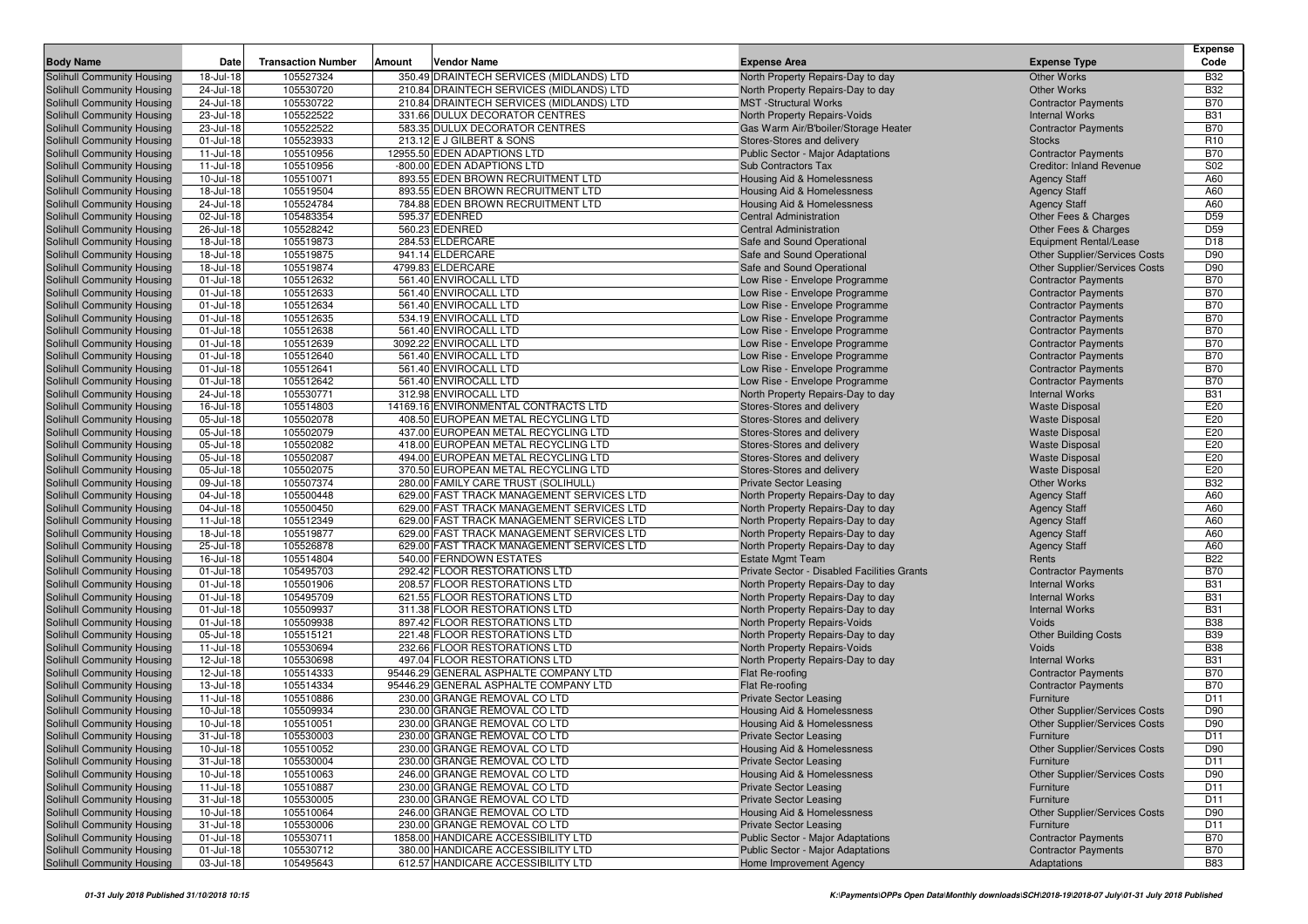| Body Name | Date | Transaction Number | Amount | Vendor Name | Expense Area | Expense Type | Expense Code |
|---|---|---|---|---|---|---|---|
| Solihull Community Housing | 18-Jul-18 | 105527324 | 350.49 | DRAINTECH SERVICES (MIDLANDS) LTD | North Property Repairs-Day to day | Other Works | B32 |
| Solihull Community Housing | 24-Jul-18 | 105530720 | 210.84 | DRAINTECH SERVICES (MIDLANDS) LTD | North Property Repairs-Day to day | Other Works | B32 |
| Solihull Community Housing | 24-Jul-18 | 105530722 | 210.84 | DRAINTECH SERVICES (MIDLANDS) LTD | MST -Structural Works | Contractor Payments | B70 |
| Solihull Community Housing | 23-Jul-18 | 105522522 | 331.66 | DULUX DECORATOR CENTRES | North Property Repairs-Voids | Internal Works | B31 |
| Solihull Community Housing | 23-Jul-18 | 105522522 | 583.35 | DULUX DECORATOR CENTRES | Gas Warm Air/B'boiler/Storage Heater | Contractor Payments | B70 |
| Solihull Community Housing | 01-Jul-18 | 105523933 | 213.12 | E J GILBERT & SONS | Stores-Stores and delivery | Stocks | R10 |
| Solihull Community Housing | 11-Jul-18 | 105510956 | 12955.50 | EDEN ADAPTIONS LTD | Public Sector - Major Adaptations | Contractor Payments | B70 |
| Solihull Community Housing | 11-Jul-18 | 105510956 | -800.00 | EDEN ADAPTIONS LTD | Sub Contractors Tax | Creditor: Inland Revenue | S02 |
| Solihull Community Housing | 10-Jul-18 | 105510071 | 893.55 | EDEN BROWN RECRUITMENT LTD | Housing Aid & Homelessness | Agency Staff | A60 |
| Solihull Community Housing | 18-Jul-18 | 105519504 | 893.55 | EDEN BROWN RECRUITMENT LTD | Housing Aid & Homelessness | Agency Staff | A60 |
| Solihull Community Housing | 24-Jul-18 | 105524784 | 784.88 | EDEN BROWN RECRUITMENT LTD | Housing Aid & Homelessness | Agency Staff | A60 |
| Solihull Community Housing | 02-Jul-18 | 105483354 | 595.37 | EDENRED | Central Administration | Other Fees & Charges | D59 |
| Solihull Community Housing | 26-Jul-18 | 105528242 | 560.23 | EDENRED | Central Administration | Other Fees & Charges | D59 |
| Solihull Community Housing | 18-Jul-18 | 105519873 | 284.53 | ELDERCARE | Safe and Sound Operational | Equipment Rental/Lease | D18 |
| Solihull Community Housing | 18-Jul-18 | 105519875 | 941.14 | ELDERCARE | Safe and Sound Operational | Other Supplier/Services Costs | D90 |
| Solihull Community Housing | 18-Jul-18 | 105519874 | 4799.83 | ELDERCARE | Safe and Sound Operational | Other Supplier/Services Costs | D90 |
| Solihull Community Housing | 01-Jul-18 | 105512632 | 561.40 | ENVIROCALL LTD | Low Rise - Envelope Programme | Contractor Payments | B70 |
| Solihull Community Housing | 01-Jul-18 | 105512633 | 561.40 | ENVIROCALL LTD | Low Rise - Envelope Programme | Contractor Payments | B70 |
| Solihull Community Housing | 01-Jul-18 | 105512634 | 561.40 | ENVIROCALL LTD | Low Rise - Envelope Programme | Contractor Payments | B70 |
| Solihull Community Housing | 01-Jul-18 | 105512635 | 534.19 | ENVIROCALL LTD | Low Rise - Envelope Programme | Contractor Payments | B70 |
| Solihull Community Housing | 01-Jul-18 | 105512638 | 561.40 | ENVIROCALL LTD | Low Rise - Envelope Programme | Contractor Payments | B70 |
| Solihull Community Housing | 01-Jul-18 | 105512639 | 3092.22 | ENVIROCALL LTD | Low Rise - Envelope Programme | Contractor Payments | B70 |
| Solihull Community Housing | 01-Jul-18 | 105512640 | 561.40 | ENVIROCALL LTD | Low Rise - Envelope Programme | Contractor Payments | B70 |
| Solihull Community Housing | 01-Jul-18 | 105512641 | 561.40 | ENVIROCALL LTD | Low Rise - Envelope Programme | Contractor Payments | B70 |
| Solihull Community Housing | 01-Jul-18 | 105512642 | 561.40 | ENVIROCALL LTD | Low Rise - Envelope Programme | Contractor Payments | B70 |
| Solihull Community Housing | 24-Jul-18 | 105530771 | 312.98 | ENVIROCALL LTD | North Property Repairs-Day to day | Internal Works | B31 |
| Solihull Community Housing | 16-Jul-18 | 105514803 | 14169.16 | ENVIRONMENTAL CONTRACTS LTD | Stores-Stores and delivery | Waste Disposal | E20 |
| Solihull Community Housing | 05-Jul-18 | 105502078 | 408.50 | EUROPEAN METAL RECYCLING LTD | Stores-Stores and delivery | Waste Disposal | E20 |
| Solihull Community Housing | 05-Jul-18 | 105502079 | 437.00 | EUROPEAN METAL RECYCLING LTD | Stores-Stores and delivery | Waste Disposal | E20 |
| Solihull Community Housing | 05-Jul-18 | 105502082 | 418.00 | EUROPEAN METAL RECYCLING LTD | Stores-Stores and delivery | Waste Disposal | E20 |
| Solihull Community Housing | 05-Jul-18 | 105502087 | 494.00 | EUROPEAN METAL RECYCLING LTD | Stores-Stores and delivery | Waste Disposal | E20 |
| Solihull Community Housing | 05-Jul-18 | 105502075 | 370.50 | EUROPEAN METAL RECYCLING LTD | Stores-Stores and delivery | Waste Disposal | E20 |
| Solihull Community Housing | 09-Jul-18 | 105507374 | 280.00 | FAMILY CARE TRUST (SOLIHULL) | Private Sector Leasing | Other Works | B32 |
| Solihull Community Housing | 04-Jul-18 | 105500448 | 629.00 | FAST TRACK MANAGEMENT SERVICES LTD | North Property Repairs-Day to day | Agency Staff | A60 |
| Solihull Community Housing | 04-Jul-18 | 105500450 | 629.00 | FAST TRACK MANAGEMENT SERVICES LTD | North Property Repairs-Day to day | Agency Staff | A60 |
| Solihull Community Housing | 11-Jul-18 | 105512349 | 629.00 | FAST TRACK MANAGEMENT SERVICES LTD | North Property Repairs-Day to day | Agency Staff | A60 |
| Solihull Community Housing | 18-Jul-18 | 105519877 | 629.00 | FAST TRACK MANAGEMENT SERVICES LTD | North Property Repairs-Day to day | Agency Staff | A60 |
| Solihull Community Housing | 25-Jul-18 | 105526878 | 629.00 | FAST TRACK MANAGEMENT SERVICES LTD | North Property Repairs-Day to day | Agency Staff | A60 |
| Solihull Community Housing | 16-Jul-18 | 105514804 | 540.00 | FERNDOWN ESTATES | Estate Mgmt Team | Rents | B22 |
| Solihull Community Housing | 01-Jul-18 | 105495703 | 292.42 | FLOOR RESTORATIONS LTD | Private Sector - Disabled Facilities Grants | Contractor Payments | B70 |
| Solihull Community Housing | 01-Jul-18 | 105501906 | 208.57 | FLOOR RESTORATIONS LTD | North Property Repairs-Day to day | Internal Works | B31 |
| Solihull Community Housing | 01-Jul-18 | 105495709 | 621.55 | FLOOR RESTORATIONS LTD | North Property Repairs-Day to day | Internal Works | B31 |
| Solihull Community Housing | 01-Jul-18 | 105509937 | 311.38 | FLOOR RESTORATIONS LTD | North Property Repairs-Day to day | Internal Works | B31 |
| Solihull Community Housing | 01-Jul-18 | 105509938 | 897.42 | FLOOR RESTORATIONS LTD | North Property Repairs-Voids | Voids | B38 |
| Solihull Community Housing | 05-Jul-18 | 105515121 | 221.48 | FLOOR RESTORATIONS LTD | North Property Repairs-Day to day | Other Building Costs | B39 |
| Solihull Community Housing | 11-Jul-18 | 105530694 | 232.66 | FLOOR RESTORATIONS LTD | North Property Repairs-Voids | Voids | B38 |
| Solihull Community Housing | 12-Jul-18 | 105530698 | 497.04 | FLOOR RESTORATIONS LTD | North Property Repairs-Day to day | Internal Works | B31 |
| Solihull Community Housing | 12-Jul-18 | 105514333 | 95446.29 | GENERAL ASPHALTE COMPANY LTD | Flat Re-roofing | Contractor Payments | B70 |
| Solihull Community Housing | 13-Jul-18 | 105514334 | 95446.29 | GENERAL ASPHALTE COMPANY LTD | Flat Re-roofing | Contractor Payments | B70 |
| Solihull Community Housing | 11-Jul-18 | 105510886 | 230.00 | GRANGE REMOVAL CO LTD | Private Sector Leasing | Furniture | D11 |
| Solihull Community Housing | 10-Jul-18 | 105509934 | 230.00 | GRANGE REMOVAL CO LTD | Housing Aid & Homelessness | Other Supplier/Services Costs | D90 |
| Solihull Community Housing | 10-Jul-18 | 105510051 | 230.00 | GRANGE REMOVAL CO LTD | Housing Aid & Homelessness | Other Supplier/Services Costs | D90 |
| Solihull Community Housing | 31-Jul-18 | 105530003 | 230.00 | GRANGE REMOVAL CO LTD | Private Sector Leasing | Furniture | D11 |
| Solihull Community Housing | 10-Jul-18 | 105510052 | 230.00 | GRANGE REMOVAL CO LTD | Housing Aid & Homelessness | Other Supplier/Services Costs | D90 |
| Solihull Community Housing | 31-Jul-18 | 105530004 | 230.00 | GRANGE REMOVAL CO LTD | Private Sector Leasing | Furniture | D11 |
| Solihull Community Housing | 10-Jul-18 | 105510063 | 246.00 | GRANGE REMOVAL CO LTD | Housing Aid & Homelessness | Other Supplier/Services Costs | D90 |
| Solihull Community Housing | 11-Jul-18 | 105510887 | 230.00 | GRANGE REMOVAL CO LTD | Private Sector Leasing | Furniture | D11 |
| Solihull Community Housing | 31-Jul-18 | 105530005 | 230.00 | GRANGE REMOVAL CO LTD | Private Sector Leasing | Furniture | D11 |
| Solihull Community Housing | 10-Jul-18 | 105510064 | 246.00 | GRANGE REMOVAL CO LTD | Housing Aid & Homelessness | Other Supplier/Services Costs | D90 |
| Solihull Community Housing | 31-Jul-18 | 105530006 | 230.00 | GRANGE REMOVAL CO LTD | Private Sector Leasing | Furniture | D11 |
| Solihull Community Housing | 01-Jul-18 | 105530711 | 1858.00 | HANDICARE ACCESSIBILITY LTD | Public Sector - Major Adaptations | Contractor Payments | B70 |
| Solihull Community Housing | 01-Jul-18 | 105530712 | 380.00 | HANDICARE ACCESSIBILITY LTD | Public Sector - Major Adaptations | Contractor Payments | B70 |
| Solihull Community Housing | 03-Jul-18 | 105495643 | 612.57 | HANDICARE ACCESSIBILITY LTD | Home Improvement Agency | Adaptations | B83 |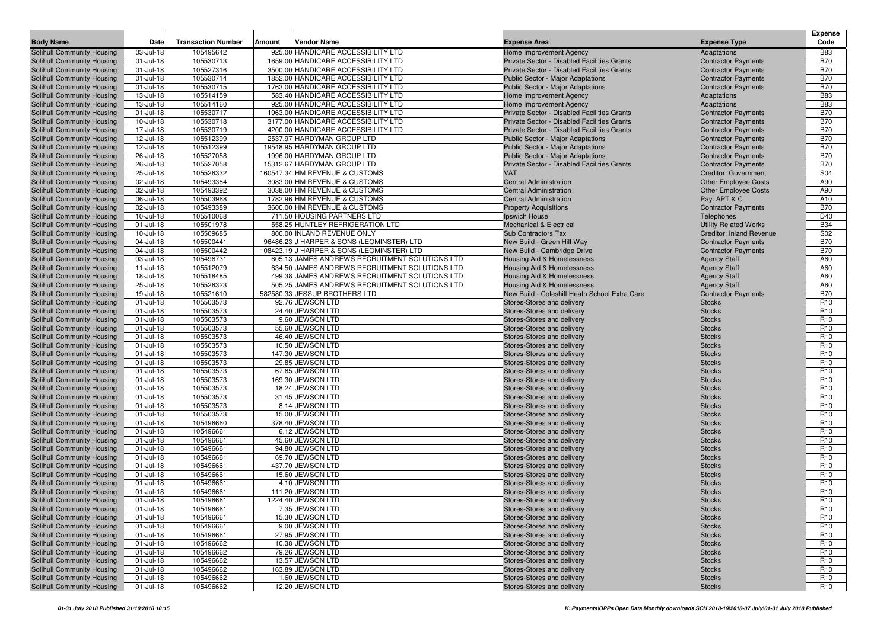| Body Name | Date | Transaction Number | Amount | Vendor Name | Expense Area | Expense Type | Expense Code |
|---|---|---|---|---|---|---|---|
| Solihull Community Housing | 03-Jul-18 | 105495642 | 925.00 | HANDICARE ACCESSIBILITY LTD | Home Improvement Agency | Adaptations | B83 |
| Solihull Community Housing | 01-Jul-18 | 105530713 | 1659.00 | HANDICARE ACCESSIBILITY LTD | Private Sector - Disabled Facilities Grants | Contractor Payments | B70 |
| Solihull Community Housing | 01-Jul-18 | 105527316 | 3500.00 | HANDICARE ACCESSIBILITY LTD | Private Sector - Disabled Facilities Grants | Contractor Payments | B70 |
| Solihull Community Housing | 01-Jul-18 | 105530714 | 1852.00 | HANDICARE ACCESSIBILITY LTD | Public Sector - Major Adaptations | Contractor Payments | B70 |
| Solihull Community Housing | 01-Jul-18 | 105530715 | 1763.00 | HANDICARE ACCESSIBILITY LTD | Public Sector - Major Adaptations | Contractor Payments | B70 |
| Solihull Community Housing | 13-Jul-18 | 105514159 | 583.40 | HANDICARE ACCESSIBILITY LTD | Home Improvement Agency | Adaptations | B83 |
| Solihull Community Housing | 13-Jul-18 | 105514160 | 925.00 | HANDICARE ACCESSIBILITY LTD | Home Improvement Agency | Adaptations | B83 |
| Solihull Community Housing | 01-Jul-18 | 105530717 | 1963.00 | HANDICARE ACCESSIBILITY LTD | Private Sector - Disabled Facilities Grants | Contractor Payments | B70 |
| Solihull Community Housing | 10-Jul-18 | 105530718 | 3177.00 | HANDICARE ACCESSIBILITY LTD | Private Sector - Disabled Facilities Grants | Contractor Payments | B70 |
| Solihull Community Housing | 17-Jul-18 | 105530719 | 4200.00 | HANDICARE ACCESSIBILITY LTD | Private Sector - Disabled Facilities Grants | Contractor Payments | B70 |
| Solihull Community Housing | 12-Jul-18 | 105512399 | 2537.97 | HARDYMAN GROUP LTD | Public Sector - Major Adaptations | Contractor Payments | B70 |
| Solihull Community Housing | 12-Jul-18 | 105512399 | 19548.95 | HARDYMAN GROUP LTD | Public Sector - Major Adaptations | Contractor Payments | B70 |
| Solihull Community Housing | 26-Jul-18 | 105527058 | 1996.00 | HARDYMAN GROUP LTD | Public Sector - Major Adaptations | Contractor Payments | B70 |
| Solihull Community Housing | 26-Jul-18 | 105527058 | 15312.67 | HARDYMAN GROUP LTD | Private Sector - Disabled Facilities Grants | Contractor Payments | B70 |
| Solihull Community Housing | 25-Jul-18 | 105526332 | 160547.34 | HM REVENUE & CUSTOMS | VAT | Creditor: Government | S04 |
| Solihull Community Housing | 02-Jul-18 | 105493384 | 3083.00 | HM REVENUE & CUSTOMS | Central Administration | Other Employee Costs | A90 |
| Solihull Community Housing | 02-Jul-18 | 105493392 | 3038.00 | HM REVENUE & CUSTOMS | Central Administration | Other Employee Costs | A90 |
| Solihull Community Housing | 06-Jul-18 | 105503968 | 1782.96 | HM REVENUE & CUSTOMS | Central Administration | Pay: APT & C | A10 |
| Solihull Community Housing | 02-Jul-18 | 105493389 | 3600.00 | HM REVENUE & CUSTOMS | Property Acquisitions | Contractor Payments | B70 |
| Solihull Community Housing | 10-Jul-18 | 105510068 | 711.50 | HOUSING PARTNERS LTD | Ipswich House | Telephones | D40 |
| Solihull Community Housing | 01-Jul-18 | 105501978 | 558.25 | HUNTLEY REFRIGERATION LTD | Mechanical & Electrical | Utility Related Works | B34 |
| Solihull Community Housing | 10-Jul-18 | 105509685 | 800.00 | INLAND REVENUE ONLY | Sub Contractors Tax | Creditor: Inland Revenue | S02 |
| Solihull Community Housing | 04-Jul-18 | 105500441 | 96486.23 | J HARPER & SONS (LEOMINSTER) LTD | New Build - Green Hill Way | Contractor Payments | B70 |
| Solihull Community Housing | 04-Jul-18 | 105500442 | 108423.19 | J HARPER & SONS (LEOMINSTER) LTD | New Build - Cambridge Drive | Contractor Payments | B70 |
| Solihull Community Housing | 03-Jul-18 | 105496731 | 605.13 | JAMES ANDREWS RECRUITMENT SOLUTIONS LTD | Housing Aid & Homelessness | Agency Staff | A60 |
| Solihull Community Housing | 11-Jul-18 | 105512079 | 634.50 | JAMES ANDREWS RECRUITMENT SOLUTIONS LTD | Housing Aid & Homelessness | Agency Staff | A60 |
| Solihull Community Housing | 18-Jul-18 | 105518485 | 499.38 | JAMES ANDREWS RECRUITMENT SOLUTIONS LTD | Housing Aid & Homelessness | Agency Staff | A60 |
| Solihull Community Housing | 25-Jul-18 | 105526323 | 505.25 | JAMES ANDREWS RECRUITMENT SOLUTIONS LTD | Housing Aid & Homelessness | Agency Staff | A60 |
| Solihull Community Housing | 19-Jul-18 | 105521610 | 582580.33 | JESSUP BROTHERS LTD | New Build - Coleshill Heath School Extra Care | Contractor Payments | B70 |
| Solihull Community Housing | 01-Jul-18 | 105503573 | 92.76 | JEWSON LTD | Stores-Stores and delivery | Stocks | R10 |
| Solihull Community Housing | 01-Jul-18 | 105503573 | 24.40 | JEWSON LTD | Stores-Stores and delivery | Stocks | R10 |
| Solihull Community Housing | 01-Jul-18 | 105503573 | 9.60 | JEWSON LTD | Stores-Stores and delivery | Stocks | R10 |
| Solihull Community Housing | 01-Jul-18 | 105503573 | 55.60 | JEWSON LTD | Stores-Stores and delivery | Stocks | R10 |
| Solihull Community Housing | 01-Jul-18 | 105503573 | 46.40 | JEWSON LTD | Stores-Stores and delivery | Stocks | R10 |
| Solihull Community Housing | 01-Jul-18 | 105503573 | 10.50 | JEWSON LTD | Stores-Stores and delivery | Stocks | R10 |
| Solihull Community Housing | 01-Jul-18 | 105503573 | 147.30 | JEWSON LTD | Stores-Stores and delivery | Stocks | R10 |
| Solihull Community Housing | 01-Jul-18 | 105503573 | 29.85 | JEWSON LTD | Stores-Stores and delivery | Stocks | R10 |
| Solihull Community Housing | 01-Jul-18 | 105503573 | 67.65 | JEWSON LTD | Stores-Stores and delivery | Stocks | R10 |
| Solihull Community Housing | 01-Jul-18 | 105503573 | 169.30 | JEWSON LTD | Stores-Stores and delivery | Stocks | R10 |
| Solihull Community Housing | 01-Jul-18 | 105503573 | 18.24 | JEWSON LTD | Stores-Stores and delivery | Stocks | R10 |
| Solihull Community Housing | 01-Jul-18 | 105503573 | 31.45 | JEWSON LTD | Stores-Stores and delivery | Stocks | R10 |
| Solihull Community Housing | 01-Jul-18 | 105503573 | 8.14 | JEWSON LTD | Stores-Stores and delivery | Stocks | R10 |
| Solihull Community Housing | 01-Jul-18 | 105503573 | 15.00 | JEWSON LTD | Stores-Stores and delivery | Stocks | R10 |
| Solihull Community Housing | 01-Jul-18 | 105496660 | 378.40 | JEWSON LTD | Stores-Stores and delivery | Stocks | R10 |
| Solihull Community Housing | 01-Jul-18 | 105496661 | 6.12 | JEWSON LTD | Stores-Stores and delivery | Stocks | R10 |
| Solihull Community Housing | 01-Jul-18 | 105496661 | 45.60 | JEWSON LTD | Stores-Stores and delivery | Stocks | R10 |
| Solihull Community Housing | 01-Jul-18 | 105496661 | 94.80 | JEWSON LTD | Stores-Stores and delivery | Stocks | R10 |
| Solihull Community Housing | 01-Jul-18 | 105496661 | 69.70 | JEWSON LTD | Stores-Stores and delivery | Stocks | R10 |
| Solihull Community Housing | 01-Jul-18 | 105496661 | 437.70 | JEWSON LTD | Stores-Stores and delivery | Stocks | R10 |
| Solihull Community Housing | 01-Jul-18 | 105496661 | 15.60 | JEWSON LTD | Stores-Stores and delivery | Stocks | R10 |
| Solihull Community Housing | 01-Jul-18 | 105496661 | 4.10 | JEWSON LTD | Stores-Stores and delivery | Stocks | R10 |
| Solihull Community Housing | 01-Jul-18 | 105496661 | 111.20 | JEWSON LTD | Stores-Stores and delivery | Stocks | R10 |
| Solihull Community Housing | 01-Jul-18 | 105496661 | 1224.40 | JEWSON LTD | Stores-Stores and delivery | Stocks | R10 |
| Solihull Community Housing | 01-Jul-18 | 105496661 | 7.35 | JEWSON LTD | Stores-Stores and delivery | Stocks | R10 |
| Solihull Community Housing | 01-Jul-18 | 105496661 | 15.30 | JEWSON LTD | Stores-Stores and delivery | Stocks | R10 |
| Solihull Community Housing | 01-Jul-18 | 105496661 | 9.00 | JEWSON LTD | Stores-Stores and delivery | Stocks | R10 |
| Solihull Community Housing | 01-Jul-18 | 105496661 | 27.95 | JEWSON LTD | Stores-Stores and delivery | Stocks | R10 |
| Solihull Community Housing | 01-Jul-18 | 105496662 | 10.38 | JEWSON LTD | Stores-Stores and delivery | Stocks | R10 |
| Solihull Community Housing | 01-Jul-18 | 105496662 | 79.26 | JEWSON LTD | Stores-Stores and delivery | Stocks | R10 |
| Solihull Community Housing | 01-Jul-18 | 105496662 | 13.57 | JEWSON LTD | Stores-Stores and delivery | Stocks | R10 |
| Solihull Community Housing | 01-Jul-18 | 105496662 | 163.89 | JEWSON LTD | Stores-Stores and delivery | Stocks | R10 |
| Solihull Community Housing | 01-Jul-18 | 105496662 | 1.60 | JEWSON LTD | Stores-Stores and delivery | Stocks | R10 |
| Solihull Community Housing | 01-Jul-18 | 105496662 | 12.20 | JEWSON LTD | Stores-Stores and delivery | Stocks | R10 |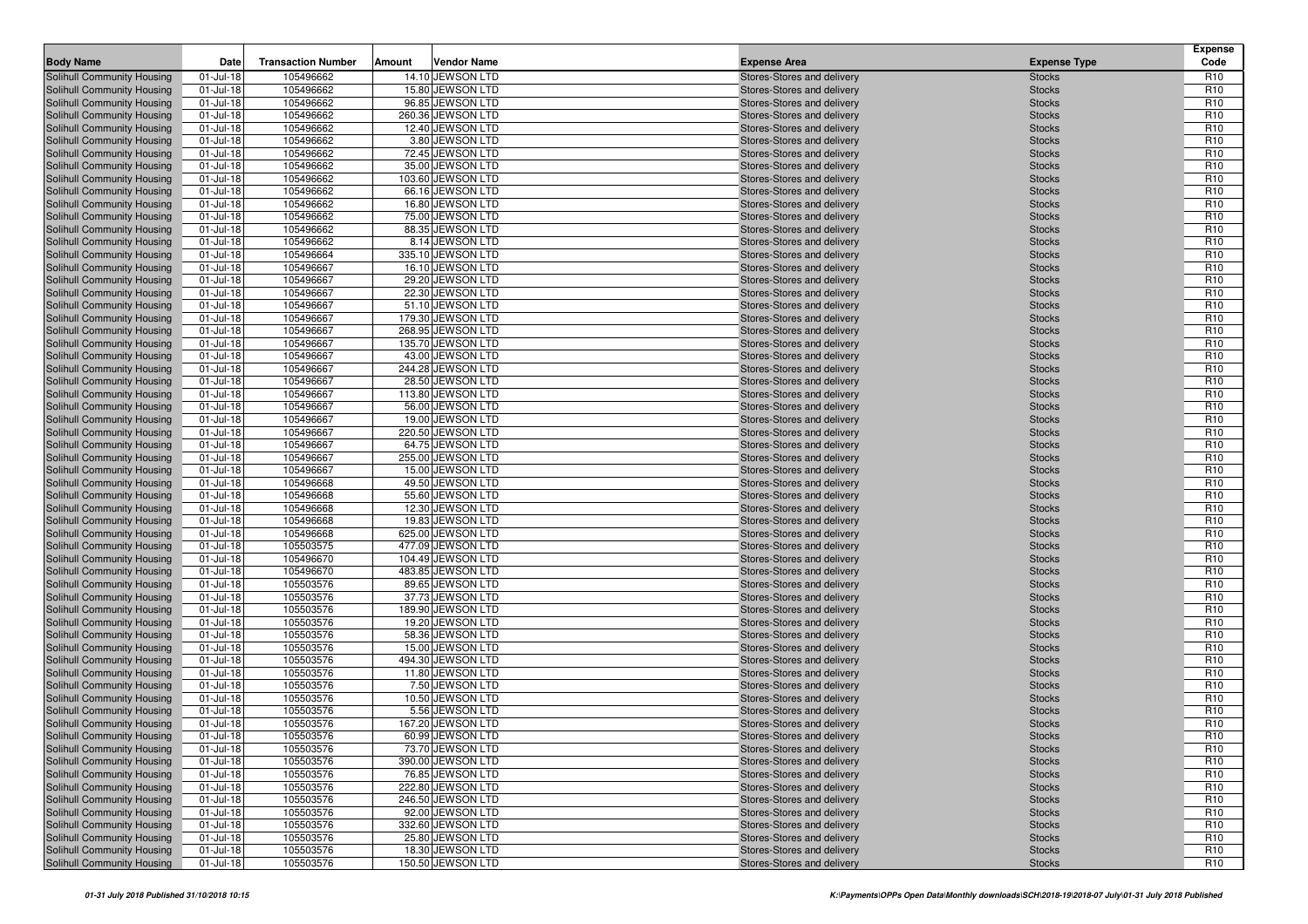| Body Name | Date | Transaction Number | Amount | Vendor Name | Expense Area | Expense Type | Expense Code |
|---|---|---|---|---|---|---|---|
| Solihull Community Housing | 01-Jul-18 | 105496662 | 14.10 | JEWSON LTD | Stores-Stores and delivery | Stocks | R10 |
| Solihull Community Housing | 01-Jul-18 | 105496662 | 15.80 | JEWSON LTD | Stores-Stores and delivery | Stocks | R10 |
| Solihull Community Housing | 01-Jul-18 | 105496662 | 96.85 | JEWSON LTD | Stores-Stores and delivery | Stocks | R10 |
| Solihull Community Housing | 01-Jul-18 | 105496662 | 260.36 | JEWSON LTD | Stores-Stores and delivery | Stocks | R10 |
| Solihull Community Housing | 01-Jul-18 | 105496662 | 12.40 | JEWSON LTD | Stores-Stores and delivery | Stocks | R10 |
| Solihull Community Housing | 01-Jul-18 | 105496662 | 3.80 | JEWSON LTD | Stores-Stores and delivery | Stocks | R10 |
| Solihull Community Housing | 01-Jul-18 | 105496662 | 72.45 | JEWSON LTD | Stores-Stores and delivery | Stocks | R10 |
| Solihull Community Housing | 01-Jul-18 | 105496662 | 35.00 | JEWSON LTD | Stores-Stores and delivery | Stocks | R10 |
| Solihull Community Housing | 01-Jul-18 | 105496662 | 103.60 | JEWSON LTD | Stores-Stores and delivery | Stocks | R10 |
| Solihull Community Housing | 01-Jul-18 | 105496662 | 66.16 | JEWSON LTD | Stores-Stores and delivery | Stocks | R10 |
| Solihull Community Housing | 01-Jul-18 | 105496662 | 16.80 | JEWSON LTD | Stores-Stores and delivery | Stocks | R10 |
| Solihull Community Housing | 01-Jul-18 | 105496662 | 75.00 | JEWSON LTD | Stores-Stores and delivery | Stocks | R10 |
| Solihull Community Housing | 01-Jul-18 | 105496662 | 88.35 | JEWSON LTD | Stores-Stores and delivery | Stocks | R10 |
| Solihull Community Housing | 01-Jul-18 | 105496662 | 8.14 | JEWSON LTD | Stores-Stores and delivery | Stocks | R10 |
| Solihull Community Housing | 01-Jul-18 | 105496664 | 335.10 | JEWSON LTD | Stores-Stores and delivery | Stocks | R10 |
| Solihull Community Housing | 01-Jul-18 | 105496667 | 16.10 | JEWSON LTD | Stores-Stores and delivery | Stocks | R10 |
| Solihull Community Housing | 01-Jul-18 | 105496667 | 29.20 | JEWSON LTD | Stores-Stores and delivery | Stocks | R10 |
| Solihull Community Housing | 01-Jul-18 | 105496667 | 22.30 | JEWSON LTD | Stores-Stores and delivery | Stocks | R10 |
| Solihull Community Housing | 01-Jul-18 | 105496667 | 51.10 | JEWSON LTD | Stores-Stores and delivery | Stocks | R10 |
| Solihull Community Housing | 01-Jul-18 | 105496667 | 179.30 | JEWSON LTD | Stores-Stores and delivery | Stocks | R10 |
| Solihull Community Housing | 01-Jul-18 | 105496667 | 268.95 | JEWSON LTD | Stores-Stores and delivery | Stocks | R10 |
| Solihull Community Housing | 01-Jul-18 | 105496667 | 135.70 | JEWSON LTD | Stores-Stores and delivery | Stocks | R10 |
| Solihull Community Housing | 01-Jul-18 | 105496667 | 43.00 | JEWSON LTD | Stores-Stores and delivery | Stocks | R10 |
| Solihull Community Housing | 01-Jul-18 | 105496667 | 244.28 | JEWSON LTD | Stores-Stores and delivery | Stocks | R10 |
| Solihull Community Housing | 01-Jul-18 | 105496667 | 28.50 | JEWSON LTD | Stores-Stores and delivery | Stocks | R10 |
| Solihull Community Housing | 01-Jul-18 | 105496667 | 113.80 | JEWSON LTD | Stores-Stores and delivery | Stocks | R10 |
| Solihull Community Housing | 01-Jul-18 | 105496667 | 56.00 | JEWSON LTD | Stores-Stores and delivery | Stocks | R10 |
| Solihull Community Housing | 01-Jul-18 | 105496667 | 19.00 | JEWSON LTD | Stores-Stores and delivery | Stocks | R10 |
| Solihull Community Housing | 01-Jul-18 | 105496667 | 220.50 | JEWSON LTD | Stores-Stores and delivery | Stocks | R10 |
| Solihull Community Housing | 01-Jul-18 | 105496667 | 64.75 | JEWSON LTD | Stores-Stores and delivery | Stocks | R10 |
| Solihull Community Housing | 01-Jul-18 | 105496667 | 255.00 | JEWSON LTD | Stores-Stores and delivery | Stocks | R10 |
| Solihull Community Housing | 01-Jul-18 | 105496667 | 15.00 | JEWSON LTD | Stores-Stores and delivery | Stocks | R10 |
| Solihull Community Housing | 01-Jul-18 | 105496668 | 49.50 | JEWSON LTD | Stores-Stores and delivery | Stocks | R10 |
| Solihull Community Housing | 01-Jul-18 | 105496668 | 55.60 | JEWSON LTD | Stores-Stores and delivery | Stocks | R10 |
| Solihull Community Housing | 01-Jul-18 | 105496668 | 12.30 | JEWSON LTD | Stores-Stores and delivery | Stocks | R10 |
| Solihull Community Housing | 01-Jul-18 | 105496668 | 19.83 | JEWSON LTD | Stores-Stores and delivery | Stocks | R10 |
| Solihull Community Housing | 01-Jul-18 | 105496668 | 625.00 | JEWSON LTD | Stores-Stores and delivery | Stocks | R10 |
| Solihull Community Housing | 01-Jul-18 | 105503575 | 477.09 | JEWSON LTD | Stores-Stores and delivery | Stocks | R10 |
| Solihull Community Housing | 01-Jul-18 | 105496670 | 104.49 | JEWSON LTD | Stores-Stores and delivery | Stocks | R10 |
| Solihull Community Housing | 01-Jul-18 | 105496670 | 483.85 | JEWSON LTD | Stores-Stores and delivery | Stocks | R10 |
| Solihull Community Housing | 01-Jul-18 | 105503576 | 89.65 | JEWSON LTD | Stores-Stores and delivery | Stocks | R10 |
| Solihull Community Housing | 01-Jul-18 | 105503576 | 37.73 | JEWSON LTD | Stores-Stores and delivery | Stocks | R10 |
| Solihull Community Housing | 01-Jul-18 | 105503576 | 189.90 | JEWSON LTD | Stores-Stores and delivery | Stocks | R10 |
| Solihull Community Housing | 01-Jul-18 | 105503576 | 19.20 | JEWSON LTD | Stores-Stores and delivery | Stocks | R10 |
| Solihull Community Housing | 01-Jul-18 | 105503576 | 58.36 | JEWSON LTD | Stores-Stores and delivery | Stocks | R10 |
| Solihull Community Housing | 01-Jul-18 | 105503576 | 15.00 | JEWSON LTD | Stores-Stores and delivery | Stocks | R10 |
| Solihull Community Housing | 01-Jul-18 | 105503576 | 494.30 | JEWSON LTD | Stores-Stores and delivery | Stocks | R10 |
| Solihull Community Housing | 01-Jul-18 | 105503576 | 11.80 | JEWSON LTD | Stores-Stores and delivery | Stocks | R10 |
| Solihull Community Housing | 01-Jul-18 | 105503576 | 7.50 | JEWSON LTD | Stores-Stores and delivery | Stocks | R10 |
| Solihull Community Housing | 01-Jul-18 | 105503576 | 10.50 | JEWSON LTD | Stores-Stores and delivery | Stocks | R10 |
| Solihull Community Housing | 01-Jul-18 | 105503576 | 5.56 | JEWSON LTD | Stores-Stores and delivery | Stocks | R10 |
| Solihull Community Housing | 01-Jul-18 | 105503576 | 167.20 | JEWSON LTD | Stores-Stores and delivery | Stocks | R10 |
| Solihull Community Housing | 01-Jul-18 | 105503576 | 60.99 | JEWSON LTD | Stores-Stores and delivery | Stocks | R10 |
| Solihull Community Housing | 01-Jul-18 | 105503576 | 73.70 | JEWSON LTD | Stores-Stores and delivery | Stocks | R10 |
| Solihull Community Housing | 01-Jul-18 | 105503576 | 390.00 | JEWSON LTD | Stores-Stores and delivery | Stocks | R10 |
| Solihull Community Housing | 01-Jul-18 | 105503576 | 76.85 | JEWSON LTD | Stores-Stores and delivery | Stocks | R10 |
| Solihull Community Housing | 01-Jul-18 | 105503576 | 222.80 | JEWSON LTD | Stores-Stores and delivery | Stocks | R10 |
| Solihull Community Housing | 01-Jul-18 | 105503576 | 246.50 | JEWSON LTD | Stores-Stores and delivery | Stocks | R10 |
| Solihull Community Housing | 01-Jul-18 | 105503576 | 92.00 | JEWSON LTD | Stores-Stores and delivery | Stocks | R10 |
| Solihull Community Housing | 01-Jul-18 | 105503576 | 332.60 | JEWSON LTD | Stores-Stores and delivery | Stocks | R10 |
| Solihull Community Housing | 01-Jul-18 | 105503576 | 25.80 | JEWSON LTD | Stores-Stores and delivery | Stocks | R10 |
| Solihull Community Housing | 01-Jul-18 | 105503576 | 18.30 | JEWSON LTD | Stores-Stores and delivery | Stocks | R10 |
| Solihull Community Housing | 01-Jul-18 | 105503576 | 150.50 | JEWSON LTD | Stores-Stores and delivery | Stocks | R10 |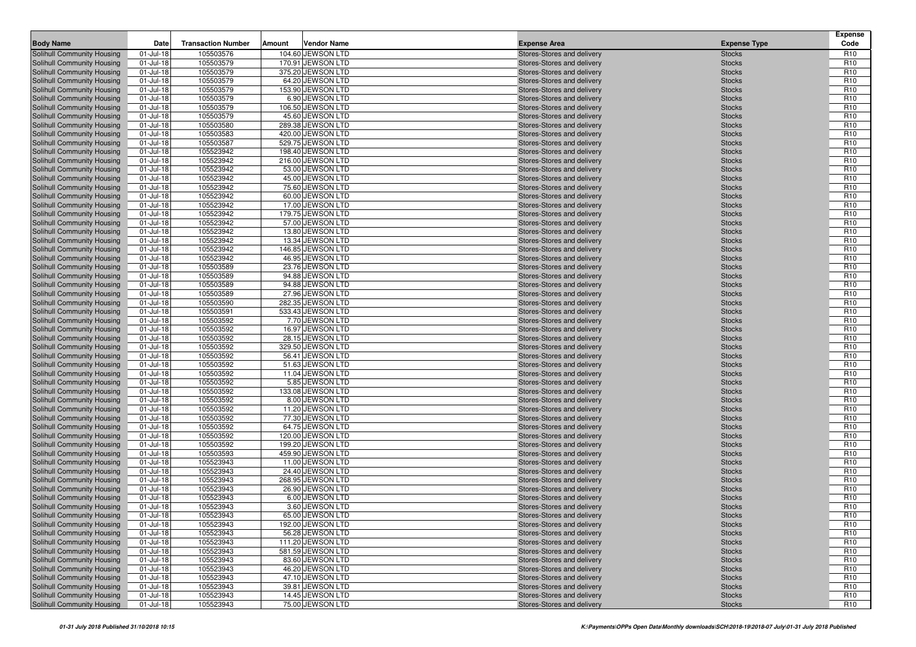| Body Name | Date | Transaction Number | Amount | Vendor Name | Expense Area | Expense Type | Expense Code |
|---|---|---|---|---|---|---|---|
| Solihull Community Housing | 01-Jul-18 | 105503576 | 104.60 | JEWSON LTD | Stores-Stores and delivery | Stocks | R10 |
| Solihull Community Housing | 01-Jul-18 | 105503579 | 170.91 | JEWSON LTD | Stores-Stores and delivery | Stocks | R10 |
| Solihull Community Housing | 01-Jul-18 | 105503579 | 375.20 | JEWSON LTD | Stores-Stores and delivery | Stocks | R10 |
| Solihull Community Housing | 01-Jul-18 | 105503579 | 64.20 | JEWSON LTD | Stores-Stores and delivery | Stocks | R10 |
| Solihull Community Housing | 01-Jul-18 | 105503579 | 153.90 | JEWSON LTD | Stores-Stores and delivery | Stocks | R10 |
| Solihull Community Housing | 01-Jul-18 | 105503579 | 6.90 | JEWSON LTD | Stores-Stores and delivery | Stocks | R10 |
| Solihull Community Housing | 01-Jul-18 | 105503579 | 106.50 | JEWSON LTD | Stores-Stores and delivery | Stocks | R10 |
| Solihull Community Housing | 01-Jul-18 | 105503579 | 45.60 | JEWSON LTD | Stores-Stores and delivery | Stocks | R10 |
| Solihull Community Housing | 01-Jul-18 | 105503580 | 289.38 | JEWSON LTD | Stores-Stores and delivery | Stocks | R10 |
| Solihull Community Housing | 01-Jul-18 | 105503583 | 420.00 | JEWSON LTD | Stores-Stores and delivery | Stocks | R10 |
| Solihull Community Housing | 01-Jul-18 | 105503587 | 529.75 | JEWSON LTD | Stores-Stores and delivery | Stocks | R10 |
| Solihull Community Housing | 01-Jul-18 | 105523942 | 198.40 | JEWSON LTD | Stores-Stores and delivery | Stocks | R10 |
| Solihull Community Housing | 01-Jul-18 | 105523942 | 216.00 | JEWSON LTD | Stores-Stores and delivery | Stocks | R10 |
| Solihull Community Housing | 01-Jul-18 | 105523942 | 53.00 | JEWSON LTD | Stores-Stores and delivery | Stocks | R10 |
| Solihull Community Housing | 01-Jul-18 | 105523942 | 45.00 | JEWSON LTD | Stores-Stores and delivery | Stocks | R10 |
| Solihull Community Housing | 01-Jul-18 | 105523942 | 75.60 | JEWSON LTD | Stores-Stores and delivery | Stocks | R10 |
| Solihull Community Housing | 01-Jul-18 | 105523942 | 60.00 | JEWSON LTD | Stores-Stores and delivery | Stocks | R10 |
| Solihull Community Housing | 01-Jul-18 | 105523942 | 17.00 | JEWSON LTD | Stores-Stores and delivery | Stocks | R10 |
| Solihull Community Housing | 01-Jul-18 | 105523942 | 179.75 | JEWSON LTD | Stores-Stores and delivery | Stocks | R10 |
| Solihull Community Housing | 01-Jul-18 | 105523942 | 57.00 | JEWSON LTD | Stores-Stores and delivery | Stocks | R10 |
| Solihull Community Housing | 01-Jul-18 | 105523942 | 13.80 | JEWSON LTD | Stores-Stores and delivery | Stocks | R10 |
| Solihull Community Housing | 01-Jul-18 | 105523942 | 13.34 | JEWSON LTD | Stores-Stores and delivery | Stocks | R10 |
| Solihull Community Housing | 01-Jul-18 | 105523942 | 146.85 | JEWSON LTD | Stores-Stores and delivery | Stocks | R10 |
| Solihull Community Housing | 01-Jul-18 | 105523942 | 46.95 | JEWSON LTD | Stores-Stores and delivery | Stocks | R10 |
| Solihull Community Housing | 01-Jul-18 | 105503589 | 23.76 | JEWSON LTD | Stores-Stores and delivery | Stocks | R10 |
| Solihull Community Housing | 01-Jul-18 | 105503589 | 94.88 | JEWSON LTD | Stores-Stores and delivery | Stocks | R10 |
| Solihull Community Housing | 01-Jul-18 | 105503589 | 94.88 | JEWSON LTD | Stores-Stores and delivery | Stocks | R10 |
| Solihull Community Housing | 01-Jul-18 | 105503589 | 27.96 | JEWSON LTD | Stores-Stores and delivery | Stocks | R10 |
| Solihull Community Housing | 01-Jul-18 | 105503590 | 282.35 | JEWSON LTD | Stores-Stores and delivery | Stocks | R10 |
| Solihull Community Housing | 01-Jul-18 | 105503591 | 533.43 | JEWSON LTD | Stores-Stores and delivery | Stocks | R10 |
| Solihull Community Housing | 01-Jul-18 | 105503592 | 7.70 | JEWSON LTD | Stores-Stores and delivery | Stocks | R10 |
| Solihull Community Housing | 01-Jul-18 | 105503592 | 16.97 | JEWSON LTD | Stores-Stores and delivery | Stocks | R10 |
| Solihull Community Housing | 01-Jul-18 | 105503592 | 28.15 | JEWSON LTD | Stores-Stores and delivery | Stocks | R10 |
| Solihull Community Housing | 01-Jul-18 | 105503592 | 329.50 | JEWSON LTD | Stores-Stores and delivery | Stocks | R10 |
| Solihull Community Housing | 01-Jul-18 | 105503592 | 56.41 | JEWSON LTD | Stores-Stores and delivery | Stocks | R10 |
| Solihull Community Housing | 01-Jul-18 | 105503592 | 51.63 | JEWSON LTD | Stores-Stores and delivery | Stocks | R10 |
| Solihull Community Housing | 01-Jul-18 | 105503592 | 11.04 | JEWSON LTD | Stores-Stores and delivery | Stocks | R10 |
| Solihull Community Housing | 01-Jul-18 | 105503592 | 5.85 | JEWSON LTD | Stores-Stores and delivery | Stocks | R10 |
| Solihull Community Housing | 01-Jul-18 | 105503592 | 133.08 | JEWSON LTD | Stores-Stores and delivery | Stocks | R10 |
| Solihull Community Housing | 01-Jul-18 | 105503592 | 8.00 | JEWSON LTD | Stores-Stores and delivery | Stocks | R10 |
| Solihull Community Housing | 01-Jul-18 | 105503592 | 11.20 | JEWSON LTD | Stores-Stores and delivery | Stocks | R10 |
| Solihull Community Housing | 01-Jul-18 | 105503592 | 77.30 | JEWSON LTD | Stores-Stores and delivery | Stocks | R10 |
| Solihull Community Housing | 01-Jul-18 | 105503592 | 64.75 | JEWSON LTD | Stores-Stores and delivery | Stocks | R10 |
| Solihull Community Housing | 01-Jul-18 | 105503592 | 120.00 | JEWSON LTD | Stores-Stores and delivery | Stocks | R10 |
| Solihull Community Housing | 01-Jul-18 | 105503592 | 199.20 | JEWSON LTD | Stores-Stores and delivery | Stocks | R10 |
| Solihull Community Housing | 01-Jul-18 | 105503593 | 459.90 | JEWSON LTD | Stores-Stores and delivery | Stocks | R10 |
| Solihull Community Housing | 01-Jul-18 | 105523943 | 11.00 | JEWSON LTD | Stores-Stores and delivery | Stocks | R10 |
| Solihull Community Housing | 01-Jul-18 | 105523943 | 24.40 | JEWSON LTD | Stores-Stores and delivery | Stocks | R10 |
| Solihull Community Housing | 01-Jul-18 | 105523943 | 268.95 | JEWSON LTD | Stores-Stores and delivery | Stocks | R10 |
| Solihull Community Housing | 01-Jul-18 | 105523943 | 26.90 | JEWSON LTD | Stores-Stores and delivery | Stocks | R10 |
| Solihull Community Housing | 01-Jul-18 | 105523943 | 6.00 | JEWSON LTD | Stores-Stores and delivery | Stocks | R10 |
| Solihull Community Housing | 01-Jul-18 | 105523943 | 3.60 | JEWSON LTD | Stores-Stores and delivery | Stocks | R10 |
| Solihull Community Housing | 01-Jul-18 | 105523943 | 65.00 | JEWSON LTD | Stores-Stores and delivery | Stocks | R10 |
| Solihull Community Housing | 01-Jul-18 | 105523943 | 192.00 | JEWSON LTD | Stores-Stores and delivery | Stocks | R10 |
| Solihull Community Housing | 01-Jul-18 | 105523943 | 56.28 | JEWSON LTD | Stores-Stores and delivery | Stocks | R10 |
| Solihull Community Housing | 01-Jul-18 | 105523943 | 111.20 | JEWSON LTD | Stores-Stores and delivery | Stocks | R10 |
| Solihull Community Housing | 01-Jul-18 | 105523943 | 581.59 | JEWSON LTD | Stores-Stores and delivery | Stocks | R10 |
| Solihull Community Housing | 01-Jul-18 | 105523943 | 83.60 | JEWSON LTD | Stores-Stores and delivery | Stocks | R10 |
| Solihull Community Housing | 01-Jul-18 | 105523943 | 46.20 | JEWSON LTD | Stores-Stores and delivery | Stocks | R10 |
| Solihull Community Housing | 01-Jul-18 | 105523943 | 47.10 | JEWSON LTD | Stores-Stores and delivery | Stocks | R10 |
| Solihull Community Housing | 01-Jul-18 | 105523943 | 39.81 | JEWSON LTD | Stores-Stores and delivery | Stocks | R10 |
| Solihull Community Housing | 01-Jul-18 | 105523943 | 14.45 | JEWSON LTD | Stores-Stores and delivery | Stocks | R10 |
| Solihull Community Housing | 01-Jul-18 | 105523943 | 75.00 | JEWSON LTD | Stores-Stores and delivery | Stocks | R10 |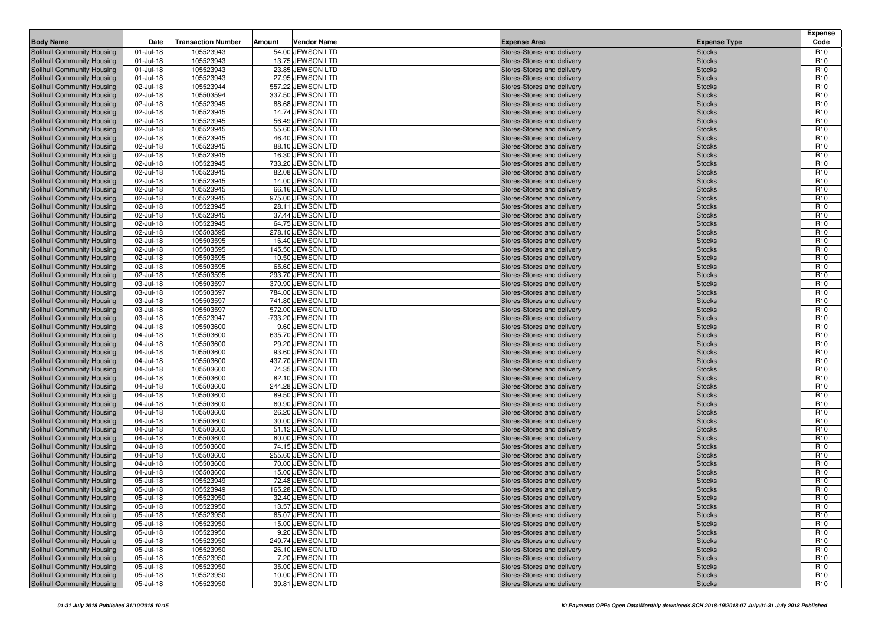| Body Name | Date | Transaction Number | Amount | Vendor Name | Expense Area | Expense Type | Expense Code |
|---|---|---|---|---|---|---|---|
| Solihull Community Housing | 01-Jul-18 | 105523943 | 54.00 | JEWSON LTD | Stores-Stores and delivery | Stocks | R10 |
| Solihull Community Housing | 01-Jul-18 | 105523943 | 13.75 | JEWSON LTD | Stores-Stores and delivery | Stocks | R10 |
| Solihull Community Housing | 01-Jul-18 | 105523943 | 23.85 | JEWSON LTD | Stores-Stores and delivery | Stocks | R10 |
| Solihull Community Housing | 01-Jul-18 | 105523943 | 27.95 | JEWSON LTD | Stores-Stores and delivery | Stocks | R10 |
| Solihull Community Housing | 02-Jul-18 | 105523944 | 557.22 | JEWSON LTD | Stores-Stores and delivery | Stocks | R10 |
| Solihull Community Housing | 02-Jul-18 | 105503594 | 337.50 | JEWSON LTD | Stores-Stores and delivery | Stocks | R10 |
| Solihull Community Housing | 02-Jul-18 | 105523945 | 88.68 | JEWSON LTD | Stores-Stores and delivery | Stocks | R10 |
| Solihull Community Housing | 02-Jul-18 | 105523945 | 14.74 | JEWSON LTD | Stores-Stores and delivery | Stocks | R10 |
| Solihull Community Housing | 02-Jul-18 | 105523945 | 56.49 | JEWSON LTD | Stores-Stores and delivery | Stocks | R10 |
| Solihull Community Housing | 02-Jul-18 | 105523945 | 55.60 | JEWSON LTD | Stores-Stores and delivery | Stocks | R10 |
| Solihull Community Housing | 02-Jul-18 | 105523945 | 46.40 | JEWSON LTD | Stores-Stores and delivery | Stocks | R10 |
| Solihull Community Housing | 02-Jul-18 | 105523945 | 88.10 | JEWSON LTD | Stores-Stores and delivery | Stocks | R10 |
| Solihull Community Housing | 02-Jul-18 | 105523945 | 16.30 | JEWSON LTD | Stores-Stores and delivery | Stocks | R10 |
| Solihull Community Housing | 02-Jul-18 | 105523945 | 733.20 | JEWSON LTD | Stores-Stores and delivery | Stocks | R10 |
| Solihull Community Housing | 02-Jul-18 | 105523945 | 82.08 | JEWSON LTD | Stores-Stores and delivery | Stocks | R10 |
| Solihull Community Housing | 02-Jul-18 | 105523945 | 14.00 | JEWSON LTD | Stores-Stores and delivery | Stocks | R10 |
| Solihull Community Housing | 02-Jul-18 | 105523945 | 66.16 | JEWSON LTD | Stores-Stores and delivery | Stocks | R10 |
| Solihull Community Housing | 02-Jul-18 | 105523945 | 975.00 | JEWSON LTD | Stores-Stores and delivery | Stocks | R10 |
| Solihull Community Housing | 02-Jul-18 | 105523945 | 28.11 | JEWSON LTD | Stores-Stores and delivery | Stocks | R10 |
| Solihull Community Housing | 02-Jul-18 | 105523945 | 37.44 | JEWSON LTD | Stores-Stores and delivery | Stocks | R10 |
| Solihull Community Housing | 02-Jul-18 | 105523945 | 64.75 | JEWSON LTD | Stores-Stores and delivery | Stocks | R10 |
| Solihull Community Housing | 02-Jul-18 | 105503595 | 278.10 | JEWSON LTD | Stores-Stores and delivery | Stocks | R10 |
| Solihull Community Housing | 02-Jul-18 | 105503595 | 16.40 | JEWSON LTD | Stores-Stores and delivery | Stocks | R10 |
| Solihull Community Housing | 02-Jul-18 | 105503595 | 145.50 | JEWSON LTD | Stores-Stores and delivery | Stocks | R10 |
| Solihull Community Housing | 02-Jul-18 | 105503595 | 10.50 | JEWSON LTD | Stores-Stores and delivery | Stocks | R10 |
| Solihull Community Housing | 02-Jul-18 | 105503595 | 65.60 | JEWSON LTD | Stores-Stores and delivery | Stocks | R10 |
| Solihull Community Housing | 02-Jul-18 | 105503595 | 293.70 | JEWSON LTD | Stores-Stores and delivery | Stocks | R10 |
| Solihull Community Housing | 03-Jul-18 | 105503597 | 370.90 | JEWSON LTD | Stores-Stores and delivery | Stocks | R10 |
| Solihull Community Housing | 03-Jul-18 | 105503597 | 784.00 | JEWSON LTD | Stores-Stores and delivery | Stocks | R10 |
| Solihull Community Housing | 03-Jul-18 | 105503597 | 741.80 | JEWSON LTD | Stores-Stores and delivery | Stocks | R10 |
| Solihull Community Housing | 03-Jul-18 | 105503597 | 572.00 | JEWSON LTD | Stores-Stores and delivery | Stocks | R10 |
| Solihull Community Housing | 03-Jul-18 | 105523947 | -733.20 | JEWSON LTD | Stores-Stores and delivery | Stocks | R10 |
| Solihull Community Housing | 04-Jul-18 | 105503600 | 9.60 | JEWSON LTD | Stores-Stores and delivery | Stocks | R10 |
| Solihull Community Housing | 04-Jul-18 | 105503600 | 635.70 | JEWSON LTD | Stores-Stores and delivery | Stocks | R10 |
| Solihull Community Housing | 04-Jul-18 | 105503600 | 29.20 | JEWSON LTD | Stores-Stores and delivery | Stocks | R10 |
| Solihull Community Housing | 04-Jul-18 | 105503600 | 93.60 | JEWSON LTD | Stores-Stores and delivery | Stocks | R10 |
| Solihull Community Housing | 04-Jul-18 | 105503600 | 437.70 | JEWSON LTD | Stores-Stores and delivery | Stocks | R10 |
| Solihull Community Housing | 04-Jul-18 | 105503600 | 74.35 | JEWSON LTD | Stores-Stores and delivery | Stocks | R10 |
| Solihull Community Housing | 04-Jul-18 | 105503600 | 82.10 | JEWSON LTD | Stores-Stores and delivery | Stocks | R10 |
| Solihull Community Housing | 04-Jul-18 | 105503600 | 244.28 | JEWSON LTD | Stores-Stores and delivery | Stocks | R10 |
| Solihull Community Housing | 04-Jul-18 | 105503600 | 89.50 | JEWSON LTD | Stores-Stores and delivery | Stocks | R10 |
| Solihull Community Housing | 04-Jul-18 | 105503600 | 60.90 | JEWSON LTD | Stores-Stores and delivery | Stocks | R10 |
| Solihull Community Housing | 04-Jul-18 | 105503600 | 26.20 | JEWSON LTD | Stores-Stores and delivery | Stocks | R10 |
| Solihull Community Housing | 04-Jul-18 | 105503600 | 30.00 | JEWSON LTD | Stores-Stores and delivery | Stocks | R10 |
| Solihull Community Housing | 04-Jul-18 | 105503600 | 51.12 | JEWSON LTD | Stores-Stores and delivery | Stocks | R10 |
| Solihull Community Housing | 04-Jul-18 | 105503600 | 60.00 | JEWSON LTD | Stores-Stores and delivery | Stocks | R10 |
| Solihull Community Housing | 04-Jul-18 | 105503600 | 74.15 | JEWSON LTD | Stores-Stores and delivery | Stocks | R10 |
| Solihull Community Housing | 04-Jul-18 | 105503600 | 255.60 | JEWSON LTD | Stores-Stores and delivery | Stocks | R10 |
| Solihull Community Housing | 04-Jul-18 | 105503600 | 70.00 | JEWSON LTD | Stores-Stores and delivery | Stocks | R10 |
| Solihull Community Housing | 04-Jul-18 | 105503600 | 15.00 | JEWSON LTD | Stores-Stores and delivery | Stocks | R10 |
| Solihull Community Housing | 05-Jul-18 | 105523949 | 72.48 | JEWSON LTD | Stores-Stores and delivery | Stocks | R10 |
| Solihull Community Housing | 05-Jul-18 | 105523949 | 165.28 | JEWSON LTD | Stores-Stores and delivery | Stocks | R10 |
| Solihull Community Housing | 05-Jul-18 | 105523950 | 32.40 | JEWSON LTD | Stores-Stores and delivery | Stocks | R10 |
| Solihull Community Housing | 05-Jul-18 | 105523950 | 13.57 | JEWSON LTD | Stores-Stores and delivery | Stocks | R10 |
| Solihull Community Housing | 05-Jul-18 | 105523950 | 65.07 | JEWSON LTD | Stores-Stores and delivery | Stocks | R10 |
| Solihull Community Housing | 05-Jul-18 | 105523950 | 15.00 | JEWSON LTD | Stores-Stores and delivery | Stocks | R10 |
| Solihull Community Housing | 05-Jul-18 | 105523950 | 9.20 | JEWSON LTD | Stores-Stores and delivery | Stocks | R10 |
| Solihull Community Housing | 05-Jul-18 | 105523950 | 249.74 | JEWSON LTD | Stores-Stores and delivery | Stocks | R10 |
| Solihull Community Housing | 05-Jul-18 | 105523950 | 26.10 | JEWSON LTD | Stores-Stores and delivery | Stocks | R10 |
| Solihull Community Housing | 05-Jul-18 | 105523950 | 7.20 | JEWSON LTD | Stores-Stores and delivery | Stocks | R10 |
| Solihull Community Housing | 05-Jul-18 | 105523950 | 35.00 | JEWSON LTD | Stores-Stores and delivery | Stocks | R10 |
| Solihull Community Housing | 05-Jul-18 | 105523950 | 10.00 | JEWSON LTD | Stores-Stores and delivery | Stocks | R10 |
| Solihull Community Housing | 05-Jul-18 | 105523950 | 39.81 | JEWSON LTD | Stores-Stores and delivery | Stocks | R10 |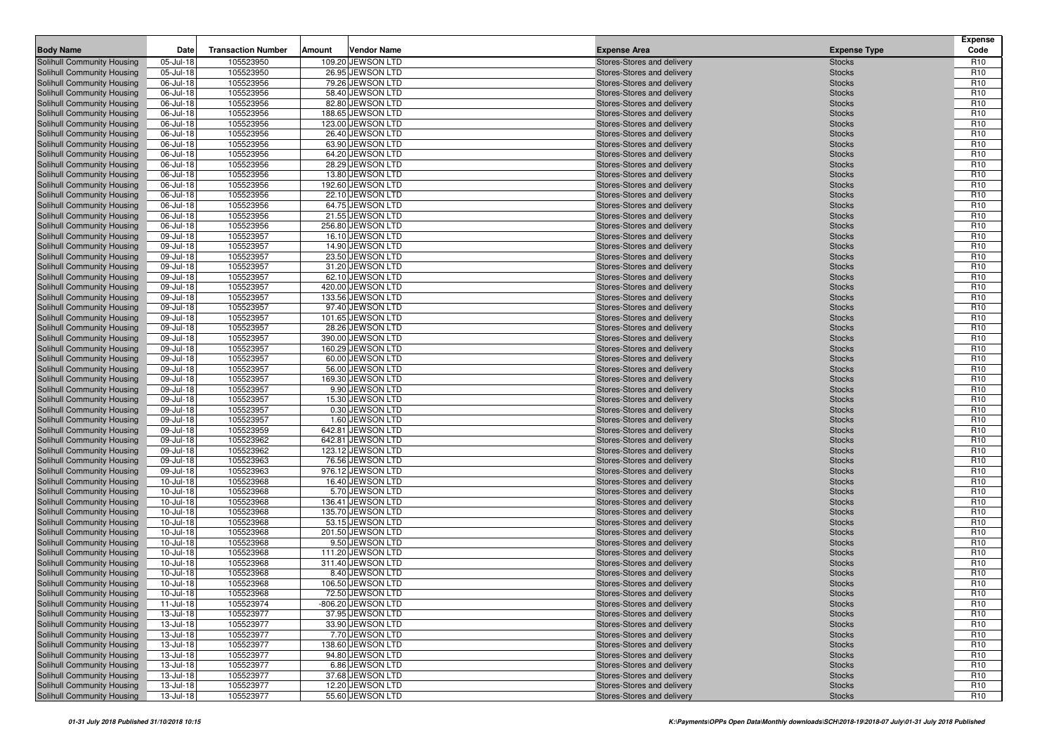| Body Name | Date | Transaction Number | Amount | Vendor Name | Expense Area | Expense Type | Expense Code |
|---|---|---|---|---|---|---|---|
| Solihull Community Housing | 05-Jul-18 | 105523950 | 109.20 | JEWSON LTD | Stores-Stores and delivery | Stocks | R10 |
| Solihull Community Housing | 05-Jul-18 | 105523950 | 26.95 | JEWSON LTD | Stores-Stores and delivery | Stocks | R10 |
| Solihull Community Housing | 06-Jul-18 | 105523956 | 79.26 | JEWSON LTD | Stores-Stores and delivery | Stocks | R10 |
| Solihull Community Housing | 06-Jul-18 | 105523956 | 58.40 | JEWSON LTD | Stores-Stores and delivery | Stocks | R10 |
| Solihull Community Housing | 06-Jul-18 | 105523956 | 82.80 | JEWSON LTD | Stores-Stores and delivery | Stocks | R10 |
| Solihull Community Housing | 06-Jul-18 | 105523956 | 188.65 | JEWSON LTD | Stores-Stores and delivery | Stocks | R10 |
| Solihull Community Housing | 06-Jul-18 | 105523956 | 123.00 | JEWSON LTD | Stores-Stores and delivery | Stocks | R10 |
| Solihull Community Housing | 06-Jul-18 | 105523956 | 26.40 | JEWSON LTD | Stores-Stores and delivery | Stocks | R10 |
| Solihull Community Housing | 06-Jul-18 | 105523956 | 63.90 | JEWSON LTD | Stores-Stores and delivery | Stocks | R10 |
| Solihull Community Housing | 06-Jul-18 | 105523956 | 64.20 | JEWSON LTD | Stores-Stores and delivery | Stocks | R10 |
| Solihull Community Housing | 06-Jul-18 | 105523956 | 28.29 | JEWSON LTD | Stores-Stores and delivery | Stocks | R10 |
| Solihull Community Housing | 06-Jul-18 | 105523956 | 13.80 | JEWSON LTD | Stores-Stores and delivery | Stocks | R10 |
| Solihull Community Housing | 06-Jul-18 | 105523956 | 192.60 | JEWSON LTD | Stores-Stores and delivery | Stocks | R10 |
| Solihull Community Housing | 06-Jul-18 | 105523956 | 22.10 | JEWSON LTD | Stores-Stores and delivery | Stocks | R10 |
| Solihull Community Housing | 06-Jul-18 | 105523956 | 64.75 | JEWSON LTD | Stores-Stores and delivery | Stocks | R10 |
| Solihull Community Housing | 06-Jul-18 | 105523956 | 21.55 | JEWSON LTD | Stores-Stores and delivery | Stocks | R10 |
| Solihull Community Housing | 06-Jul-18 | 105523956 | 256.80 | JEWSON LTD | Stores-Stores and delivery | Stocks | R10 |
| Solihull Community Housing | 09-Jul-18 | 105523957 | 16.10 | JEWSON LTD | Stores-Stores and delivery | Stocks | R10 |
| Solihull Community Housing | 09-Jul-18 | 105523957 | 14.90 | JEWSON LTD | Stores-Stores and delivery | Stocks | R10 |
| Solihull Community Housing | 09-Jul-18 | 105523957 | 23.50 | JEWSON LTD | Stores-Stores and delivery | Stocks | R10 |
| Solihull Community Housing | 09-Jul-18 | 105523957 | 31.20 | JEWSON LTD | Stores-Stores and delivery | Stocks | R10 |
| Solihull Community Housing | 09-Jul-18 | 105523957 | 62.10 | JEWSON LTD | Stores-Stores and delivery | Stocks | R10 |
| Solihull Community Housing | 09-Jul-18 | 105523957 | 420.00 | JEWSON LTD | Stores-Stores and delivery | Stocks | R10 |
| Solihull Community Housing | 09-Jul-18 | 105523957 | 133.56 | JEWSON LTD | Stores-Stores and delivery | Stocks | R10 |
| Solihull Community Housing | 09-Jul-18 | 105523957 | 97.40 | JEWSON LTD | Stores-Stores and delivery | Stocks | R10 |
| Solihull Community Housing | 09-Jul-18 | 105523957 | 101.65 | JEWSON LTD | Stores-Stores and delivery | Stocks | R10 |
| Solihull Community Housing | 09-Jul-18 | 105523957 | 28.26 | JEWSON LTD | Stores-Stores and delivery | Stocks | R10 |
| Solihull Community Housing | 09-Jul-18 | 105523957 | 390.00 | JEWSON LTD | Stores-Stores and delivery | Stocks | R10 |
| Solihull Community Housing | 09-Jul-18 | 105523957 | 160.29 | JEWSON LTD | Stores-Stores and delivery | Stocks | R10 |
| Solihull Community Housing | 09-Jul-18 | 105523957 | 60.00 | JEWSON LTD | Stores-Stores and delivery | Stocks | R10 |
| Solihull Community Housing | 09-Jul-18 | 105523957 | 56.00 | JEWSON LTD | Stores-Stores and delivery | Stocks | R10 |
| Solihull Community Housing | 09-Jul-18 | 105523957 | 169.30 | JEWSON LTD | Stores-Stores and delivery | Stocks | R10 |
| Solihull Community Housing | 09-Jul-18 | 105523957 | 9.90 | JEWSON LTD | Stores-Stores and delivery | Stocks | R10 |
| Solihull Community Housing | 09-Jul-18 | 105523957 | 15.30 | JEWSON LTD | Stores-Stores and delivery | Stocks | R10 |
| Solihull Community Housing | 09-Jul-18 | 105523957 | 0.30 | JEWSON LTD | Stores-Stores and delivery | Stocks | R10 |
| Solihull Community Housing | 09-Jul-18 | 105523957 | 1.60 | JEWSON LTD | Stores-Stores and delivery | Stocks | R10 |
| Solihull Community Housing | 09-Jul-18 | 105523959 | 642.81 | JEWSON LTD | Stores-Stores and delivery | Stocks | R10 |
| Solihull Community Housing | 09-Jul-18 | 105523962 | 642.81 | JEWSON LTD | Stores-Stores and delivery | Stocks | R10 |
| Solihull Community Housing | 09-Jul-18 | 105523962 | 123.12 | JEWSON LTD | Stores-Stores and delivery | Stocks | R10 |
| Solihull Community Housing | 09-Jul-18 | 105523963 | 76.56 | JEWSON LTD | Stores-Stores and delivery | Stocks | R10 |
| Solihull Community Housing | 09-Jul-18 | 105523963 | 976.12 | JEWSON LTD | Stores-Stores and delivery | Stocks | R10 |
| Solihull Community Housing | 10-Jul-18 | 105523968 | 16.40 | JEWSON LTD | Stores-Stores and delivery | Stocks | R10 |
| Solihull Community Housing | 10-Jul-18 | 105523968 | 5.70 | JEWSON LTD | Stores-Stores and delivery | Stocks | R10 |
| Solihull Community Housing | 10-Jul-18 | 105523968 | 136.41 | JEWSON LTD | Stores-Stores and delivery | Stocks | R10 |
| Solihull Community Housing | 10-Jul-18 | 105523968 | 135.70 | JEWSON LTD | Stores-Stores and delivery | Stocks | R10 |
| Solihull Community Housing | 10-Jul-18 | 105523968 | 53.15 | JEWSON LTD | Stores-Stores and delivery | Stocks | R10 |
| Solihull Community Housing | 10-Jul-18 | 105523968 | 201.50 | JEWSON LTD | Stores-Stores and delivery | Stocks | R10 |
| Solihull Community Housing | 10-Jul-18 | 105523968 | 9.50 | JEWSON LTD | Stores-Stores and delivery | Stocks | R10 |
| Solihull Community Housing | 10-Jul-18 | 105523968 | 111.20 | JEWSON LTD | Stores-Stores and delivery | Stocks | R10 |
| Solihull Community Housing | 10-Jul-18 | 105523968 | 311.40 | JEWSON LTD | Stores-Stores and delivery | Stocks | R10 |
| Solihull Community Housing | 10-Jul-18 | 105523968 | 8.40 | JEWSON LTD | Stores-Stores and delivery | Stocks | R10 |
| Solihull Community Housing | 10-Jul-18 | 105523968 | 106.50 | JEWSON LTD | Stores-Stores and delivery | Stocks | R10 |
| Solihull Community Housing | 10-Jul-18 | 105523968 | 72.50 | JEWSON LTD | Stores-Stores and delivery | Stocks | R10 |
| Solihull Community Housing | 11-Jul-18 | 105523974 | -806.20 | JEWSON LTD | Stores-Stores and delivery | Stocks | R10 |
| Solihull Community Housing | 13-Jul-18 | 105523977 | 37.95 | JEWSON LTD | Stores-Stores and delivery | Stocks | R10 |
| Solihull Community Housing | 13-Jul-18 | 105523977 | 33.90 | JEWSON LTD | Stores-Stores and delivery | Stocks | R10 |
| Solihull Community Housing | 13-Jul-18 | 105523977 | 7.70 | JEWSON LTD | Stores-Stores and delivery | Stocks | R10 |
| Solihull Community Housing | 13-Jul-18 | 105523977 | 138.60 | JEWSON LTD | Stores-Stores and delivery | Stocks | R10 |
| Solihull Community Housing | 13-Jul-18 | 105523977 | 94.80 | JEWSON LTD | Stores-Stores and delivery | Stocks | R10 |
| Solihull Community Housing | 13-Jul-18 | 105523977 | 6.86 | JEWSON LTD | Stores-Stores and delivery | Stocks | R10 |
| Solihull Community Housing | 13-Jul-18 | 105523977 | 37.68 | JEWSON LTD | Stores-Stores and delivery | Stocks | R10 |
| Solihull Community Housing | 13-Jul-18 | 105523977 | 12.20 | JEWSON LTD | Stores-Stores and delivery | Stocks | R10 |
| Solihull Community Housing | 13-Jul-18 | 105523977 | 55.60 | JEWSON LTD | Stores-Stores and delivery | Stocks | R10 |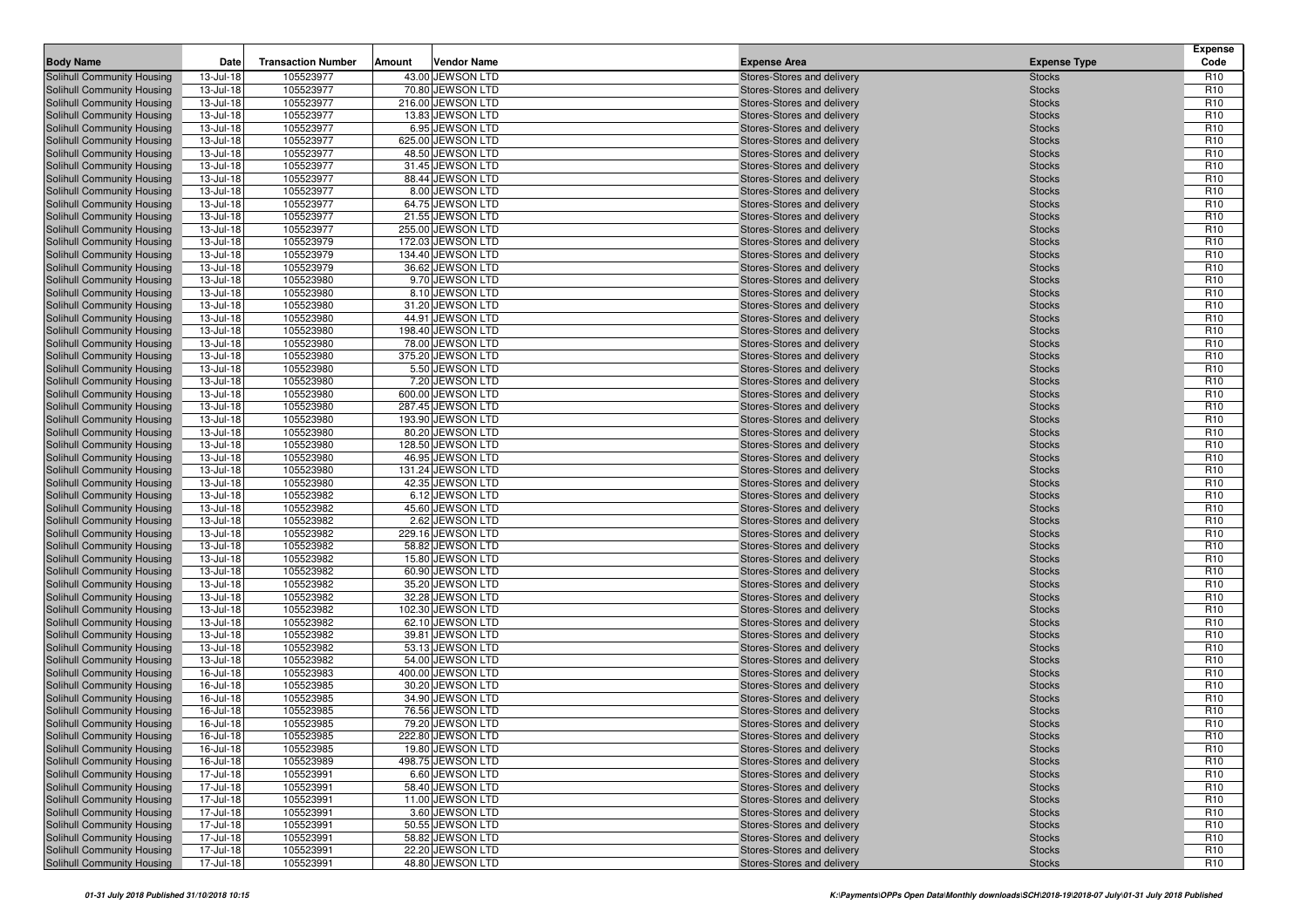| Body Name | Date | Transaction Number | Amount | Vendor Name | Expense Area | Expense Type | Expense Code |
|---|---|---|---|---|---|---|---|
| Solihull Community Housing | 13-Jul-18 | 105523977 | 43.00 | JEWSON LTD | Stores-Stores and delivery | Stocks | R10 |
| Solihull Community Housing | 13-Jul-18 | 105523977 | 70.80 | JEWSON LTD | Stores-Stores and delivery | Stocks | R10 |
| Solihull Community Housing | 13-Jul-18 | 105523977 | 216.00 | JEWSON LTD | Stores-Stores and delivery | Stocks | R10 |
| Solihull Community Housing | 13-Jul-18 | 105523977 | 13.83 | JEWSON LTD | Stores-Stores and delivery | Stocks | R10 |
| Solihull Community Housing | 13-Jul-18 | 105523977 | 6.95 | JEWSON LTD | Stores-Stores and delivery | Stocks | R10 |
| Solihull Community Housing | 13-Jul-18 | 105523977 | 625.00 | JEWSON LTD | Stores-Stores and delivery | Stocks | R10 |
| Solihull Community Housing | 13-Jul-18 | 105523977 | 48.50 | JEWSON LTD | Stores-Stores and delivery | Stocks | R10 |
| Solihull Community Housing | 13-Jul-18 | 105523977 | 31.45 | JEWSON LTD | Stores-Stores and delivery | Stocks | R10 |
| Solihull Community Housing | 13-Jul-18 | 105523977 | 88.44 | JEWSON LTD | Stores-Stores and delivery | Stocks | R10 |
| Solihull Community Housing | 13-Jul-18 | 105523977 | 8.00 | JEWSON LTD | Stores-Stores and delivery | Stocks | R10 |
| Solihull Community Housing | 13-Jul-18 | 105523977 | 64.75 | JEWSON LTD | Stores-Stores and delivery | Stocks | R10 |
| Solihull Community Housing | 13-Jul-18 | 105523977 | 21.55 | JEWSON LTD | Stores-Stores and delivery | Stocks | R10 |
| Solihull Community Housing | 13-Jul-18 | 105523977 | 255.00 | JEWSON LTD | Stores-Stores and delivery | Stocks | R10 |
| Solihull Community Housing | 13-Jul-18 | 105523979 | 172.03 | JEWSON LTD | Stores-Stores and delivery | Stocks | R10 |
| Solihull Community Housing | 13-Jul-18 | 105523979 | 134.40 | JEWSON LTD | Stores-Stores and delivery | Stocks | R10 |
| Solihull Community Housing | 13-Jul-18 | 105523979 | 36.62 | JEWSON LTD | Stores-Stores and delivery | Stocks | R10 |
| Solihull Community Housing | 13-Jul-18 | 105523980 | 9.70 | JEWSON LTD | Stores-Stores and delivery | Stocks | R10 |
| Solihull Community Housing | 13-Jul-18 | 105523980 | 8.10 | JEWSON LTD | Stores-Stores and delivery | Stocks | R10 |
| Solihull Community Housing | 13-Jul-18 | 105523980 | 31.20 | JEWSON LTD | Stores-Stores and delivery | Stocks | R10 |
| Solihull Community Housing | 13-Jul-18 | 105523980 | 44.91 | JEWSON LTD | Stores-Stores and delivery | Stocks | R10 |
| Solihull Community Housing | 13-Jul-18 | 105523980 | 198.40 | JEWSON LTD | Stores-Stores and delivery | Stocks | R10 |
| Solihull Community Housing | 13-Jul-18 | 105523980 | 78.00 | JEWSON LTD | Stores-Stores and delivery | Stocks | R10 |
| Solihull Community Housing | 13-Jul-18 | 105523980 | 375.20 | JEWSON LTD | Stores-Stores and delivery | Stocks | R10 |
| Solihull Community Housing | 13-Jul-18 | 105523980 | 5.50 | JEWSON LTD | Stores-Stores and delivery | Stocks | R10 |
| Solihull Community Housing | 13-Jul-18 | 105523980 | 7.20 | JEWSON LTD | Stores-Stores and delivery | Stocks | R10 |
| Solihull Community Housing | 13-Jul-18 | 105523980 | 600.00 | JEWSON LTD | Stores-Stores and delivery | Stocks | R10 |
| Solihull Community Housing | 13-Jul-18 | 105523980 | 287.45 | JEWSON LTD | Stores-Stores and delivery | Stocks | R10 |
| Solihull Community Housing | 13-Jul-18 | 105523980 | 193.90 | JEWSON LTD | Stores-Stores and delivery | Stocks | R10 |
| Solihull Community Housing | 13-Jul-18 | 105523980 | 80.20 | JEWSON LTD | Stores-Stores and delivery | Stocks | R10 |
| Solihull Community Housing | 13-Jul-18 | 105523980 | 128.50 | JEWSON LTD | Stores-Stores and delivery | Stocks | R10 |
| Solihull Community Housing | 13-Jul-18 | 105523980 | 46.95 | JEWSON LTD | Stores-Stores and delivery | Stocks | R10 |
| Solihull Community Housing | 13-Jul-18 | 105523980 | 131.24 | JEWSON LTD | Stores-Stores and delivery | Stocks | R10 |
| Solihull Community Housing | 13-Jul-18 | 105523980 | 42.35 | JEWSON LTD | Stores-Stores and delivery | Stocks | R10 |
| Solihull Community Housing | 13-Jul-18 | 105523982 | 6.12 | JEWSON LTD | Stores-Stores and delivery | Stocks | R10 |
| Solihull Community Housing | 13-Jul-18 | 105523982 | 45.60 | JEWSON LTD | Stores-Stores and delivery | Stocks | R10 |
| Solihull Community Housing | 13-Jul-18 | 105523982 | 2.62 | JEWSON LTD | Stores-Stores and delivery | Stocks | R10 |
| Solihull Community Housing | 13-Jul-18 | 105523982 | 229.16 | JEWSON LTD | Stores-Stores and delivery | Stocks | R10 |
| Solihull Community Housing | 13-Jul-18 | 105523982 | 58.82 | JEWSON LTD | Stores-Stores and delivery | Stocks | R10 |
| Solihull Community Housing | 13-Jul-18 | 105523982 | 15.80 | JEWSON LTD | Stores-Stores and delivery | Stocks | R10 |
| Solihull Community Housing | 13-Jul-18 | 105523982 | 60.90 | JEWSON LTD | Stores-Stores and delivery | Stocks | R10 |
| Solihull Community Housing | 13-Jul-18 | 105523982 | 35.20 | JEWSON LTD | Stores-Stores and delivery | Stocks | R10 |
| Solihull Community Housing | 13-Jul-18 | 105523982 | 32.28 | JEWSON LTD | Stores-Stores and delivery | Stocks | R10 |
| Solihull Community Housing | 13-Jul-18 | 105523982 | 102.30 | JEWSON LTD | Stores-Stores and delivery | Stocks | R10 |
| Solihull Community Housing | 13-Jul-18 | 105523982 | 62.10 | JEWSON LTD | Stores-Stores and delivery | Stocks | R10 |
| Solihull Community Housing | 13-Jul-18 | 105523982 | 39.81 | JEWSON LTD | Stores-Stores and delivery | Stocks | R10 |
| Solihull Community Housing | 13-Jul-18 | 105523982 | 53.13 | JEWSON LTD | Stores-Stores and delivery | Stocks | R10 |
| Solihull Community Housing | 13-Jul-18 | 105523982 | 54.00 | JEWSON LTD | Stores-Stores and delivery | Stocks | R10 |
| Solihull Community Housing | 16-Jul-18 | 105523983 | 400.00 | JEWSON LTD | Stores-Stores and delivery | Stocks | R10 |
| Solihull Community Housing | 16-Jul-18 | 105523985 | 30.20 | JEWSON LTD | Stores-Stores and delivery | Stocks | R10 |
| Solihull Community Housing | 16-Jul-18 | 105523985 | 34.90 | JEWSON LTD | Stores-Stores and delivery | Stocks | R10 |
| Solihull Community Housing | 16-Jul-18 | 105523985 | 76.56 | JEWSON LTD | Stores-Stores and delivery | Stocks | R10 |
| Solihull Community Housing | 16-Jul-18 | 105523985 | 79.20 | JEWSON LTD | Stores-Stores and delivery | Stocks | R10 |
| Solihull Community Housing | 16-Jul-18 | 105523985 | 222.80 | JEWSON LTD | Stores-Stores and delivery | Stocks | R10 |
| Solihull Community Housing | 16-Jul-18 | 105523985 | 19.80 | JEWSON LTD | Stores-Stores and delivery | Stocks | R10 |
| Solihull Community Housing | 16-Jul-18 | 105523989 | 498.75 | JEWSON LTD | Stores-Stores and delivery | Stocks | R10 |
| Solihull Community Housing | 17-Jul-18 | 105523991 | 6.60 | JEWSON LTD | Stores-Stores and delivery | Stocks | R10 |
| Solihull Community Housing | 17-Jul-18 | 105523991 | 58.40 | JEWSON LTD | Stores-Stores and delivery | Stocks | R10 |
| Solihull Community Housing | 17-Jul-18 | 105523991 | 11.00 | JEWSON LTD | Stores-Stores and delivery | Stocks | R10 |
| Solihull Community Housing | 17-Jul-18 | 105523991 | 3.60 | JEWSON LTD | Stores-Stores and delivery | Stocks | R10 |
| Solihull Community Housing | 17-Jul-18 | 105523991 | 50.55 | JEWSON LTD | Stores-Stores and delivery | Stocks | R10 |
| Solihull Community Housing | 17-Jul-18 | 105523991 | 58.82 | JEWSON LTD | Stores-Stores and delivery | Stocks | R10 |
| Solihull Community Housing | 17-Jul-18 | 105523991 | 22.20 | JEWSON LTD | Stores-Stores and delivery | Stocks | R10 |
| Solihull Community Housing | 17-Jul-18 | 105523991 | 48.80 | JEWSON LTD | Stores-Stores and delivery | Stocks | R10 |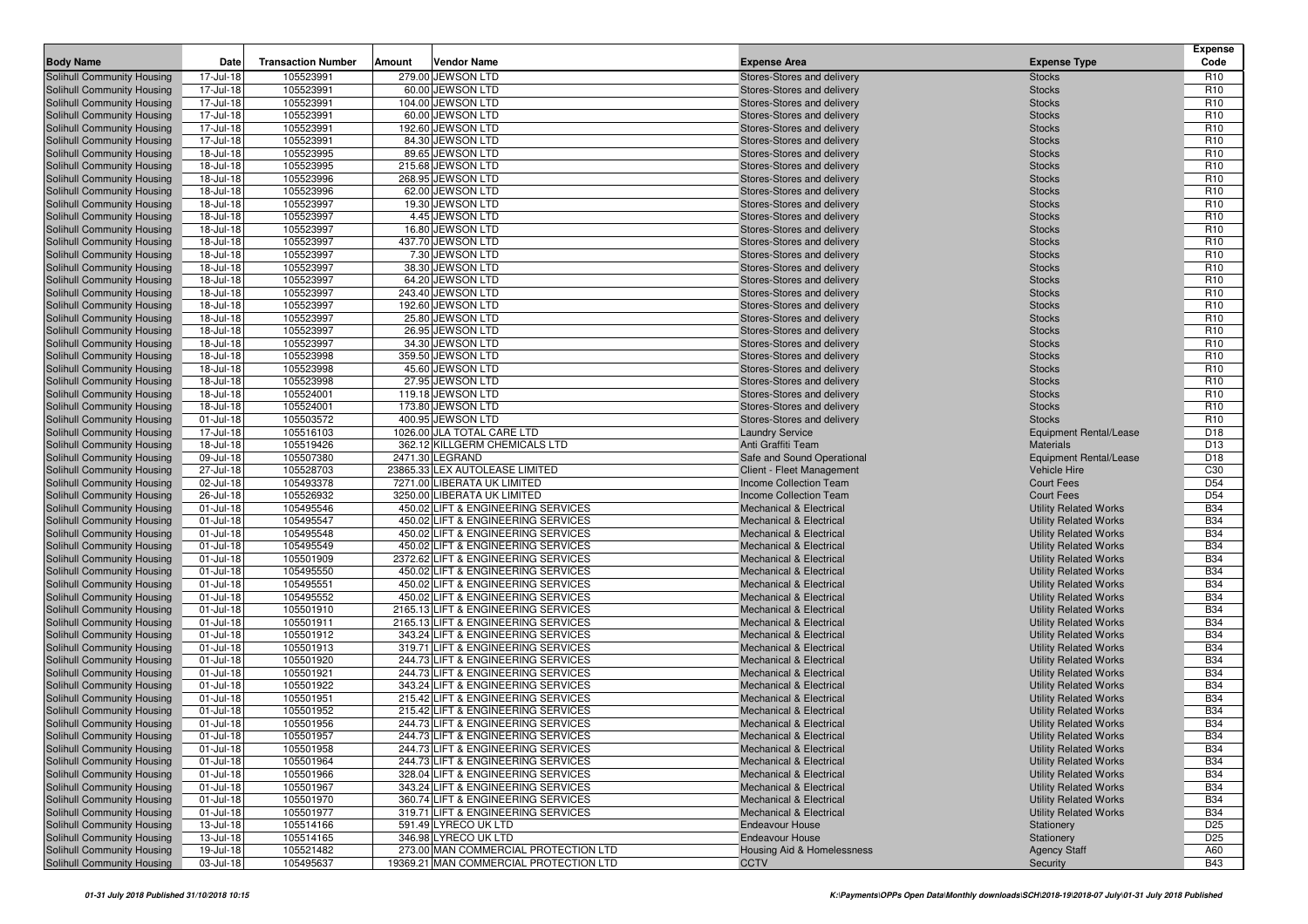| Body Name | Date | Transaction Number | Amount | Vendor Name | Expense Area | Expense Type | Expense Code |
|---|---|---|---|---|---|---|---|
| Solihull Community Housing | 17-Jul-18 | 105523991 | 279.00 | JEWSON LTD | Stores-Stores and delivery | Stocks | R10 |
| Solihull Community Housing | 17-Jul-18 | 105523991 | 60.00 | JEWSON LTD | Stores-Stores and delivery | Stocks | R10 |
| Solihull Community Housing | 17-Jul-18 | 105523991 | 104.00 | JEWSON LTD | Stores-Stores and delivery | Stocks | R10 |
| Solihull Community Housing | 17-Jul-18 | 105523991 | 60.00 | JEWSON LTD | Stores-Stores and delivery | Stocks | R10 |
| Solihull Community Housing | 17-Jul-18 | 105523991 | 192.60 | JEWSON LTD | Stores-Stores and delivery | Stocks | R10 |
| Solihull Community Housing | 17-Jul-18 | 105523991 | 84.30 | JEWSON LTD | Stores-Stores and delivery | Stocks | R10 |
| Solihull Community Housing | 18-Jul-18 | 105523995 | 89.65 | JEWSON LTD | Stores-Stores and delivery | Stocks | R10 |
| Solihull Community Housing | 18-Jul-18 | 105523995 | 215.68 | JEWSON LTD | Stores-Stores and delivery | Stocks | R10 |
| Solihull Community Housing | 18-Jul-18 | 105523996 | 268.95 | JEWSON LTD | Stores-Stores and delivery | Stocks | R10 |
| Solihull Community Housing | 18-Jul-18 | 105523996 | 62.00 | JEWSON LTD | Stores-Stores and delivery | Stocks | R10 |
| Solihull Community Housing | 18-Jul-18 | 105523997 | 19.30 | JEWSON LTD | Stores-Stores and delivery | Stocks | R10 |
| Solihull Community Housing | 18-Jul-18 | 105523997 | 4.45 | JEWSON LTD | Stores-Stores and delivery | Stocks | R10 |
| Solihull Community Housing | 18-Jul-18 | 105523997 | 16.80 | JEWSON LTD | Stores-Stores and delivery | Stocks | R10 |
| Solihull Community Housing | 18-Jul-18 | 105523997 | 437.70 | JEWSON LTD | Stores-Stores and delivery | Stocks | R10 |
| Solihull Community Housing | 18-Jul-18 | 105523997 | 7.30 | JEWSON LTD | Stores-Stores and delivery | Stocks | R10 |
| Solihull Community Housing | 18-Jul-18 | 105523997 | 38.30 | JEWSON LTD | Stores-Stores and delivery | Stocks | R10 |
| Solihull Community Housing | 18-Jul-18 | 105523997 | 64.20 | JEWSON LTD | Stores-Stores and delivery | Stocks | R10 |
| Solihull Community Housing | 18-Jul-18 | 105523997 | 243.40 | JEWSON LTD | Stores-Stores and delivery | Stocks | R10 |
| Solihull Community Housing | 18-Jul-18 | 105523997 | 192.60 | JEWSON LTD | Stores-Stores and delivery | Stocks | R10 |
| Solihull Community Housing | 18-Jul-18 | 105523997 | 25.80 | JEWSON LTD | Stores-Stores and delivery | Stocks | R10 |
| Solihull Community Housing | 18-Jul-18 | 105523997 | 26.95 | JEWSON LTD | Stores-Stores and delivery | Stocks | R10 |
| Solihull Community Housing | 18-Jul-18 | 105523997 | 34.30 | JEWSON LTD | Stores-Stores and delivery | Stocks | R10 |
| Solihull Community Housing | 18-Jul-18 | 105523998 | 359.50 | JEWSON LTD | Stores-Stores and delivery | Stocks | R10 |
| Solihull Community Housing | 18-Jul-18 | 105523998 | 45.60 | JEWSON LTD | Stores-Stores and delivery | Stocks | R10 |
| Solihull Community Housing | 18-Jul-18 | 105523998 | 27.95 | JEWSON LTD | Stores-Stores and delivery | Stocks | R10 |
| Solihull Community Housing | 18-Jul-18 | 105524001 | 119.18 | JEWSON LTD | Stores-Stores and delivery | Stocks | R10 |
| Solihull Community Housing | 18-Jul-18 | 105524001 | 173.80 | JEWSON LTD | Stores-Stores and delivery | Stocks | R10 |
| Solihull Community Housing | 01-Jul-18 | 105503572 | 400.95 | JEWSON LTD | Stores-Stores and delivery | Stocks | R10 |
| Solihull Community Housing | 17-Jul-18 | 105516103 | 1026.00 | JLA TOTAL CARE LTD | Laundry Service | Equipment Rental/Lease | D18 |
| Solihull Community Housing | 18-Jul-18 | 105519426 | 362.12 | KILLGERM CHEMICALS LTD | Anti Graffiti Team | Materials | D13 |
| Solihull Community Housing | 09-Jul-18 | 105507380 | 2471.30 | LEGRAND | Safe and Sound Operational | Equipment Rental/Lease | D18 |
| Solihull Community Housing | 27-Jul-18 | 105528703 | 23865.33 | LEX AUTOLEASE LIMITED | Client - Fleet Management | Vehicle Hire | C30 |
| Solihull Community Housing | 02-Jul-18 | 105493378 | 7271.00 | LIBERATA UK LIMITED | Income Collection Team | Court Fees | D54 |
| Solihull Community Housing | 26-Jul-18 | 105526932 | 3250.00 | LIBERATA UK LIMITED | Income Collection Team | Court Fees | D54 |
| Solihull Community Housing | 01-Jul-18 | 105495546 | 450.02 | LIFT & ENGINEERING SERVICES | Mechanical & Electrical | Utility Related Works | B34 |
| Solihull Community Housing | 01-Jul-18 | 105495547 | 450.02 | LIFT & ENGINEERING SERVICES | Mechanical & Electrical | Utility Related Works | B34 |
| Solihull Community Housing | 01-Jul-18 | 105495548 | 450.02 | LIFT & ENGINEERING SERVICES | Mechanical & Electrical | Utility Related Works | B34 |
| Solihull Community Housing | 01-Jul-18 | 105495549 | 450.02 | LIFT & ENGINEERING SERVICES | Mechanical & Electrical | Utility Related Works | B34 |
| Solihull Community Housing | 01-Jul-18 | 105501909 | 2372.62 | LIFT & ENGINEERING SERVICES | Mechanical & Electrical | Utility Related Works | B34 |
| Solihull Community Housing | 01-Jul-18 | 105495550 | 450.02 | LIFT & ENGINEERING SERVICES | Mechanical & Electrical | Utility Related Works | B34 |
| Solihull Community Housing | 01-Jul-18 | 105495551 | 450.02 | LIFT & ENGINEERING SERVICES | Mechanical & Electrical | Utility Related Works | B34 |
| Solihull Community Housing | 01-Jul-18 | 105495552 | 450.02 | LIFT & ENGINEERING SERVICES | Mechanical & Electrical | Utility Related Works | B34 |
| Solihull Community Housing | 01-Jul-18 | 105501910 | 2165.13 | LIFT & ENGINEERING SERVICES | Mechanical & Electrical | Utility Related Works | B34 |
| Solihull Community Housing | 01-Jul-18 | 105501911 | 2165.13 | LIFT & ENGINEERING SERVICES | Mechanical & Electrical | Utility Related Works | B34 |
| Solihull Community Housing | 01-Jul-18 | 105501912 | 343.24 | LIFT & ENGINEERING SERVICES | Mechanical & Electrical | Utility Related Works | B34 |
| Solihull Community Housing | 01-Jul-18 | 105501913 | 319.71 | LIFT & ENGINEERING SERVICES | Mechanical & Electrical | Utility Related Works | B34 |
| Solihull Community Housing | 01-Jul-18 | 105501920 | 244.73 | LIFT & ENGINEERING SERVICES | Mechanical & Electrical | Utility Related Works | B34 |
| Solihull Community Housing | 01-Jul-18 | 105501921 | 244.73 | LIFT & ENGINEERING SERVICES | Mechanical & Electrical | Utility Related Works | B34 |
| Solihull Community Housing | 01-Jul-18 | 105501922 | 343.24 | LIFT & ENGINEERING SERVICES | Mechanical & Electrical | Utility Related Works | B34 |
| Solihull Community Housing | 01-Jul-18 | 105501951 | 215.42 | LIFT & ENGINEERING SERVICES | Mechanical & Electrical | Utility Related Works | B34 |
| Solihull Community Housing | 01-Jul-18 | 105501952 | 215.42 | LIFT & ENGINEERING SERVICES | Mechanical & Electrical | Utility Related Works | B34 |
| Solihull Community Housing | 01-Jul-18 | 105501956 | 244.73 | LIFT & ENGINEERING SERVICES | Mechanical & Electrical | Utility Related Works | B34 |
| Solihull Community Housing | 01-Jul-18 | 105501957 | 244.73 | LIFT & ENGINEERING SERVICES | Mechanical & Electrical | Utility Related Works | B34 |
| Solihull Community Housing | 01-Jul-18 | 105501958 | 244.73 | LIFT & ENGINEERING SERVICES | Mechanical & Electrical | Utility Related Works | B34 |
| Solihull Community Housing | 01-Jul-18 | 105501964 | 244.73 | LIFT & ENGINEERING SERVICES | Mechanical & Electrical | Utility Related Works | B34 |
| Solihull Community Housing | 01-Jul-18 | 105501966 | 328.04 | LIFT & ENGINEERING SERVICES | Mechanical & Electrical | Utility Related Works | B34 |
| Solihull Community Housing | 01-Jul-18 | 105501967 | 343.24 | LIFT & ENGINEERING SERVICES | Mechanical & Electrical | Utility Related Works | B34 |
| Solihull Community Housing | 01-Jul-18 | 105501970 | 360.74 | LIFT & ENGINEERING SERVICES | Mechanical & Electrical | Utility Related Works | B34 |
| Solihull Community Housing | 01-Jul-18 | 105501977 | 319.71 | LIFT & ENGINEERING SERVICES | Mechanical & Electrical | Utility Related Works | B34 |
| Solihull Community Housing | 13-Jul-18 | 105514166 | 591.49 | LYRECO UK LTD | Endeavour House | Stationery | D25 |
| Solihull Community Housing | 13-Jul-18 | 105514165 | 346.98 | LYRECO UK LTD | Endeavour House | Stationery | D25 |
| Solihull Community Housing | 19-Jul-18 | 105521482 | 273.00 | MAN COMMERCIAL PROTECTION LTD | Housing Aid & Homelessness | Agency Staff | A60 |
| Solihull Community Housing | 03-Jul-18 | 105495637 | 19369.21 | MAN COMMERCIAL PROTECTION LTD | CCTV | Security | B43 |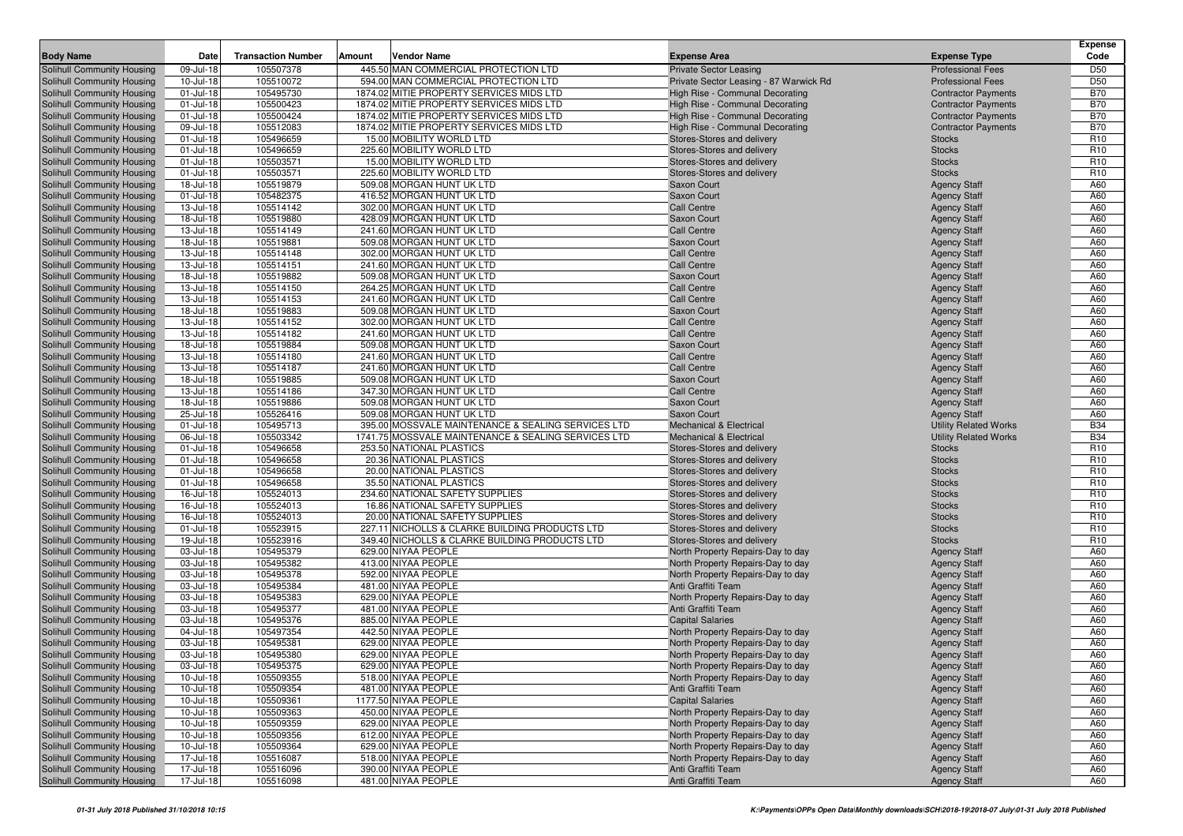| Body Name | Date | Transaction Number | Amount | Vendor Name | Expense Area | Expense Type | Expense Code |
|---|---|---|---|---|---|---|---|
| Solihull Community Housing | 09-Jul-18 | 105507378 | 445.50 | MAN COMMERCIAL PROTECTION LTD | Private Sector Leasing | Professional Fees | D50 |
| Solihull Community Housing | 10-Jul-18 | 105510072 | 594.00 | MAN COMMERCIAL PROTECTION LTD | Private Sector Leasing - 87 Warwick Rd | Professional Fees | D50 |
| Solihull Community Housing | 01-Jul-18 | 105495730 | 1874.02 | MITIE PROPERTY SERVICES MIDS LTD | High Rise - Communal Decorating | Contractor Payments | B70 |
| Solihull Community Housing | 01-Jul-18 | 105500423 | 1874.02 | MITIE PROPERTY SERVICES MIDS LTD | High Rise - Communal Decorating | Contractor Payments | B70 |
| Solihull Community Housing | 01-Jul-18 | 105500424 | 1874.02 | MITIE PROPERTY SERVICES MIDS LTD | High Rise - Communal Decorating | Contractor Payments | B70 |
| Solihull Community Housing | 09-Jul-18 | 105512083 | 1874.02 | MITIE PROPERTY SERVICES MIDS LTD | High Rise - Communal Decorating | Contractor Payments | B70 |
| Solihull Community Housing | 01-Jul-18 | 105496659 | 15.00 | MOBILITY WORLD LTD | Stores-Stores and delivery | Stocks | R10 |
| Solihull Community Housing | 01-Jul-18 | 105496659 | 225.60 | MOBILITY WORLD LTD | Stores-Stores and delivery | Stocks | R10 |
| Solihull Community Housing | 01-Jul-18 | 105503571 | 15.00 | MOBILITY WORLD LTD | Stores-Stores and delivery | Stocks | R10 |
| Solihull Community Housing | 01-Jul-18 | 105503571 | 225.60 | MOBILITY WORLD LTD | Stores-Stores and delivery | Stocks | R10 |
| Solihull Community Housing | 18-Jul-18 | 105519879 | 509.08 | MORGAN HUNT UK LTD | Saxon Court | Agency Staff | A60 |
| Solihull Community Housing | 01-Jul-18 | 105482375 | 416.52 | MORGAN HUNT UK LTD | Saxon Court | Agency Staff | A60 |
| Solihull Community Housing | 13-Jul-18 | 105514142 | 302.00 | MORGAN HUNT UK LTD | Call Centre | Agency Staff | A60 |
| Solihull Community Housing | 18-Jul-18 | 105519880 | 428.09 | MORGAN HUNT UK LTD | Saxon Court | Agency Staff | A60 |
| Solihull Community Housing | 13-Jul-18 | 105514149 | 241.60 | MORGAN HUNT UK LTD | Call Centre | Agency Staff | A60 |
| Solihull Community Housing | 18-Jul-18 | 105519881 | 509.08 | MORGAN HUNT UK LTD | Saxon Court | Agency Staff | A60 |
| Solihull Community Housing | 13-Jul-18 | 105514148 | 302.00 | MORGAN HUNT UK LTD | Call Centre | Agency Staff | A60 |
| Solihull Community Housing | 13-Jul-18 | 105514151 | 241.60 | MORGAN HUNT UK LTD | Call Centre | Agency Staff | A60 |
| Solihull Community Housing | 18-Jul-18 | 105519882 | 509.08 | MORGAN HUNT UK LTD | Saxon Court | Agency Staff | A60 |
| Solihull Community Housing | 13-Jul-18 | 105514150 | 264.25 | MORGAN HUNT UK LTD | Call Centre | Agency Staff | A60 |
| Solihull Community Housing | 13-Jul-18 | 105514153 | 241.60 | MORGAN HUNT UK LTD | Call Centre | Agency Staff | A60 |
| Solihull Community Housing | 18-Jul-18 | 105519883 | 509.08 | MORGAN HUNT UK LTD | Saxon Court | Agency Staff | A60 |
| Solihull Community Housing | 13-Jul-18 | 105514152 | 302.00 | MORGAN HUNT UK LTD | Call Centre | Agency Staff | A60 |
| Solihull Community Housing | 13-Jul-18 | 105514182 | 241.60 | MORGAN HUNT UK LTD | Call Centre | Agency Staff | A60 |
| Solihull Community Housing | 18-Jul-18 | 105519884 | 509.08 | MORGAN HUNT UK LTD | Saxon Court | Agency Staff | A60 |
| Solihull Community Housing | 13-Jul-18 | 105514180 | 241.60 | MORGAN HUNT UK LTD | Call Centre | Agency Staff | A60 |
| Solihull Community Housing | 13-Jul-18 | 105514187 | 241.60 | MORGAN HUNT UK LTD | Call Centre | Agency Staff | A60 |
| Solihull Community Housing | 18-Jul-18 | 105519885 | 509.08 | MORGAN HUNT UK LTD | Saxon Court | Agency Staff | A60 |
| Solihull Community Housing | 13-Jul-18 | 105514186 | 347.30 | MORGAN HUNT UK LTD | Call Centre | Agency Staff | A60 |
| Solihull Community Housing | 18-Jul-18 | 105519886 | 509.08 | MORGAN HUNT UK LTD | Saxon Court | Agency Staff | A60 |
| Solihull Community Housing | 25-Jul-18 | 105526416 | 509.08 | MORGAN HUNT UK LTD | Saxon Court | Agency Staff | A60 |
| Solihull Community Housing | 01-Jul-18 | 105495713 | 395.00 | MOSSVALE MAINTENANCE & SEALING SERVICES LTD | Mechanical & Electrical | Utility Related Works | B34 |
| Solihull Community Housing | 06-Jul-18 | 105503342 | 1741.75 | MOSSVALE MAINTENANCE & SEALING SERVICES LTD | Mechanical & Electrical | Utility Related Works | B34 |
| Solihull Community Housing | 01-Jul-18 | 105496658 | 253.50 | NATIONAL PLASTICS | Stores-Stores and delivery | Stocks | R10 |
| Solihull Community Housing | 01-Jul-18 | 105496658 | 20.36 | NATIONAL PLASTICS | Stores-Stores and delivery | Stocks | R10 |
| Solihull Community Housing | 01-Jul-18 | 105496658 | 20.00 | NATIONAL PLASTICS | Stores-Stores and delivery | Stocks | R10 |
| Solihull Community Housing | 01-Jul-18 | 105496658 | 35.50 | NATIONAL PLASTICS | Stores-Stores and delivery | Stocks | R10 |
| Solihull Community Housing | 16-Jul-18 | 105524013 | 234.60 | NATIONAL SAFETY SUPPLIES | Stores-Stores and delivery | Stocks | R10 |
| Solihull Community Housing | 16-Jul-18 | 105524013 | 16.86 | NATIONAL SAFETY SUPPLIES | Stores-Stores and delivery | Stocks | R10 |
| Solihull Community Housing | 16-Jul-18 | 105524013 | 20.00 | NATIONAL SAFETY SUPPLIES | Stores-Stores and delivery | Stocks | R10 |
| Solihull Community Housing | 01-Jul-18 | 105523915 | 227.11 | NICHOLLS & CLARKE BUILDING PRODUCTS LTD | Stores-Stores and delivery | Stocks | R10 |
| Solihull Community Housing | 19-Jul-18 | 105523916 | 349.40 | NICHOLLS & CLARKE BUILDING PRODUCTS LTD | Stores-Stores and delivery | Stocks | R10 |
| Solihull Community Housing | 03-Jul-18 | 105495379 | 629.00 | NIYAA PEOPLE | North Property Repairs-Day to day | Agency Staff | A60 |
| Solihull Community Housing | 03-Jul-18 | 105495382 | 413.00 | NIYAA PEOPLE | North Property Repairs-Day to day | Agency Staff | A60 |
| Solihull Community Housing | 03-Jul-18 | 105495378 | 592.00 | NIYAA PEOPLE | North Property Repairs-Day to day | Agency Staff | A60 |
| Solihull Community Housing | 03-Jul-18 | 105495384 | 481.00 | NIYAA PEOPLE | Anti Graffiti Team | Agency Staff | A60 |
| Solihull Community Housing | 03-Jul-18 | 105495383 | 629.00 | NIYAA PEOPLE | North Property Repairs-Day to day | Agency Staff | A60 |
| Solihull Community Housing | 03-Jul-18 | 105495377 | 481.00 | NIYAA PEOPLE | Anti Graffiti Team | Agency Staff | A60 |
| Solihull Community Housing | 03-Jul-18 | 105495376 | 885.00 | NIYAA PEOPLE | Capital Salaries | Agency Staff | A60 |
| Solihull Community Housing | 04-Jul-18 | 105497354 | 442.50 | NIYAA PEOPLE | North Property Repairs-Day to day | Agency Staff | A60 |
| Solihull Community Housing | 03-Jul-18 | 105495381 | 629.00 | NIYAA PEOPLE | North Property Repairs-Day to day | Agency Staff | A60 |
| Solihull Community Housing | 03-Jul-18 | 105495380 | 629.00 | NIYAA PEOPLE | North Property Repairs-Day to day | Agency Staff | A60 |
| Solihull Community Housing | 03-Jul-18 | 105495375 | 629.00 | NIYAA PEOPLE | North Property Repairs-Day to day | Agency Staff | A60 |
| Solihull Community Housing | 10-Jul-18 | 105509355 | 518.00 | NIYAA PEOPLE | North Property Repairs-Day to day | Agency Staff | A60 |
| Solihull Community Housing | 10-Jul-18 | 105509354 | 481.00 | NIYAA PEOPLE | Anti Graffiti Team | Agency Staff | A60 |
| Solihull Community Housing | 10-Jul-18 | 105509361 | 1177.50 | NIYAA PEOPLE | Capital Salaries | Agency Staff | A60 |
| Solihull Community Housing | 10-Jul-18 | 105509363 | 450.00 | NIYAA PEOPLE | North Property Repairs-Day to day | Agency Staff | A60 |
| Solihull Community Housing | 10-Jul-18 | 105509359 | 629.00 | NIYAA PEOPLE | North Property Repairs-Day to day | Agency Staff | A60 |
| Solihull Community Housing | 10-Jul-18 | 105509356 | 612.00 | NIYAA PEOPLE | North Property Repairs-Day to day | Agency Staff | A60 |
| Solihull Community Housing | 10-Jul-18 | 105509364 | 629.00 | NIYAA PEOPLE | North Property Repairs-Day to day | Agency Staff | A60 |
| Solihull Community Housing | 17-Jul-18 | 105516087 | 518.00 | NIYAA PEOPLE | North Property Repairs-Day to day | Agency Staff | A60 |
| Solihull Community Housing | 17-Jul-18 | 105516096 | 390.00 | NIYAA PEOPLE | Anti Graffiti Team | Agency Staff | A60 |
| Solihull Community Housing | 17-Jul-18 | 105516098 | 481.00 | NIYAA PEOPLE | Anti Graffiti Team | Agency Staff | A60 |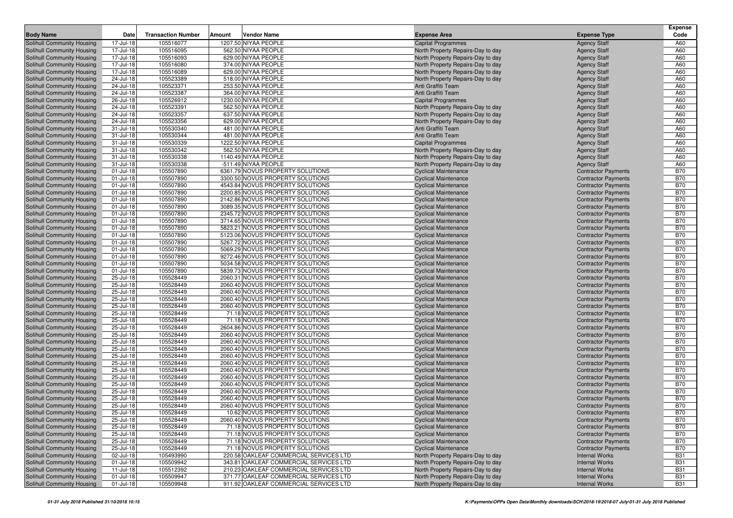| Body Name | Date | Transaction Number | Amount | Vendor Name | Expense Area | Expense Type | Expense Code |
|---|---|---|---|---|---|---|---|
| Solihull Community Housing | 17-Jul-18 | 105516077 | 1207.50 | NIYAA PEOPLE | Capital Programmes | Agency Staff | A60 |
| Solihull Community Housing | 17-Jul-18 | 105516095 | 562.50 | NIYAA PEOPLE | North Property Repairs-Day to day | Agency Staff | A60 |
| Solihull Community Housing | 17-Jul-18 | 105516093 | 629.00 | NIYAA PEOPLE | North Property Repairs-Day to day | Agency Staff | A60 |
| Solihull Community Housing | 17-Jul-18 | 105516080 | 374.00 | NIYAA PEOPLE | North Property Repairs-Day to day | Agency Staff | A60 |
| Solihull Community Housing | 17-Jul-18 | 105516089 | 629.00 | NIYAA PEOPLE | North Property Repairs-Day to day | Agency Staff | A60 |
| Solihull Community Housing | 24-Jul-18 | 105523389 | 518.00 | NIYAA PEOPLE | North Property Repairs-Day to day | Agency Staff | A60 |
| Solihull Community Housing | 24-Jul-18 | 105523371 | 253.50 | NIYAA PEOPLE | Anti Graffiti Team | Agency Staff | A60 |
| Solihull Community Housing | 24-Jul-18 | 105523387 | 364.00 | NIYAA PEOPLE | Anti Graffiti Team | Agency Staff | A60 |
| Solihull Community Housing | 26-Jul-18 | 105526912 | 1230.00 | NIYAA PEOPLE | Capital Programmes | Agency Staff | A60 |
| Solihull Community Housing | 24-Jul-18 | 105523391 | 562.50 | NIYAA PEOPLE | North Property Repairs-Day to day | Agency Staff | A60 |
| Solihull Community Housing | 24-Jul-18 | 105523357 | 637.50 | NIYAA PEOPLE | North Property Repairs-Day to day | Agency Staff | A60 |
| Solihull Community Housing | 24-Jul-18 | 105523356 | 629.00 | NIYAA PEOPLE | North Property Repairs-Day to day | Agency Staff | A60 |
| Solihull Community Housing | 31-Jul-18 | 105530340 | 481.00 | NIYAA PEOPLE | Anti Graffiti Team | Agency Staff | A60 |
| Solihull Community Housing | 31-Jul-18 | 105530344 | 481.00 | NIYAA PEOPLE | Anti Graffiti Team | Agency Staff | A60 |
| Solihull Community Housing | 31-Jul-18 | 105530339 | 1222.50 | NIYAA PEOPLE | Capital Programmes | Agency Staff | A60 |
| Solihull Community Housing | 31-Jul-18 | 105530342 | 562.50 | NIYAA PEOPLE | North Property Repairs-Day to day | Agency Staff | A60 |
| Solihull Community Housing | 31-Jul-18 | 105530338 | 1140.49 | NIYAA PEOPLE | North Property Repairs-Day to day | Agency Staff | A60 |
| Solihull Community Housing | 31-Jul-18 | 105530338 | -511.49 | NIYAA PEOPLE | North Property Repairs-Day to day | Agency Staff | A60 |
| Solihull Community Housing | 01-Jul-18 | 105507890 | 6361.79 | NOVUS PROPERTY SOLUTIONS | Cyclical Maintenance | Contractor Payments | B70 |
| Solihull Community Housing | 01-Jul-18 | 105507890 | 3300.50 | NOVUS PROPERTY SOLUTIONS | Cyclical Maintenance | Contractor Payments | B70 |
| Solihull Community Housing | 01-Jul-18 | 105507890 | 4543.84 | NOVUS PROPERTY SOLUTIONS | Cyclical Maintenance | Contractor Payments | B70 |
| Solihull Community Housing | 01-Jul-18 | 105507890 | 2200.85 | NOVUS PROPERTY SOLUTIONS | Cyclical Maintenance | Contractor Payments | B70 |
| Solihull Community Housing | 01-Jul-18 | 105507890 | 2142.86 | NOVUS PROPERTY SOLUTIONS | Cyclical Maintenance | Contractor Payments | B70 |
| Solihull Community Housing | 01-Jul-18 | 105507890 | 3089.35 | NOVUS PROPERTY SOLUTIONS | Cyclical Maintenance | Contractor Payments | B70 |
| Solihull Community Housing | 01-Jul-18 | 105507890 | 2345.72 | NOVUS PROPERTY SOLUTIONS | Cyclical Maintenance | Contractor Payments | B70 |
| Solihull Community Housing | 01-Jul-18 | 105507890 | 3714.65 | NOVUS PROPERTY SOLUTIONS | Cyclical Maintenance | Contractor Payments | B70 |
| Solihull Community Housing | 01-Jul-18 | 105507890 | 5823.21 | NOVUS PROPERTY SOLUTIONS | Cyclical Maintenance | Contractor Payments | B70 |
| Solihull Community Housing | 01-Jul-18 | 105507890 | 5123.06 | NOVUS PROPERTY SOLUTIONS | Cyclical Maintenance | Contractor Payments | B70 |
| Solihull Community Housing | 01-Jul-18 | 105507890 | 5267.72 | NOVUS PROPERTY SOLUTIONS | Cyclical Maintenance | Contractor Payments | B70 |
| Solihull Community Housing | 01-Jul-18 | 105507890 | 5069.29 | NOVUS PROPERTY SOLUTIONS | Cyclical Maintenance | Contractor Payments | B70 |
| Solihull Community Housing | 01-Jul-18 | 105507890 | 9272.46 | NOVUS PROPERTY SOLUTIONS | Cyclical Maintenance | Contractor Payments | B70 |
| Solihull Community Housing | 01-Jul-18 | 105507890 | 5034.58 | NOVUS PROPERTY SOLUTIONS | Cyclical Maintenance | Contractor Payments | B70 |
| Solihull Community Housing | 01-Jul-18 | 105507890 | 5839.73 | NOVUS PROPERTY SOLUTIONS | Cyclical Maintenance | Contractor Payments | B70 |
| Solihull Community Housing | 25-Jul-18 | 105528449 | 2060.31 | NOVUS PROPERTY SOLUTIONS | Cyclical Maintenance | Contractor Payments | B70 |
| Solihull Community Housing | 25-Jul-18 | 105528449 | 2060.40 | NOVUS PROPERTY SOLUTIONS | Cyclical Maintenance | Contractor Payments | B70 |
| Solihull Community Housing | 25-Jul-18 | 105528449 | 2060.40 | NOVUS PROPERTY SOLUTIONS | Cyclical Maintenance | Contractor Payments | B70 |
| Solihull Community Housing | 25-Jul-18 | 105528449 | 2060.40 | NOVUS PROPERTY SOLUTIONS | Cyclical Maintenance | Contractor Payments | B70 |
| Solihull Community Housing | 25-Jul-18 | 105528449 | 2060.40 | NOVUS PROPERTY SOLUTIONS | Cyclical Maintenance | Contractor Payments | B70 |
| Solihull Community Housing | 25-Jul-18 | 105528449 | 71.18 | NOVUS PROPERTY SOLUTIONS | Cyclical Maintenance | Contractor Payments | B70 |
| Solihull Community Housing | 25-Jul-18 | 105528449 | 71.18 | NOVUS PROPERTY SOLUTIONS | Cyclical Maintenance | Contractor Payments | B70 |
| Solihull Community Housing | 25-Jul-18 | 105528449 | 2604.86 | NOVUS PROPERTY SOLUTIONS | Cyclical Maintenance | Contractor Payments | B70 |
| Solihull Community Housing | 25-Jul-18 | 105528449 | 2060.40 | NOVUS PROPERTY SOLUTIONS | Cyclical Maintenance | Contractor Payments | B70 |
| Solihull Community Housing | 25-Jul-18 | 105528449 | 2060.40 | NOVUS PROPERTY SOLUTIONS | Cyclical Maintenance | Contractor Payments | B70 |
| Solihull Community Housing | 25-Jul-18 | 105528449 | 2060.40 | NOVUS PROPERTY SOLUTIONS | Cyclical Maintenance | Contractor Payments | B70 |
| Solihull Community Housing | 25-Jul-18 | 105528449 | 2060.40 | NOVUS PROPERTY SOLUTIONS | Cyclical Maintenance | Contractor Payments | B70 |
| Solihull Community Housing | 25-Jul-18 | 105528449 | 2060.40 | NOVUS PROPERTY SOLUTIONS | Cyclical Maintenance | Contractor Payments | B70 |
| Solihull Community Housing | 25-Jul-18 | 105528449 | 2060.40 | NOVUS PROPERTY SOLUTIONS | Cyclical Maintenance | Contractor Payments | B70 |
| Solihull Community Housing | 25-Jul-18 | 105528449 | 2060.40 | NOVUS PROPERTY SOLUTIONS | Cyclical Maintenance | Contractor Payments | B70 |
| Solihull Community Housing | 25-Jul-18 | 105528449 | 2060.40 | NOVUS PROPERTY SOLUTIONS | Cyclical Maintenance | Contractor Payments | B70 |
| Solihull Community Housing | 25-Jul-18 | 105528449 | 2060.40 | NOVUS PROPERTY SOLUTIONS | Cyclical Maintenance | Contractor Payments | B70 |
| Solihull Community Housing | 25-Jul-18 | 105528449 | 2060.40 | NOVUS PROPERTY SOLUTIONS | Cyclical Maintenance | Contractor Payments | B70 |
| Solihull Community Housing | 25-Jul-18 | 105528449 | 2060.40 | NOVUS PROPERTY SOLUTIONS | Cyclical Maintenance | Contractor Payments | B70 |
| Solihull Community Housing | 25-Jul-18 | 105528449 | 10.62 | NOVUS PROPERTY SOLUTIONS | Cyclical Maintenance | Contractor Payments | B70 |
| Solihull Community Housing | 25-Jul-18 | 105528449 | 2060.40 | NOVUS PROPERTY SOLUTIONS | Cyclical Maintenance | Contractor Payments | B70 |
| Solihull Community Housing | 25-Jul-18 | 105528449 | 71.18 | NOVUS PROPERTY SOLUTIONS | Cyclical Maintenance | Contractor Payments | B70 |
| Solihull Community Housing | 25-Jul-18 | 105528449 | 71.18 | NOVUS PROPERTY SOLUTIONS | Cyclical Maintenance | Contractor Payments | B70 |
| Solihull Community Housing | 25-Jul-18 | 105528449 | 71.18 | NOVUS PROPERTY SOLUTIONS | Cyclical Maintenance | Contractor Payments | B70 |
| Solihull Community Housing | 25-Jul-18 | 105528449 | 71.18 | NOVUS PROPERTY SOLUTIONS | Cyclical Maintenance | Contractor Payments | B70 |
| Solihull Community Housing | 02-Jul-18 | 105493990 | 220.58 | OAKLEAF COMMERCIAL SERVICES LTD | North Property Repairs-Day to day | Internal Works | B31 |
| Solihull Community Housing | 01-Jul-18 | 105509942 | 343.81 | OAKLEAF COMMERCIAL SERVICES LTD | North Property Repairs-Day to day | Internal Works | B31 |
| Solihull Community Housing | 11-Jul-18 | 105512392 | 210.23 | OAKLEAF COMMERCIAL SERVICES LTD | North Property Repairs-Day to day | Internal Works | B31 |
| Solihull Community Housing | 01-Jul-18 | 105509947 | 371.77 | OAKLEAF COMMERCIAL SERVICES LTD | North Property Repairs-Day to day | Internal Works | B31 |
| Solihull Community Housing | 01-Jul-18 | 105509948 | 911.92 | OAKLEAF COMMERCIAL SERVICES LTD | North Property Repairs-Day to day | Internal Works | B31 |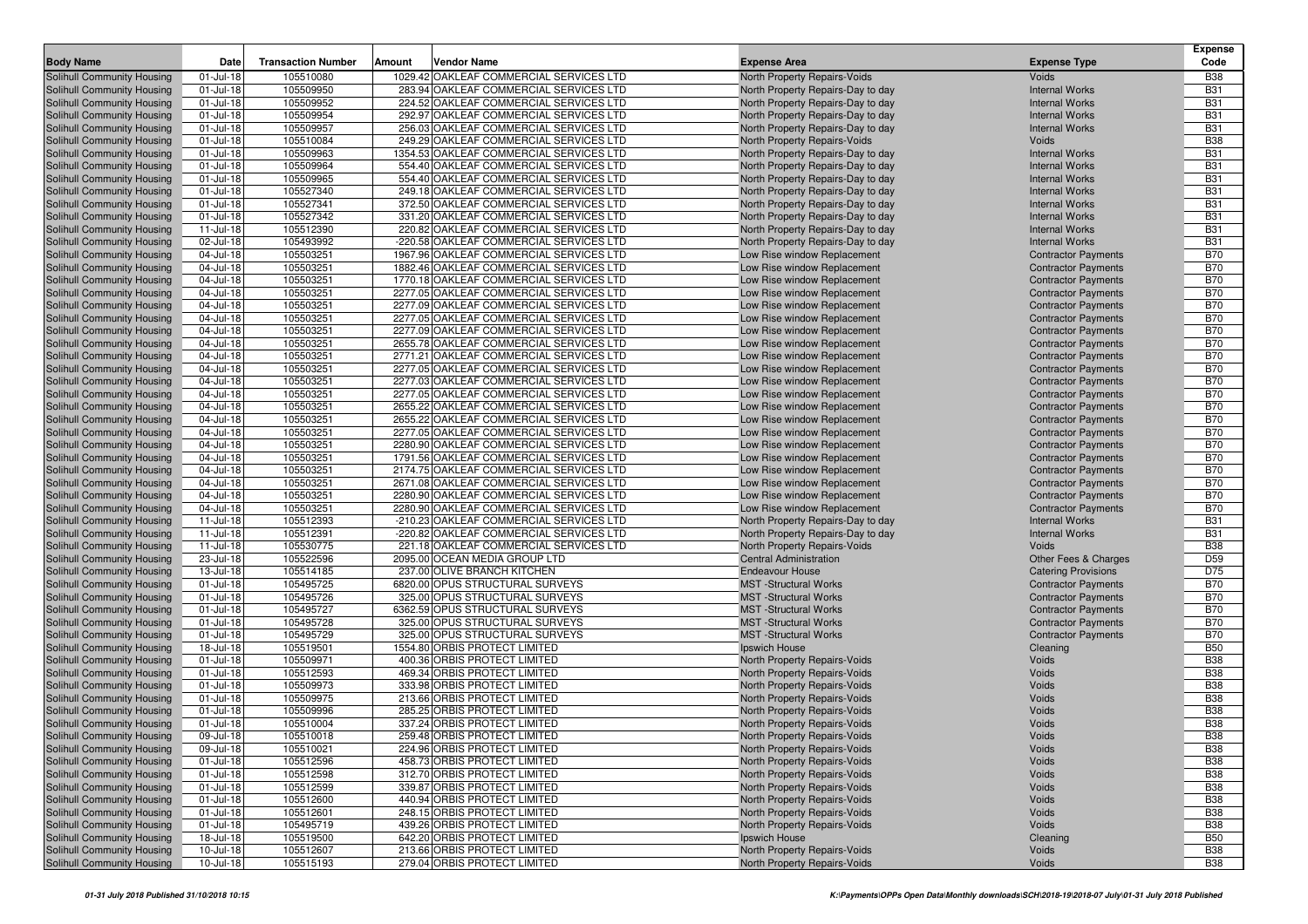| Body Name | Date | Transaction Number | Amount | Vendor Name | Expense Area | Expense Type | Expense Code |
|---|---|---|---|---|---|---|---|
| Solihull Community Housing | 01-Jul-18 | 105510080 | 1029.42 | OAKLEAF COMMERCIAL SERVICES LTD | North Property Repairs-Voids | Voids | B38 |
| Solihull Community Housing | 01-Jul-18 | 105509950 | 283.94 | OAKLEAF COMMERCIAL SERVICES LTD | North Property Repairs-Day to day | Internal Works | B31 |
| Solihull Community Housing | 01-Jul-18 | 105509952 | 224.52 | OAKLEAF COMMERCIAL SERVICES LTD | North Property Repairs-Day to day | Internal Works | B31 |
| Solihull Community Housing | 01-Jul-18 | 105509954 | 292.97 | OAKLEAF COMMERCIAL SERVICES LTD | North Property Repairs-Day to day | Internal Works | B31 |
| Solihull Community Housing | 01-Jul-18 | 105509957 | 256.03 | OAKLEAF COMMERCIAL SERVICES LTD | North Property Repairs-Day to day | Internal Works | B31 |
| Solihull Community Housing | 01-Jul-18 | 105510084 | 249.29 | OAKLEAF COMMERCIAL SERVICES LTD | North Property Repairs-Voids | Voids | B38 |
| Solihull Community Housing | 01-Jul-18 | 105509963 | 1354.53 | OAKLEAF COMMERCIAL SERVICES LTD | North Property Repairs-Day to day | Internal Works | B31 |
| Solihull Community Housing | 01-Jul-18 | 105509964 | 554.40 | OAKLEAF COMMERCIAL SERVICES LTD | North Property Repairs-Day to day | Internal Works | B31 |
| Solihull Community Housing | 01-Jul-18 | 105509965 | 554.40 | OAKLEAF COMMERCIAL SERVICES LTD | North Property Repairs-Day to day | Internal Works | B31 |
| Solihull Community Housing | 01-Jul-18 | 105527340 | 249.18 | OAKLEAF COMMERCIAL SERVICES LTD | North Property Repairs-Day to day | Internal Works | B31 |
| Solihull Community Housing | 01-Jul-18 | 105527341 | 372.50 | OAKLEAF COMMERCIAL SERVICES LTD | North Property Repairs-Day to day | Internal Works | B31 |
| Solihull Community Housing | 01-Jul-18 | 105527342 | 331.20 | OAKLEAF COMMERCIAL SERVICES LTD | North Property Repairs-Day to day | Internal Works | B31 |
| Solihull Community Housing | 11-Jul-18 | 105512390 | 220.82 | OAKLEAF COMMERCIAL SERVICES LTD | North Property Repairs-Day to day | Internal Works | B31 |
| Solihull Community Housing | 02-Jul-18 | 105493992 | -220.58 | OAKLEAF COMMERCIAL SERVICES LTD | North Property Repairs-Day to day | Internal Works | B31 |
| Solihull Community Housing | 04-Jul-18 | 105503251 | 1967.96 | OAKLEAF COMMERCIAL SERVICES LTD | Low Rise window Replacement | Contractor Payments | B70 |
| Solihull Community Housing | 04-Jul-18 | 105503251 | 1882.46 | OAKLEAF COMMERCIAL SERVICES LTD | Low Rise window Replacement | Contractor Payments | B70 |
| Solihull Community Housing | 04-Jul-18 | 105503251 | 1770.18 | OAKLEAF COMMERCIAL SERVICES LTD | Low Rise window Replacement | Contractor Payments | B70 |
| Solihull Community Housing | 04-Jul-18 | 105503251 | 2277.05 | OAKLEAF COMMERCIAL SERVICES LTD | Low Rise window Replacement | Contractor Payments | B70 |
| Solihull Community Housing | 04-Jul-18 | 105503251 | 2277.09 | OAKLEAF COMMERCIAL SERVICES LTD | Low Rise window Replacement | Contractor Payments | B70 |
| Solihull Community Housing | 04-Jul-18 | 105503251 | 2277.05 | OAKLEAF COMMERCIAL SERVICES LTD | Low Rise window Replacement | Contractor Payments | B70 |
| Solihull Community Housing | 04-Jul-18 | 105503251 | 2277.09 | OAKLEAF COMMERCIAL SERVICES LTD | Low Rise window Replacement | Contractor Payments | B70 |
| Solihull Community Housing | 04-Jul-18 | 105503251 | 2655.78 | OAKLEAF COMMERCIAL SERVICES LTD | Low Rise window Replacement | Contractor Payments | B70 |
| Solihull Community Housing | 04-Jul-18 | 105503251 | 2771.21 | OAKLEAF COMMERCIAL SERVICES LTD | Low Rise window Replacement | Contractor Payments | B70 |
| Solihull Community Housing | 04-Jul-18 | 105503251 | 2277.05 | OAKLEAF COMMERCIAL SERVICES LTD | Low Rise window Replacement | Contractor Payments | B70 |
| Solihull Community Housing | 04-Jul-18 | 105503251 | 2277.03 | OAKLEAF COMMERCIAL SERVICES LTD | Low Rise window Replacement | Contractor Payments | B70 |
| Solihull Community Housing | 04-Jul-18 | 105503251 | 2277.05 | OAKLEAF COMMERCIAL SERVICES LTD | Low Rise window Replacement | Contractor Payments | B70 |
| Solihull Community Housing | 04-Jul-18 | 105503251 | 2655.22 | OAKLEAF COMMERCIAL SERVICES LTD | Low Rise window Replacement | Contractor Payments | B70 |
| Solihull Community Housing | 04-Jul-18 | 105503251 | 2655.22 | OAKLEAF COMMERCIAL SERVICES LTD | Low Rise window Replacement | Contractor Payments | B70 |
| Solihull Community Housing | 04-Jul-18 | 105503251 | 2277.05 | OAKLEAF COMMERCIAL SERVICES LTD | Low Rise window Replacement | Contractor Payments | B70 |
| Solihull Community Housing | 04-Jul-18 | 105503251 | 2280.90 | OAKLEAF COMMERCIAL SERVICES LTD | Low Rise window Replacement | Contractor Payments | B70 |
| Solihull Community Housing | 04-Jul-18 | 105503251 | 1791.56 | OAKLEAF COMMERCIAL SERVICES LTD | Low Rise window Replacement | Contractor Payments | B70 |
| Solihull Community Housing | 04-Jul-18 | 105503251 | 2174.75 | OAKLEAF COMMERCIAL SERVICES LTD | Low Rise window Replacement | Contractor Payments | B70 |
| Solihull Community Housing | 04-Jul-18 | 105503251 | 2671.08 | OAKLEAF COMMERCIAL SERVICES LTD | Low Rise window Replacement | Contractor Payments | B70 |
| Solihull Community Housing | 04-Jul-18 | 105503251 | 2280.90 | OAKLEAF COMMERCIAL SERVICES LTD | Low Rise window Replacement | Contractor Payments | B70 |
| Solihull Community Housing | 04-Jul-18 | 105503251 | 2280.90 | OAKLEAF COMMERCIAL SERVICES LTD | Low Rise window Replacement | Contractor Payments | B70 |
| Solihull Community Housing | 11-Jul-18 | 105512393 | -210.23 | OAKLEAF COMMERCIAL SERVICES LTD | North Property Repairs-Day to day | Internal Works | B31 |
| Solihull Community Housing | 11-Jul-18 | 105512391 | -220.82 | OAKLEAF COMMERCIAL SERVICES LTD | North Property Repairs-Day to day | Internal Works | B31 |
| Solihull Community Housing | 11-Jul-18 | 105530775 | 221.18 | OAKLEAF COMMERCIAL SERVICES LTD | North Property Repairs-Voids | Voids | B38 |
| Solihull Community Housing | 23-Jul-18 | 105522596 | 2095.00 | OCEAN MEDIA GROUP LTD | Central Administration | Other Fees & Charges | D59 |
| Solihull Community Housing | 13-Jul-18 | 105514185 | 237.00 | OLIVE BRANCH KITCHEN | Endeavour House | Catering Provisions | D75 |
| Solihull Community Housing | 01-Jul-18 | 105495725 | 6820.00 | OPUS STRUCTURAL SURVEYS | MST -Structural Works | Contractor Payments | B70 |
| Solihull Community Housing | 01-Jul-18 | 105495726 | 325.00 | OPUS STRUCTURAL SURVEYS | MST -Structural Works | Contractor Payments | B70 |
| Solihull Community Housing | 01-Jul-18 | 105495727 | 6362.59 | OPUS STRUCTURAL SURVEYS | MST -Structural Works | Contractor Payments | B70 |
| Solihull Community Housing | 01-Jul-18 | 105495728 | 325.00 | OPUS STRUCTURAL SURVEYS | MST -Structural Works | Contractor Payments | B70 |
| Solihull Community Housing | 01-Jul-18 | 105495729 | 325.00 | OPUS STRUCTURAL SURVEYS | MST -Structural Works | Contractor Payments | B70 |
| Solihull Community Housing | 18-Jul-18 | 105519501 | 1554.80 | ORBIS PROTECT LIMITED | Ipswich House | Cleaning | B50 |
| Solihull Community Housing | 01-Jul-18 | 105509971 | 400.36 | ORBIS PROTECT LIMITED | North Property Repairs-Voids | Voids | B38 |
| Solihull Community Housing | 01-Jul-18 | 105512593 | 469.34 | ORBIS PROTECT LIMITED | North Property Repairs-Voids | Voids | B38 |
| Solihull Community Housing | 01-Jul-18 | 105509973 | 333.98 | ORBIS PROTECT LIMITED | North Property Repairs-Voids | Voids | B38 |
| Solihull Community Housing | 01-Jul-18 | 105509975 | 213.66 | ORBIS PROTECT LIMITED | North Property Repairs-Voids | Voids | B38 |
| Solihull Community Housing | 01-Jul-18 | 105509996 | 285.25 | ORBIS PROTECT LIMITED | North Property Repairs-Voids | Voids | B38 |
| Solihull Community Housing | 01-Jul-18 | 105510004 | 337.24 | ORBIS PROTECT LIMITED | North Property Repairs-Voids | Voids | B38 |
| Solihull Community Housing | 09-Jul-18 | 105510018 | 259.48 | ORBIS PROTECT LIMITED | North Property Repairs-Voids | Voids | B38 |
| Solihull Community Housing | 09-Jul-18 | 105510021 | 224.96 | ORBIS PROTECT LIMITED | North Property Repairs-Voids | Voids | B38 |
| Solihull Community Housing | 01-Jul-18 | 105512596 | 458.73 | ORBIS PROTECT LIMITED | North Property Repairs-Voids | Voids | B38 |
| Solihull Community Housing | 01-Jul-18 | 105512598 | 312.70 | ORBIS PROTECT LIMITED | North Property Repairs-Voids | Voids | B38 |
| Solihull Community Housing | 01-Jul-18 | 105512599 | 339.87 | ORBIS PROTECT LIMITED | North Property Repairs-Voids | Voids | B38 |
| Solihull Community Housing | 01-Jul-18 | 105512600 | 440.94 | ORBIS PROTECT LIMITED | North Property Repairs-Voids | Voids | B38 |
| Solihull Community Housing | 01-Jul-18 | 105512601 | 248.15 | ORBIS PROTECT LIMITED | North Property Repairs-Voids | Voids | B38 |
| Solihull Community Housing | 01-Jul-18 | 105495719 | 439.26 | ORBIS PROTECT LIMITED | North Property Repairs-Voids | Voids | B38 |
| Solihull Community Housing | 18-Jul-18 | 105519500 | 642.20 | ORBIS PROTECT LIMITED | Ipswich House | Cleaning | B50 |
| Solihull Community Housing | 10-Jul-18 | 105512607 | 213.66 | ORBIS PROTECT LIMITED | North Property Repairs-Voids | Voids | B38 |
| Solihull Community Housing | 10-Jul-18 | 105515193 | 279.04 | ORBIS PROTECT LIMITED | North Property Repairs-Voids | Voids | B38 |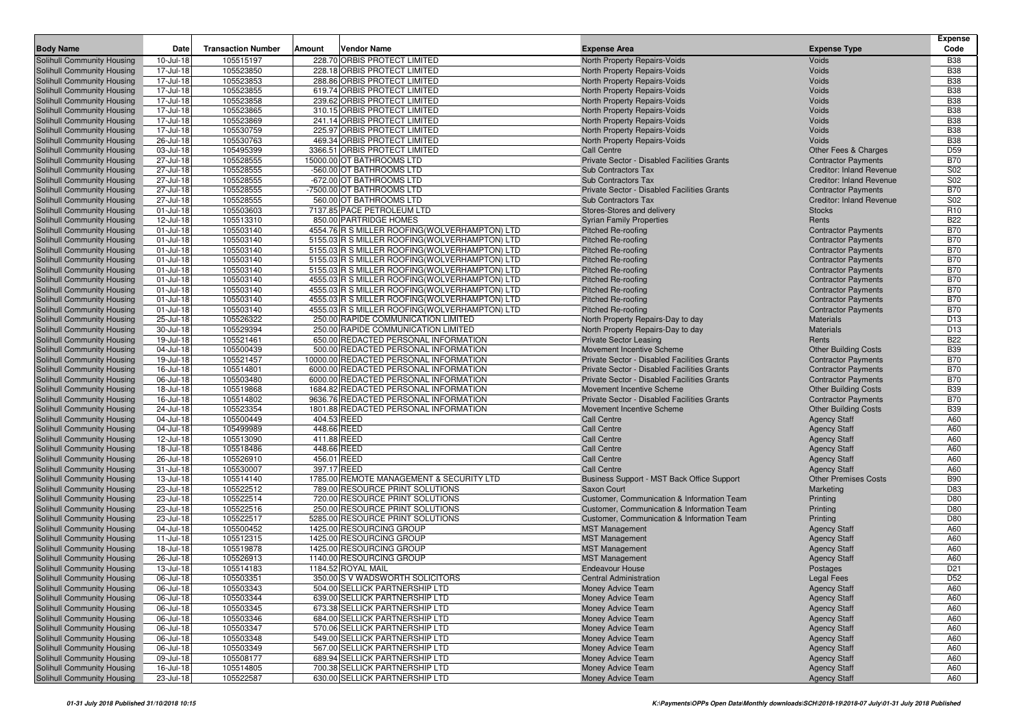| Body Name | Date | Transaction Number | Amount | Vendor Name | Expense Area | Expense Type | Expense Code |
|---|---|---|---|---|---|---|---|
| Solihull Community Housing | 10-Jul-18 | 105515197 | 228.70 | ORBIS PROTECT LIMITED | North Property Repairs-Voids | Voids | B38 |
| Solihull Community Housing | 17-Jul-18 | 105523850 | 228.18 | ORBIS PROTECT LIMITED | North Property Repairs-Voids | Voids | B38 |
| Solihull Community Housing | 17-Jul-18 | 105523853 | 288.86 | ORBIS PROTECT LIMITED | North Property Repairs-Voids | Voids | B38 |
| Solihull Community Housing | 17-Jul-18 | 105523855 | 619.74 | ORBIS PROTECT LIMITED | North Property Repairs-Voids | Voids | B38 |
| Solihull Community Housing | 17-Jul-18 | 105523858 | 239.62 | ORBIS PROTECT LIMITED | North Property Repairs-Voids | Voids | B38 |
| Solihull Community Housing | 17-Jul-18 | 105523865 | 310.15 | ORBIS PROTECT LIMITED | North Property Repairs-Voids | Voids | B38 |
| Solihull Community Housing | 17-Jul-18 | 105523869 | 241.14 | ORBIS PROTECT LIMITED | North Property Repairs-Voids | Voids | B38 |
| Solihull Community Housing | 17-Jul-18 | 105530759 | 225.97 | ORBIS PROTECT LIMITED | North Property Repairs-Voids | Voids | B38 |
| Solihull Community Housing | 26-Jul-18 | 105530763 | 469.34 | ORBIS PROTECT LIMITED | North Property Repairs-Voids | Voids | B38 |
| Solihull Community Housing | 03-Jul-18 | 105495399 | 3366.51 | ORBIS PROTECT LIMITED | Call Centre | Other Fees & Charges | D59 |
| Solihull Community Housing | 27-Jul-18 | 105528555 | 15000.00 | OT BATHROOMS LTD | Private Sector - Disabled Facilities Grants | Contractor Payments | B70 |
| Solihull Community Housing | 27-Jul-18 | 105528555 | -560.00 | OT BATHROOMS LTD | Sub Contractors Tax | Creditor: Inland Revenue | S02 |
| Solihull Community Housing | 27-Jul-18 | 105528555 | -672.00 | OT BATHROOMS LTD | Sub Contractors Tax | Creditor: Inland Revenue | S02 |
| Solihull Community Housing | 27-Jul-18 | 105528555 | -7500.00 | OT BATHROOMS LTD | Private Sector - Disabled Facilities Grants | Contractor Payments | B70 |
| Solihull Community Housing | 27-Jul-18 | 105528555 | 560.00 | OT BATHROOMS LTD | Sub Contractors Tax | Creditor: Inland Revenue | S02 |
| Solihull Community Housing | 01-Jul-18 | 105503603 | 7137.85 | PACE PETROLEUM LTD | Stores-Stores and delivery | Stocks | R10 |
| Solihull Community Housing | 12-Jul-18 | 105513310 | 850.00 | PARTRIDGE HOMES | Syrian Family Properties | Rents | B22 |
| Solihull Community Housing | 01-Jul-18 | 105503140 | 4554.76 | R S MILLER ROOFING(WOLVERHAMPTON) LTD | Pitched Re-roofing | Contractor Payments | B70 |
| Solihull Community Housing | 01-Jul-18 | 105503140 | 5155.03 | R S MILLER ROOFING(WOLVERHAMPTON) LTD | Pitched Re-roofing | Contractor Payments | B70 |
| Solihull Community Housing | 01-Jul-18 | 105503140 | 5155.03 | R S MILLER ROOFING(WOLVERHAMPTON) LTD | Pitched Re-roofing | Contractor Payments | B70 |
| Solihull Community Housing | 01-Jul-18 | 105503140 | 5155.03 | R S MILLER ROOFING(WOLVERHAMPTON) LTD | Pitched Re-roofing | Contractor Payments | B70 |
| Solihull Community Housing | 01-Jul-18 | 105503140 | 5155.03 | R S MILLER ROOFING(WOLVERHAMPTON) LTD | Pitched Re-roofing | Contractor Payments | B70 |
| Solihull Community Housing | 01-Jul-18 | 105503140 | 4555.03 | R S MILLER ROOFING(WOLVERHAMPTON) LTD | Pitched Re-roofing | Contractor Payments | B70 |
| Solihull Community Housing | 01-Jul-18 | 105503140 | 4555.03 | R S MILLER ROOFING(WOLVERHAMPTON) LTD | Pitched Re-roofing | Contractor Payments | B70 |
| Solihull Community Housing | 01-Jul-18 | 105503140 | 4555.03 | R S MILLER ROOFING(WOLVERHAMPTON) LTD | Pitched Re-roofing | Contractor Payments | B70 |
| Solihull Community Housing | 01-Jul-18 | 105503140 | 4555.03 | R S MILLER ROOFING(WOLVERHAMPTON) LTD | Pitched Re-roofing | Contractor Payments | B70 |
| Solihull Community Housing | 25-Jul-18 | 105526322 | 250.00 | RAPIDE COMMUNICATION LIMITED | North Property Repairs-Day to day | Materials | D13 |
| Solihull Community Housing | 30-Jul-18 | 105529394 | 250.00 | RAPIDE COMMUNICATION LIMITED | North Property Repairs-Day to day | Materials | D13 |
| Solihull Community Housing | 19-Jul-18 | 105521461 | 650.00 | REDACTED PERSONAL INFORMATION | Private Sector Leasing | Rents | B22 |
| Solihull Community Housing | 04-Jul-18 | 105500439 | 500.00 | REDACTED PERSONAL INFORMATION | Movement Incentive Scheme | Other Building Costs | B39 |
| Solihull Community Housing | 19-Jul-18 | 105521457 | 10000.00 | REDACTED PERSONAL INFORMATION | Private Sector - Disabled Facilities Grants | Contractor Payments | B70 |
| Solihull Community Housing | 16-Jul-18 | 105514801 | 6000.00 | REDACTED PERSONAL INFORMATION | Private Sector - Disabled Facilities Grants | Contractor Payments | B70 |
| Solihull Community Housing | 06-Jul-18 | 105503480 | 6000.00 | REDACTED PERSONAL INFORMATION | Private Sector - Disabled Facilities Grants | Contractor Payments | B70 |
| Solihull Community Housing | 18-Jul-18 | 105519868 | 1684.82 | REDACTED PERSONAL INFORMATION | Movement Incentive Scheme | Other Building Costs | B39 |
| Solihull Community Housing | 16-Jul-18 | 105514802 | 9636.76 | REDACTED PERSONAL INFORMATION | Private Sector - Disabled Facilities Grants | Contractor Payments | B70 |
| Solihull Community Housing | 24-Jul-18 | 105523354 | 1801.88 | REDACTED PERSONAL INFORMATION | Movement Incentive Scheme | Other Building Costs | B39 |
| Solihull Community Housing | 04-Jul-18 | 105500449 | 404.53 | REED | Call Centre | Agency Staff | A60 |
| Solihull Community Housing | 04-Jul-18 | 105499989 | 448.66 | REED | Call Centre | Agency Staff | A60 |
| Solihull Community Housing | 12-Jul-18 | 105513090 | 411.88 | REED | Call Centre | Agency Staff | A60 |
| Solihull Community Housing | 18-Jul-18 | 105518486 | 448.66 | REED | Call Centre | Agency Staff | A60 |
| Solihull Community Housing | 26-Jul-18 | 105526910 | 456.01 | REED | Call Centre | Agency Staff | A60 |
| Solihull Community Housing | 31-Jul-18 | 105530007 | 397.17 | REED | Call Centre | Agency Staff | A60 |
| Solihull Community Housing | 13-Jul-18 | 105514140 | 1785.00 | REMOTE MANAGEMENT & SECURITY LTD | Business Support - MST Back Office Support | Other Premises Costs | B90 |
| Solihull Community Housing | 23-Jul-18 | 105522512 | 789.00 | RESOURCE PRINT SOLUTIONS | Saxon Court | Marketing | D83 |
| Solihull Community Housing | 23-Jul-18 | 105522514 | 720.00 | RESOURCE PRINT SOLUTIONS | Customer, Communication & Information Team | Printing | D80 |
| Solihull Community Housing | 23-Jul-18 | 105522516 | 250.00 | RESOURCE PRINT SOLUTIONS | Customer, Communication & Information Team | Printing | D80 |
| Solihull Community Housing | 23-Jul-18 | 105522517 | 5285.00 | RESOURCE PRINT SOLUTIONS | Customer, Communication & Information Team | Printing | D80 |
| Solihull Community Housing | 04-Jul-18 | 105500452 | 1425.00 | RESOURCING GROUP | MST Management | Agency Staff | A60 |
| Solihull Community Housing | 11-Jul-18 | 105512315 | 1425.00 | RESOURCING GROUP | MST Management | Agency Staff | A60 |
| Solihull Community Housing | 18-Jul-18 | 105519878 | 1425.00 | RESOURCING GROUP | MST Management | Agency Staff | A60 |
| Solihull Community Housing | 26-Jul-18 | 105526913 | 1140.00 | RESOURCING GROUP | MST Management | Agency Staff | A60 |
| Solihull Community Housing | 13-Jul-18 | 105514183 | 1184.52 | ROYAL MAIL | Endeavour House | Postages | D21 |
| Solihull Community Housing | 06-Jul-18 | 105503351 | 350.00 | S V WADSWORTH SOLICITORS | Central Administration | Legal Fees | D52 |
| Solihull Community Housing | 06-Jul-18 | 105503343 | 504.00 | SELLICK PARTNERSHIP LTD | Money Advice Team | Agency Staff | A60 |
| Solihull Community Housing | 06-Jul-18 | 105503344 | 639.00 | SELLICK PARTNERSHIP LTD | Money Advice Team | Agency Staff | A60 |
| Solihull Community Housing | 06-Jul-18 | 105503345 | 673.38 | SELLICK PARTNERSHIP LTD | Money Advice Team | Agency Staff | A60 |
| Solihull Community Housing | 06-Jul-18 | 105503346 | 684.00 | SELLICK PARTNERSHIP LTD | Money Advice Team | Agency Staff | A60 |
| Solihull Community Housing | 06-Jul-18 | 105503347 | 570.06 | SELLICK PARTNERSHIP LTD | Money Advice Team | Agency Staff | A60 |
| Solihull Community Housing | 06-Jul-18 | 105503348 | 549.00 | SELLICK PARTNERSHIP LTD | Money Advice Team | Agency Staff | A60 |
| Solihull Community Housing | 06-Jul-18 | 105503349 | 567.00 | SELLICK PARTNERSHIP LTD | Money Advice Team | Agency Staff | A60 |
| Solihull Community Housing | 09-Jul-18 | 105508177 | 689.94 | SELLICK PARTNERSHIP LTD | Money Advice Team | Agency Staff | A60 |
| Solihull Community Housing | 16-Jul-18 | 105514805 | 700.38 | SELLICK PARTNERSHIP LTD | Money Advice Team | Agency Staff | A60 |
| Solihull Community Housing | 23-Jul-18 | 105522587 | 630.00 | SELLICK PARTNERSHIP LTD | Money Advice Team | Agency Staff | A60 |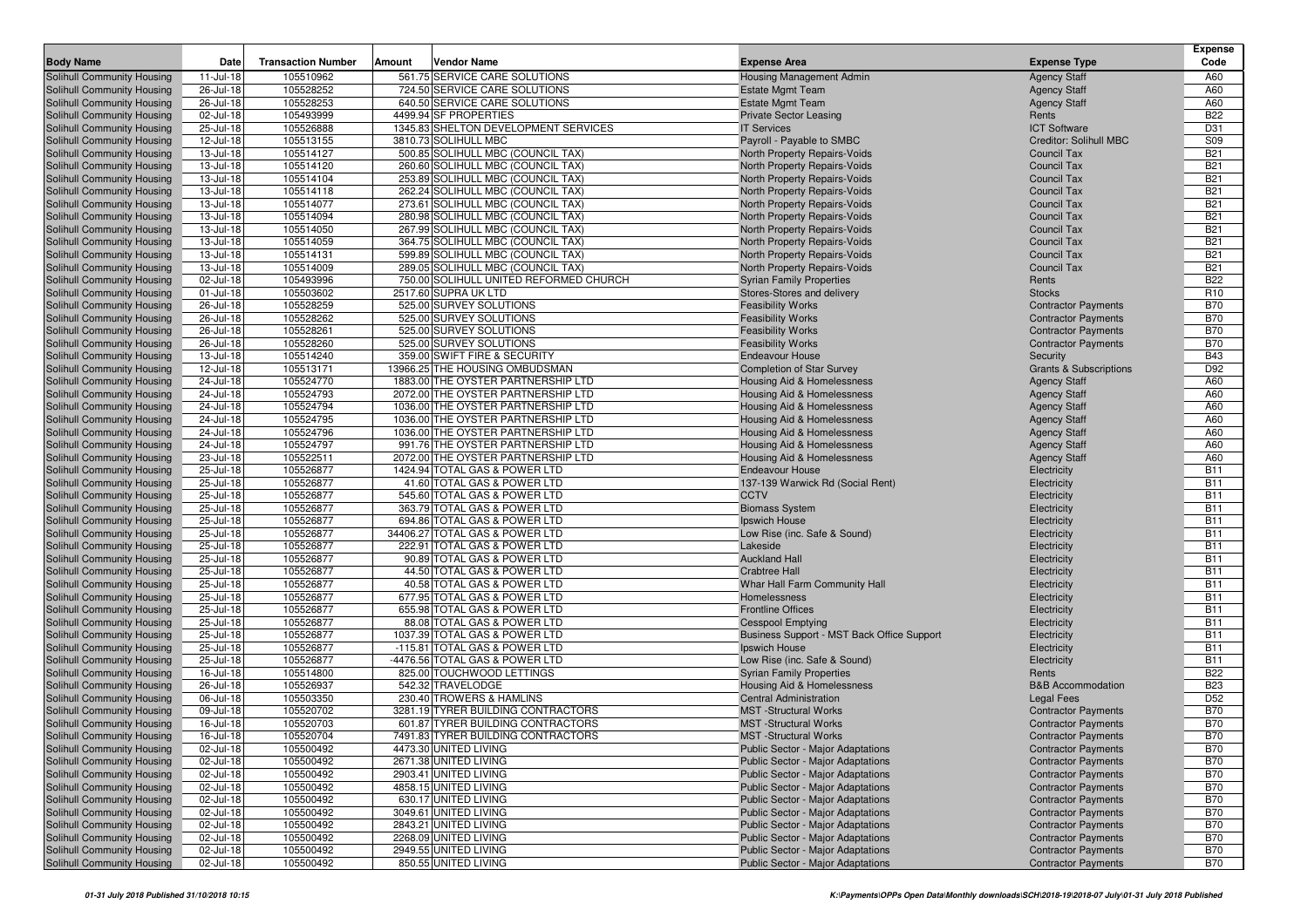| Body Name | Date | Transaction Number | Amount | Vendor Name | Expense Area | Expense Type | Expense Code |
|---|---|---|---|---|---|---|---|
| Solihull Community Housing | 11-Jul-18 | 105510962 | 561.75 | SERVICE CARE SOLUTIONS | Housing Management Admin | Agency Staff | A60 |
| Solihull Community Housing | 26-Jul-18 | 105528252 | 724.50 | SERVICE CARE SOLUTIONS | Estate Mgmt Team | Agency Staff | A60 |
| Solihull Community Housing | 26-Jul-18 | 105528253 | 640.50 | SERVICE CARE SOLUTIONS | Estate Mgmt Team | Agency Staff | A60 |
| Solihull Community Housing | 02-Jul-18 | 105493999 | 4499.94 | SF PROPERTIES | Private Sector Leasing | Rents | B22 |
| Solihull Community Housing | 25-Jul-18 | 105526888 | 1345.83 | SHELTON DEVELOPMENT SERVICES | IT Services | ICT Software | D31 |
| Solihull Community Housing | 12-Jul-18 | 105513155 | 3810.73 | SOLIHULL MBC | Payroll - Payable to SMBC | Creditor: Solihull MBC | S09 |
| Solihull Community Housing | 13-Jul-18 | 105514127 | 500.85 | SOLIHULL MBC (COUNCIL TAX) | North Property Repairs-Voids | Council Tax | B21 |
| Solihull Community Housing | 13-Jul-18 | 105514120 | 260.60 | SOLIHULL MBC (COUNCIL TAX) | North Property Repairs-Voids | Council Tax | B21 |
| Solihull Community Housing | 13-Jul-18 | 105514104 | 253.89 | SOLIHULL MBC (COUNCIL TAX) | North Property Repairs-Voids | Council Tax | B21 |
| Solihull Community Housing | 13-Jul-18 | 105514118 | 262.24 | SOLIHULL MBC (COUNCIL TAX) | North Property Repairs-Voids | Council Tax | B21 |
| Solihull Community Housing | 13-Jul-18 | 105514077 | 273.61 | SOLIHULL MBC (COUNCIL TAX) | North Property Repairs-Voids | Council Tax | B21 |
| Solihull Community Housing | 13-Jul-18 | 105514094 | 280.98 | SOLIHULL MBC (COUNCIL TAX) | North Property Repairs-Voids | Council Tax | B21 |
| Solihull Community Housing | 13-Jul-18 | 105514050 | 267.99 | SOLIHULL MBC (COUNCIL TAX) | North Property Repairs-Voids | Council Tax | B21 |
| Solihull Community Housing | 13-Jul-18 | 105514059 | 364.75 | SOLIHULL MBC (COUNCIL TAX) | North Property Repairs-Voids | Council Tax | B21 |
| Solihull Community Housing | 13-Jul-18 | 105514131 | 599.89 | SOLIHULL MBC (COUNCIL TAX) | North Property Repairs-Voids | Council Tax | B21 |
| Solihull Community Housing | 13-Jul-18 | 105514009 | 289.05 | SOLIHULL MBC (COUNCIL TAX) | North Property Repairs-Voids | Council Tax | B21 |
| Solihull Community Housing | 02-Jul-18 | 105493996 | 750.00 | SOLIHULL UNITED REFORMED CHURCH | Syrian Family Properties | Rents | B22 |
| Solihull Community Housing | 01-Jul-18 | 105503602 | 2517.60 | SUPRA UK LTD | Stores-Stores and delivery | Stocks | R10 |
| Solihull Community Housing | 26-Jul-18 | 105528259 | 525.00 | SURVEY SOLUTIONS | Feasibility Works | Contractor Payments | B70 |
| Solihull Community Housing | 26-Jul-18 | 105528262 | 525.00 | SURVEY SOLUTIONS | Feasibility Works | Contractor Payments | B70 |
| Solihull Community Housing | 26-Jul-18 | 105528261 | 525.00 | SURVEY SOLUTIONS | Feasibility Works | Contractor Payments | B70 |
| Solihull Community Housing | 26-Jul-18 | 105528260 | 525.00 | SURVEY SOLUTIONS | Feasibility Works | Contractor Payments | B70 |
| Solihull Community Housing | 13-Jul-18 | 105514240 | 359.00 | SWIFT FIRE & SECURITY | Endeavour House | Security | B43 |
| Solihull Community Housing | 12-Jul-18 | 105513171 | 13966.25 | THE HOUSING OMBUDSMAN | Completion of Star Survey | Grants & Subscriptions | D92 |
| Solihull Community Housing | 24-Jul-18 | 105524770 | 1883.00 | THE OYSTER PARTNERSHIP LTD | Housing Aid & Homelessness | Agency Staff | A60 |
| Solihull Community Housing | 24-Jul-18 | 105524793 | 2072.00 | THE OYSTER PARTNERSHIP LTD | Housing Aid & Homelessness | Agency Staff | A60 |
| Solihull Community Housing | 24-Jul-18 | 105524794 | 1036.00 | THE OYSTER PARTNERSHIP LTD | Housing Aid & Homelessness | Agency Staff | A60 |
| Solihull Community Housing | 24-Jul-18 | 105524795 | 1036.00 | THE OYSTER PARTNERSHIP LTD | Housing Aid & Homelessness | Agency Staff | A60 |
| Solihull Community Housing | 24-Jul-18 | 105524796 | 1036.00 | THE OYSTER PARTNERSHIP LTD | Housing Aid & Homelessness | Agency Staff | A60 |
| Solihull Community Housing | 24-Jul-18 | 105524797 | 991.76 | THE OYSTER PARTNERSHIP LTD | Housing Aid & Homelessness | Agency Staff | A60 |
| Solihull Community Housing | 23-Jul-18 | 105522511 | 2072.00 | THE OYSTER PARTNERSHIP LTD | Housing Aid & Homelessness | Agency Staff | A60 |
| Solihull Community Housing | 25-Jul-18 | 105526877 | 1424.94 | TOTAL GAS & POWER LTD | Endeavour House | Electricity | B11 |
| Solihull Community Housing | 25-Jul-18 | 105526877 | 41.60 | TOTAL GAS & POWER LTD | 137-139 Warwick Rd (Social Rent) | Electricity | B11 |
| Solihull Community Housing | 25-Jul-18 | 105526877 | 545.60 | TOTAL GAS & POWER LTD | CCTV | Electricity | B11 |
| Solihull Community Housing | 25-Jul-18 | 105526877 | 363.79 | TOTAL GAS & POWER LTD | Biomass System | Electricity | B11 |
| Solihull Community Housing | 25-Jul-18 | 105526877 | 694.86 | TOTAL GAS & POWER LTD | Ipswich House | Electricity | B11 |
| Solihull Community Housing | 25-Jul-18 | 105526877 | 34406.27 | TOTAL GAS & POWER LTD | Low Rise (inc. Safe & Sound) | Electricity | B11 |
| Solihull Community Housing | 25-Jul-18 | 105526877 | 222.91 | TOTAL GAS & POWER LTD | Lakeside | Electricity | B11 |
| Solihull Community Housing | 25-Jul-18 | 105526877 | 90.89 | TOTAL GAS & POWER LTD | Auckland Hall | Electricity | B11 |
| Solihull Community Housing | 25-Jul-18 | 105526877 | 44.50 | TOTAL GAS & POWER LTD | Crabtree Hall | Electricity | B11 |
| Solihull Community Housing | 25-Jul-18 | 105526877 | 40.58 | TOTAL GAS & POWER LTD | Whar Hall Farm Community Hall | Electricity | B11 |
| Solihull Community Housing | 25-Jul-18 | 105526877 | 677.95 | TOTAL GAS & POWER LTD | Homelessness | Electricity | B11 |
| Solihull Community Housing | 25-Jul-18 | 105526877 | 655.98 | TOTAL GAS & POWER LTD | Frontline Offices | Electricity | B11 |
| Solihull Community Housing | 25-Jul-18 | 105526877 | 88.08 | TOTAL GAS & POWER LTD | Cesspool Emptying | Electricity | B11 |
| Solihull Community Housing | 25-Jul-18 | 105526877 | 1037.39 | TOTAL GAS & POWER LTD | Business Support - MST Back Office Support | Electricity | B11 |
| Solihull Community Housing | 25-Jul-18 | 105526877 | -115.81 | TOTAL GAS & POWER LTD | Ipswich House | Electricity | B11 |
| Solihull Community Housing | 25-Jul-18 | 105526877 | -4476.56 | TOTAL GAS & POWER LTD | Low Rise (inc. Safe & Sound) | Electricity | B11 |
| Solihull Community Housing | 16-Jul-18 | 105514800 | 825.00 | TOUCHWOOD LETTINGS | Syrian Family Properties | Rents | B22 |
| Solihull Community Housing | 26-Jul-18 | 105526937 | 542.32 | TRAVELODGE | Housing Aid & Homelessness | B&B Accommodation | B23 |
| Solihull Community Housing | 06-Jul-18 | 105503350 | 230.40 | TROWERS & HAMLINS | Central Administration | Legal Fees | D52 |
| Solihull Community Housing | 09-Jul-18 | 105520702 | 3281.19 | TYRER BUILDING CONTRACTORS | MST -Structural Works | Contractor Payments | B70 |
| Solihull Community Housing | 16-Jul-18 | 105520703 | 601.87 | TYRER BUILDING CONTRACTORS | MST -Structural Works | Contractor Payments | B70 |
| Solihull Community Housing | 16-Jul-18 | 105520704 | 7491.83 | TYRER BUILDING CONTRACTORS | MST -Structural Works | Contractor Payments | B70 |
| Solihull Community Housing | 02-Jul-18 | 105500492 | 4473.30 | UNITED LIVING | Public Sector - Major Adaptations | Contractor Payments | B70 |
| Solihull Community Housing | 02-Jul-18 | 105500492 | 2671.38 | UNITED LIVING | Public Sector - Major Adaptations | Contractor Payments | B70 |
| Solihull Community Housing | 02-Jul-18 | 105500492 | 2903.41 | UNITED LIVING | Public Sector - Major Adaptations | Contractor Payments | B70 |
| Solihull Community Housing | 02-Jul-18 | 105500492 | 4858.15 | UNITED LIVING | Public Sector - Major Adaptations | Contractor Payments | B70 |
| Solihull Community Housing | 02-Jul-18 | 105500492 | 630.17 | UNITED LIVING | Public Sector - Major Adaptations | Contractor Payments | B70 |
| Solihull Community Housing | 02-Jul-18 | 105500492 | 3049.61 | UNITED LIVING | Public Sector - Major Adaptations | Contractor Payments | B70 |
| Solihull Community Housing | 02-Jul-18 | 105500492 | 2843.21 | UNITED LIVING | Public Sector - Major Adaptations | Contractor Payments | B70 |
| Solihull Community Housing | 02-Jul-18 | 105500492 | 2268.09 | UNITED LIVING | Public Sector - Major Adaptations | Contractor Payments | B70 |
| Solihull Community Housing | 02-Jul-18 | 105500492 | 2949.55 | UNITED LIVING | Public Sector - Major Adaptations | Contractor Payments | B70 |
| Solihull Community Housing | 02-Jul-18 | 105500492 | 850.55 | UNITED LIVING | Public Sector - Major Adaptations | Contractor Payments | B70 |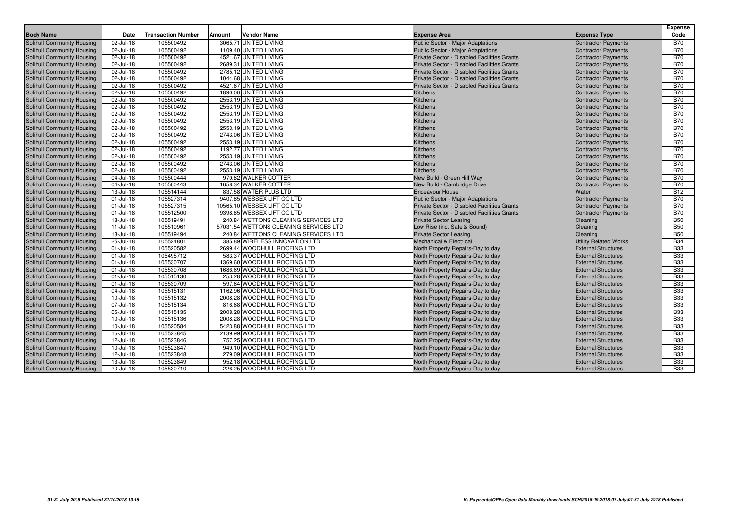| Body Name | Date | Transaction Number | Amount | Vendor Name | Expense Area | Expense Type | Expense Code |
|---|---|---|---|---|---|---|---|
| Solihull Community Housing | 02-Jul-18 | 105500492 | 3065.71 | UNITED LIVING | Public Sector - Major Adaptations | Contractor Payments | B70 |
| Solihull Community Housing | 02-Jul-18 | 105500492 | 1109.40 | UNITED LIVING | Public Sector - Major Adaptations | Contractor Payments | B70 |
| Solihull Community Housing | 02-Jul-18 | 105500492 | 4521.67 | UNITED LIVING | Private Sector - Disabled Facilities Grants | Contractor Payments | B70 |
| Solihull Community Housing | 02-Jul-18 | 105500492 | 2689.31 | UNITED LIVING | Private Sector - Disabled Facilities Grants | Contractor Payments | B70 |
| Solihull Community Housing | 02-Jul-18 | 105500492 | 2785.12 | UNITED LIVING | Private Sector - Disabled Facilities Grants | Contractor Payments | B70 |
| Solihull Community Housing | 02-Jul-18 | 105500492 | 1044.68 | UNITED LIVING | Private Sector - Disabled Facilities Grants | Contractor Payments | B70 |
| Solihull Community Housing | 02-Jul-18 | 105500492 | 4521.67 | UNITED LIVING | Private Sector - Disabled Facilities Grants | Contractor Payments | B70 |
| Solihull Community Housing | 02-Jul-18 | 105500492 | 1890.00 | UNITED LIVING | Kitchens | Contractor Payments | B70 |
| Solihull Community Housing | 02-Jul-18 | 105500492 | 2553.19 | UNITED LIVING | Kitchens | Contractor Payments | B70 |
| Solihull Community Housing | 02-Jul-18 | 105500492 | 2553.19 | UNITED LIVING | Kitchens | Contractor Payments | B70 |
| Solihull Community Housing | 02-Jul-18 | 105500492 | 2553.19 | UNITED LIVING | Kitchens | Contractor Payments | B70 |
| Solihull Community Housing | 02-Jul-18 | 105500492 | 2553.19 | UNITED LIVING | Kitchens | Contractor Payments | B70 |
| Solihull Community Housing | 02-Jul-18 | 105500492 | 2553.19 | UNITED LIVING | Kitchens | Contractor Payments | B70 |
| Solihull Community Housing | 02-Jul-18 | 105500492 | 2743.06 | UNITED LIVING | Kitchens | Contractor Payments | B70 |
| Solihull Community Housing | 02-Jul-18 | 105500492 | 2553.19 | UNITED LIVING | Kitchens | Contractor Payments | B70 |
| Solihull Community Housing | 02-Jul-18 | 105500492 | 1192.77 | UNITED LIVING | Kitchens | Contractor Payments | B70 |
| Solihull Community Housing | 02-Jul-18 | 105500492 | 2553.19 | UNITED LIVING | Kitchens | Contractor Payments | B70 |
| Solihull Community Housing | 02-Jul-18 | 105500492 | 2743.06 | UNITED LIVING | Kitchens | Contractor Payments | B70 |
| Solihull Community Housing | 02-Jul-18 | 105500492 | 2553.19 | UNITED LIVING | Kitchens | Contractor Payments | B70 |
| Solihull Community Housing | 04-Jul-18 | 105500444 | 970.82 | WALKER COTTER | New Build - Green Hill Way | Contractor Payments | B70 |
| Solihull Community Housing | 04-Jul-18 | 105500443 | 1658.34 | WALKER COTTER | New Build - Cambridge Drive | Contractor Payments | B70 |
| Solihull Community Housing | 13-Jul-18 | 105514144 | 837.58 | WATER PLUS LTD | Endeavour House | Water | B12 |
| Solihull Community Housing | 01-Jul-18 | 105527314 | 9407.85 | WESSEX LIFT CO LTD | Public Sector - Major Adaptations | Contractor Payments | B70 |
| Solihull Community Housing | 01-Jul-18 | 105527315 | 10565.10 | WESSEX LIFT CO LTD | Private Sector - Disabled Facilities Grants | Contractor Payments | B70 |
| Solihull Community Housing | 01-Jul-18 | 105512500 | 9398.85 | WESSEX LIFT CO LTD | Private Sector - Disabled Facilities Grants | Contractor Payments | B70 |
| Solihull Community Housing | 18-Jul-18 | 105519491 | 240.84 | WETTONS CLEANING SERVICES LTD | Private Sector Leasing | Cleaning | B50 |
| Solihull Community Housing | 11-Jul-18 | 105510961 | 57031.54 | WETTONS CLEANING SERVICES LTD | Low Rise (inc. Safe & Sound) | Cleaning | B50 |
| Solihull Community Housing | 18-Jul-18 | 105519494 | 240.84 | WETTONS CLEANING SERVICES LTD | Private Sector Leasing | Cleaning | B50 |
| Solihull Community Housing | 25-Jul-18 | 105524801 | 385.89 | WIRELESS INNOVATION LTD | Mechanical & Electrical | Utility Related Works | B34 |
| Solihull Community Housing | 01-Jul-18 | 105520582 | 2699.44 | WOODHULL ROOFING LTD | North Property Repairs-Day to day | External Structures | B33 |
| Solihull Community Housing | 01-Jul-18 | 105495712 | 583.37 | WOODHULL ROOFING LTD | North Property Repairs-Day to day | External Structures | B33 |
| Solihull Community Housing | 01-Jul-18 | 105530707 | 1369.60 | WOODHULL ROOFING LTD | North Property Repairs-Day to day | External Structures | B33 |
| Solihull Community Housing | 01-Jul-18 | 105530708 | 1686.69 | WOODHULL ROOFING LTD | North Property Repairs-Day to day | External Structures | B33 |
| Solihull Community Housing | 01-Jul-18 | 105515130 | 253.28 | WOODHULL ROOFING LTD | North Property Repairs-Day to day | External Structures | B33 |
| Solihull Community Housing | 01-Jul-18 | 105530709 | 597.64 | WOODHULL ROOFING LTD | North Property Repairs-Day to day | External Structures | B33 |
| Solihull Community Housing | 04-Jul-18 | 105515131 | 1162.96 | WOODHULL ROOFING LTD | North Property Repairs-Day to day | External Structures | B33 |
| Solihull Community Housing | 10-Jul-18 | 105515132 | 2008.28 | WOODHULL ROOFING LTD | North Property Repairs-Day to day | External Structures | B33 |
| Solihull Community Housing | 07-Jul-18 | 105515134 | 816.68 | WOODHULL ROOFING LTD | North Property Repairs-Day to day | External Structures | B33 |
| Solihull Community Housing | 05-Jul-18 | 105515135 | 2008.28 | WOODHULL ROOFING LTD | North Property Repairs-Day to day | External Structures | B33 |
| Solihull Community Housing | 10-Jul-18 | 105515136 | 2008.28 | WOODHULL ROOFING LTD | North Property Repairs-Day to day | External Structures | B33 |
| Solihull Community Housing | 10-Jul-18 | 105520584 | 5423.88 | WOODHULL ROOFING LTD | North Property Repairs-Day to day | External Structures | B33 |
| Solihull Community Housing | 16-Jul-18 | 105523845 | 2139.99 | WOODHULL ROOFING LTD | North Property Repairs-Day to day | External Structures | B33 |
| Solihull Community Housing | 12-Jul-18 | 105523846 | 757.25 | WOODHULL ROOFING LTD | North Property Repairs-Day to day | External Structures | B33 |
| Solihull Community Housing | 10-Jul-18 | 105523847 | 949.10 | WOODHULL ROOFING LTD | North Property Repairs-Day to day | External Structures | B33 |
| Solihull Community Housing | 12-Jul-18 | 105523848 | 279.09 | WOODHULL ROOFING LTD | North Property Repairs-Day to day | External Structures | B33 |
| Solihull Community Housing | 13-Jul-18 | 105523849 | 952.18 | WOODHULL ROOFING LTD | North Property Repairs-Day to day | External Structures | B33 |
| Solihull Community Housing | 20-Jul-18 | 105530710 | 226.25 | WOODHULL ROOFING LTD | North Property Repairs-Day to day | External Structures | B33 |